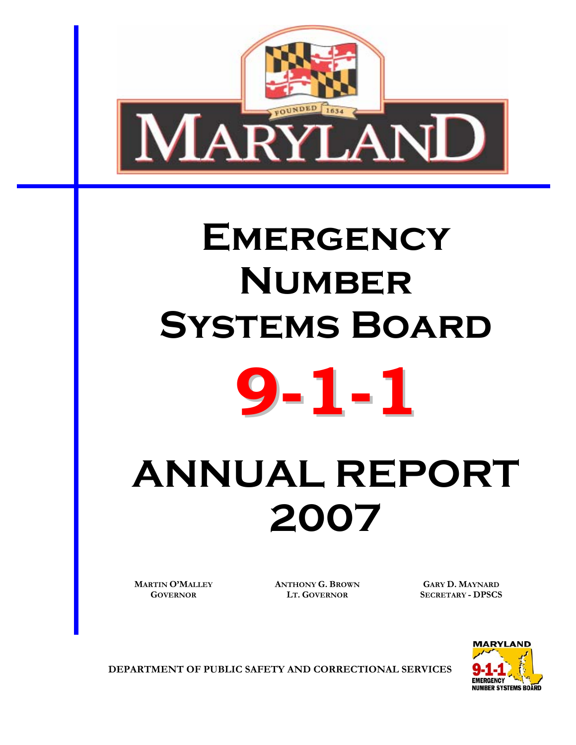# Emergency Number Systems Board

# 9-1-1

# ANNUAL REPORT 2007

**Martin O'Malley**
**Governor**

**Anthony G. Brown**
**Lt. Governor**

**Gary D. Maynard**
**Secretary - DPSCS**

**DEPARTMENT OF PUBLIC SAFETY AND CORRECTIONAL SERVICES**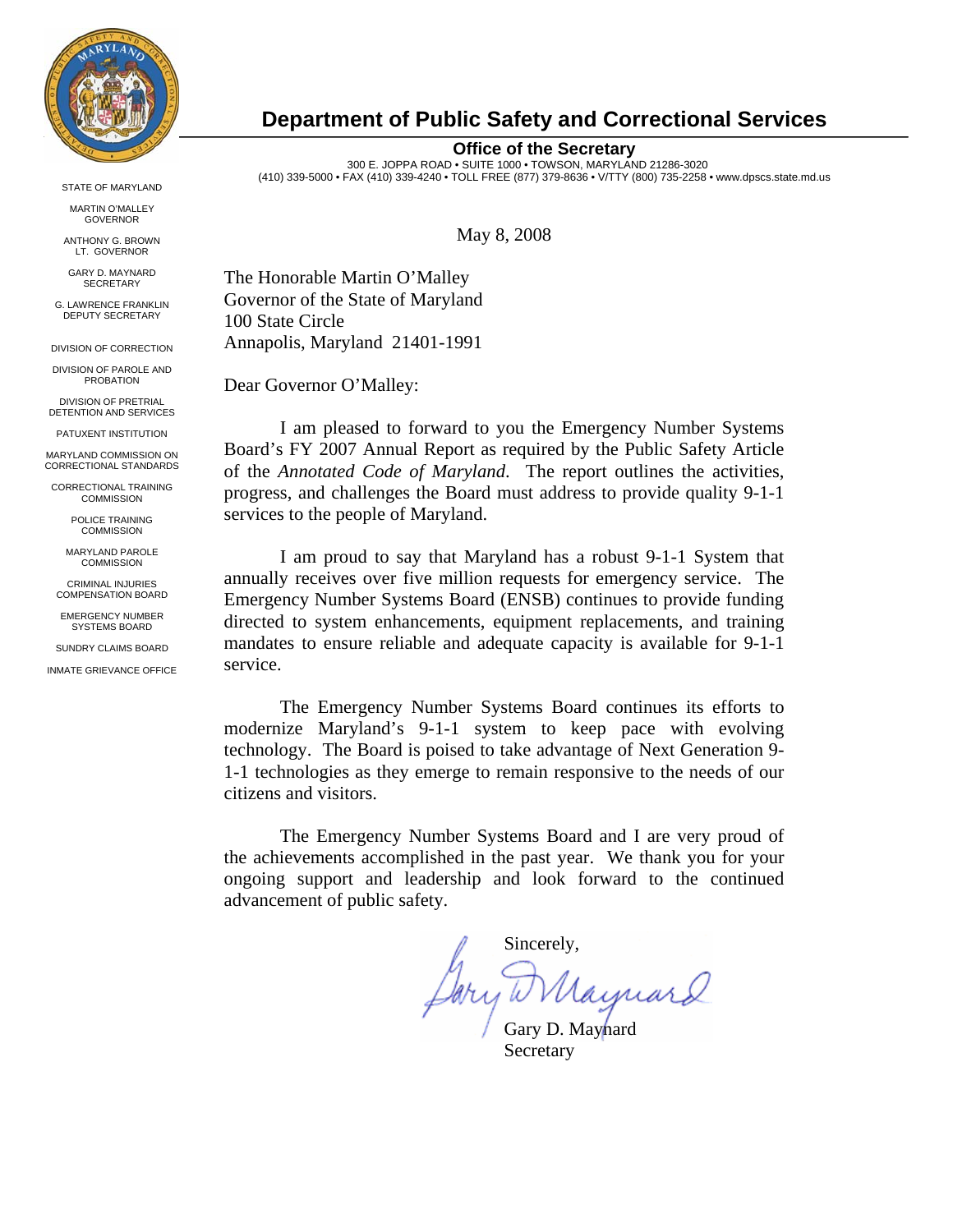# Department of Public Safety and Correctional Services

**Office of the Secretary**

300 E. JOPPA ROAD • SUITE 1000 • TOWSON, MARYLAND 21286-3020
(410) 339-5000 • FAX (410) 339-4240 • TOLL FREE (877) 379-8636 • V/TTY (800) 735-2258 • www.dpscs.state.md.us

STATE OF MARYLAND

MARTIN O'MALLEY
GOVERNOR

ANTHONY G. BROWN
LT. GOVERNOR

GARY D. MAYNARD
SECRETARY

G. LAWRENCE FRANKLIN
DEPUTY SECRETARY

DIVISION OF CORRECTION

DIVISION OF PAROLE AND PROBATION

DIVISION OF PRETRIAL DETENTION AND SERVICES

PATUXENT INSTITUTION

MARYLAND COMMISSION ON CORRECTIONAL STANDARDS

CORRECTIONAL TRAINING COMMISSION

POLICE TRAINING COMMISSION

MARYLAND PAROLE COMMISSION

CRIMINAL INJURIES COMPENSATION BOARD

EMERGENCY NUMBER SYSTEMS BOARD

SUNDRY CLAIMS BOARD

INMATE GRIEVANCE OFFICE

May 8, 2008

The Honorable Martin O'Malley
Governor of the State of Maryland
100 State Circle
Annapolis, Maryland 21401-1991

Dear Governor O'Malley:

I am pleased to forward to you the Emergency Number Systems Board's FY 2007 Annual Report as required by the Public Safety Article of the *Annotated Code of Maryland*. The report outlines the activities, progress, and challenges the Board must address to provide quality 9-1-1 services to the people of Maryland.

I am proud to say that Maryland has a robust 9-1-1 System that annually receives over five million requests for emergency service. The Emergency Number Systems Board (ENSB) continues to provide funding directed to system enhancements, equipment replacements, and training mandates to ensure reliable and adequate capacity is available for 9-1-1 service.

The Emergency Number Systems Board continues its efforts to modernize Maryland's 9-1-1 system to keep pace with evolving technology. The Board is poised to take advantage of Next Generation 9-1-1 technologies as they emerge to remain responsive to the needs of our citizens and visitors.

The Emergency Number Systems Board and I are very proud of the achievements accomplished in the past year. We thank you for your ongoing support and leadership and look forward to the continued advancement of public safety.

Sincerely,

Gary D. Maynard
Secretary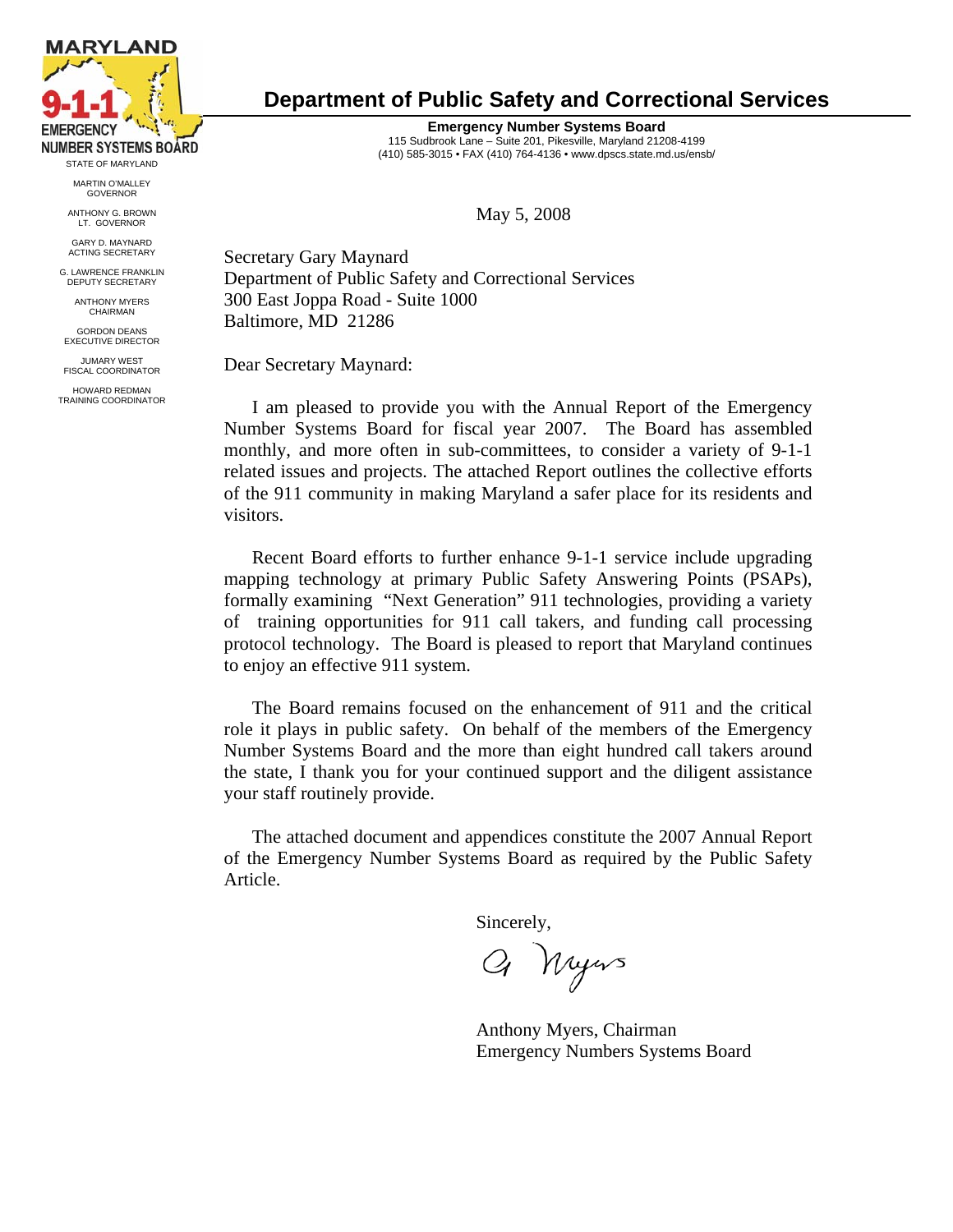MARYLAND 9-1-1 EMERGENCY NUMBER SYSTEMS BOARD

STATE OF MARYLAND

MARTIN O'MALLEY
GOVERNOR

ANTHONY G. BROWN
LT. GOVERNOR

GARY D. MAYNARD
ACTING SECRETARY

G. LAWRENCE FRANKLIN
DEPUTY SECRETARY

ANTHONY MYERS
CHAIRMAN

GORDON DEANS
EXECUTIVE DIRECTOR

JUMARY WEST
FISCAL COORDINATOR

HOWARD REDMAN
TRAINING COORDINATOR

# Department of Public Safety and Correctional Services

**Emergency Number Systems Board**
115 Sudbrook Lane – Suite 201, Pikesville, Maryland 21208-4199
(410) 585-3015 • FAX (410) 764-4136 • www.dpscs.state.md.us/ensb/

May 5, 2008

Secretary Gary Maynard
Department of Public Safety and Correctional Services
300 East Joppa Road - Suite 1000
Baltimore, MD 21286

Dear Secretary Maynard:

I am pleased to provide you with the Annual Report of the Emergency Number Systems Board for fiscal year 2007. The Board has assembled monthly, and more often in sub-committees, to consider a variety of 9-1-1 related issues and projects. The attached Report outlines the collective efforts of the 911 community in making Maryland a safer place for its residents and visitors.

Recent Board efforts to further enhance 9-1-1 service include upgrading mapping technology at primary Public Safety Answering Points (PSAPs), formally examining "Next Generation" 911 technologies, providing a variety of training opportunities for 911 call takers, and funding call processing protocol technology. The Board is pleased to report that Maryland continues to enjoy an effective 911 system.

The Board remains focused on the enhancement of 911 and the critical role it plays in public safety. On behalf of the members of the Emergency Number Systems Board and the more than eight hundred call takers around the state, I thank you for your continued support and the diligent assistance your staff routinely provide.

The attached document and appendices constitute the 2007 Annual Report of the Emergency Number Systems Board as required by the Public Safety Article.

Sincerely,

A. Myers

Anthony Myers, Chairman
Emergency Numbers Systems Board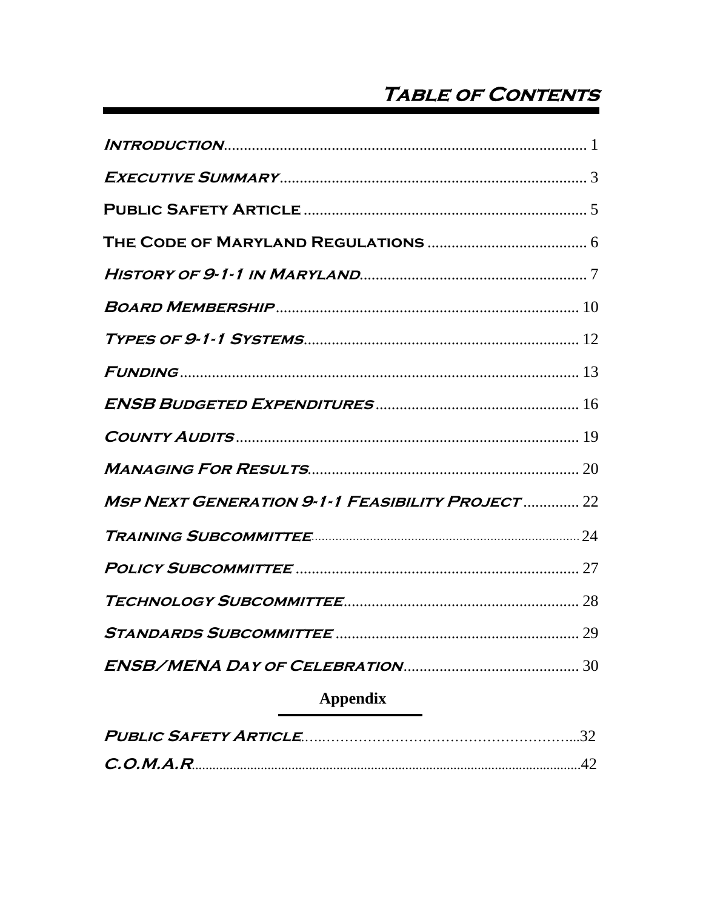# Table of Contents

| | |
|---|---|
| Introduction | 1 |
| Executive Summary | 3 |
| Public Safety Article | 5 |
| The Code of Maryland Regulations | 6 |
| History of 9-1-1 in Maryland | 7 |
| Board Membership | 10 |
| Types of 9-1-1 Systems | 12 |
| Funding | 13 |
| ENSB Budgeted Expenditures | 16 |
| County Audits | 19 |
| Managing For Results | 20 |
| Msp Next Generation 9-1-1 Feasibility Project | 22 |
| Training Subcommittee | 24 |
| Policy Subcommittee | 27 |
| Technology Subcommittee | 28 |
| Standards Subcommittee | 29 |
| ENSB/MENA Day of Celebration | 30 |

## Appendix

| | |
|---|---|
| Public Safety Article | 32 |
| C.O.M.A.R | 42 |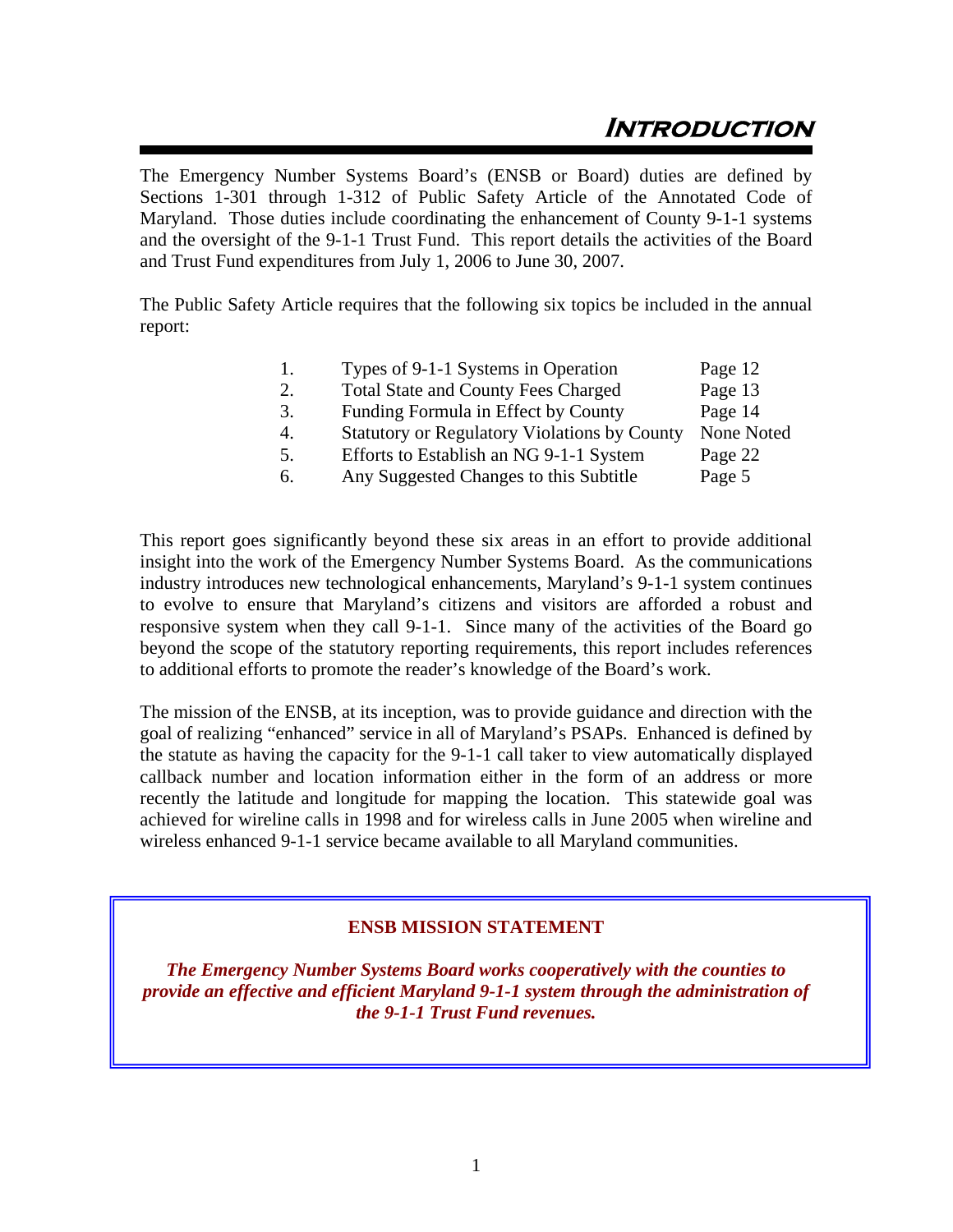# Introduction

The Emergency Number Systems Board's (ENSB or Board) duties are defined by Sections 1-301 through 1-312 of Public Safety Article of the Annotated Code of Maryland. Those duties include coordinating the enhancement of County 9-1-1 systems and the oversight of the 9-1-1 Trust Fund. This report details the activities of the Board and Trust Fund expenditures from July 1, 2006 to June 30, 2007.

The Public Safety Article requires that the following six topics be included in the annual report:

| | | |
|---|---|---|
| 1. | Types of 9-1-1 Systems in Operation | Page 12 |
| 2. | Total State and County Fees Charged | Page 13 |
| 3. | Funding Formula in Effect by County | Page 14 |
| 4. | Statutory or Regulatory Violations by County | None Noted |
| 5. | Efforts to Establish an NG 9-1-1 System | Page 22 |
| 6. | Any Suggested Changes to this Subtitle | Page 5 |

This report goes significantly beyond these six areas in an effort to provide additional insight into the work of the Emergency Number Systems Board. As the communications industry introduces new technological enhancements, Maryland's 9-1-1 system continues to evolve to ensure that Maryland's citizens and visitors are afforded a robust and responsive system when they call 9-1-1. Since many of the activities of the Board go beyond the scope of the statutory reporting requirements, this report includes references to additional efforts to promote the reader's knowledge of the Board's work.

The mission of the ENSB, at its inception, was to provide guidance and direction with the goal of realizing "enhanced" service in all of Maryland's PSAPs. Enhanced is defined by the statute as having the capacity for the 9-1-1 call taker to view automatically displayed callback number and location information either in the form of an address or more recently the latitude and longitude for mapping the location. This statewide goal was achieved for wireline calls in 1998 and for wireless calls in June 2005 when wireline and wireless enhanced 9-1-1 service became available to all Maryland communities.

**ENSB MISSION STATEMENT**

***The Emergency Number Systems Board works cooperatively with the counties to provide an effective and efficient Maryland 9-1-1 system through the administration of the 9-1-1 Trust Fund revenues.***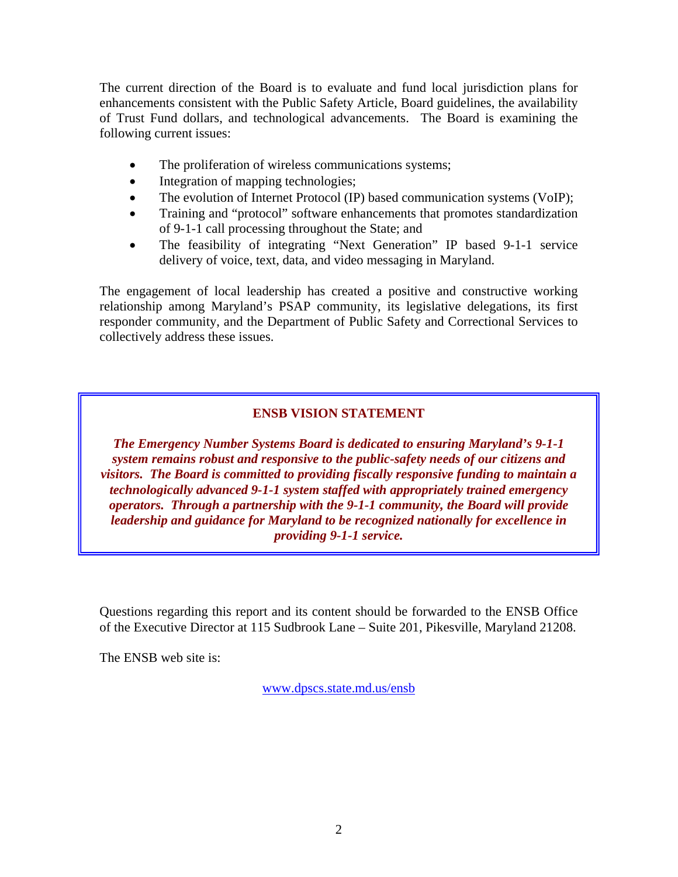The current direction of the Board is to evaluate and fund local jurisdiction plans for enhancements consistent with the Public Safety Article, Board guidelines, the availability of Trust Fund dollars, and technological advancements. The Board is examining the following current issues:

- The proliferation of wireless communications systems;
- Integration of mapping technologies;
- The evolution of Internet Protocol (IP) based communication systems (VoIP);
- Training and "protocol" software enhancements that promotes standardization of 9-1-1 call processing throughout the State; and
- The feasibility of integrating "Next Generation" IP based 9-1-1 service delivery of voice, text, data, and video messaging in Maryland.

The engagement of local leadership has created a positive and constructive working relationship among Maryland's PSAP community, its legislative delegations, its first responder community, and the Department of Public Safety and Correctional Services to collectively address these issues.

**ENSB VISION STATEMENT**

***The Emergency Number Systems Board is dedicated to ensuring Maryland's 9-1-1 system remains robust and responsive to the public-safety needs of our citizens and visitors. The Board is committed to providing fiscally responsive funding to maintain a technologically advanced 9-1-1 system staffed with appropriately trained emergency operators. Through a partnership with the 9-1-1 community, the Board will provide leadership and guidance for Maryland to be recognized nationally for excellence in providing 9-1-1 service.***

Questions regarding this report and its content should be forwarded to the ENSB Office of the Executive Director at 115 Sudbrook Lane – Suite 201, Pikesville, Maryland 21208.

The ENSB web site is:

www.dpscs.state.md.us/ensb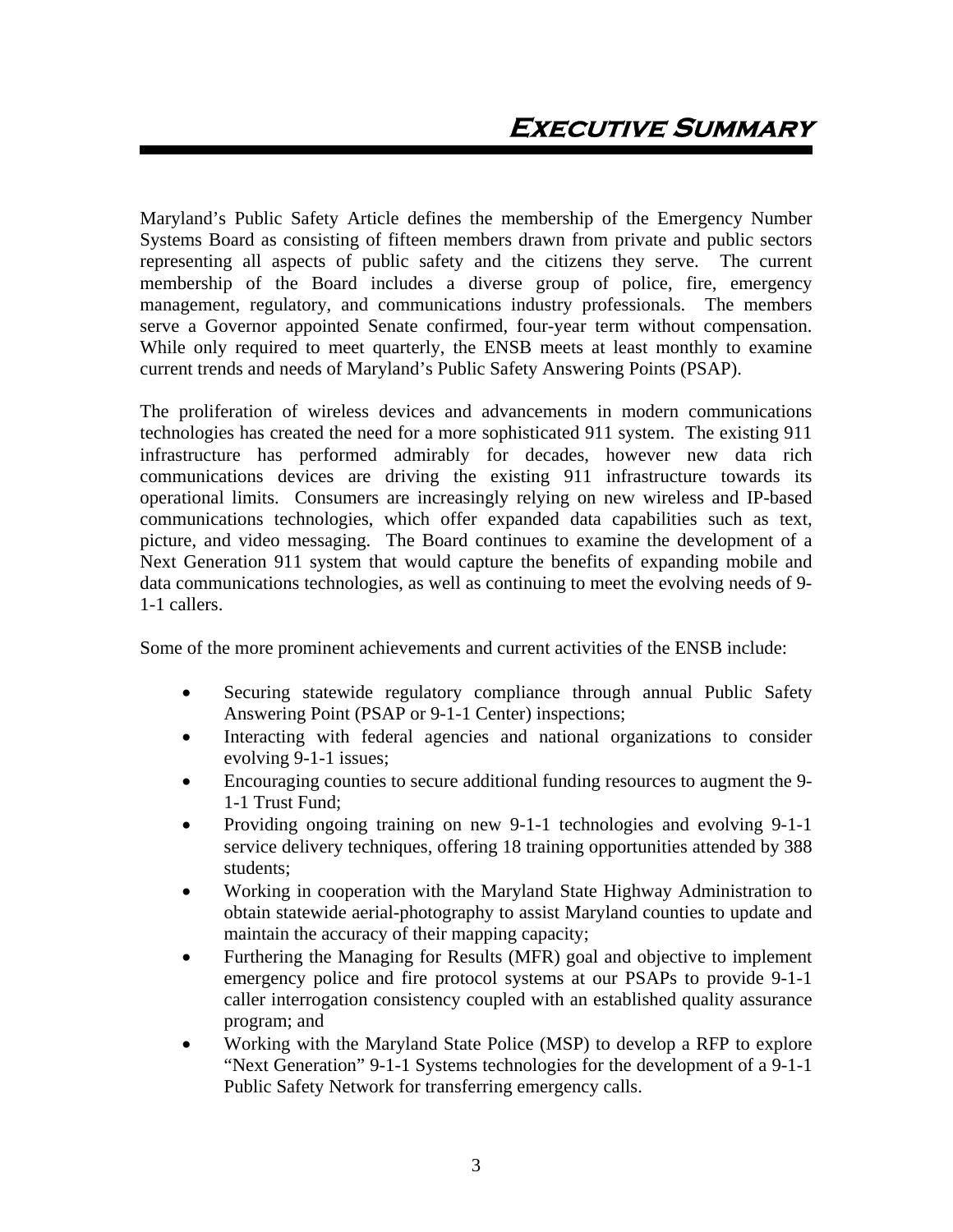# Executive Summary

Maryland's Public Safety Article defines the membership of the Emergency Number Systems Board as consisting of fifteen members drawn from private and public sectors representing all aspects of public safety and the citizens they serve. The current membership of the Board includes a diverse group of police, fire, emergency management, regulatory, and communications industry professionals. The members serve a Governor appointed Senate confirmed, four-year term without compensation. While only required to meet quarterly, the ENSB meets at least monthly to examine current trends and needs of Maryland's Public Safety Answering Points (PSAP).

The proliferation of wireless devices and advancements in modern communications technologies has created the need for a more sophisticated 911 system. The existing 911 infrastructure has performed admirably for decades, however new data rich communications devices are driving the existing 911 infrastructure towards its operational limits. Consumers are increasingly relying on new wireless and IP-based communications technologies, which offer expanded data capabilities such as text, picture, and video messaging. The Board continues to examine the development of a Next Generation 911 system that would capture the benefits of expanding mobile and data communications technologies, as well as continuing to meet the evolving needs of 9-1-1 callers.

Some of the more prominent achievements and current activities of the ENSB include:

- Securing statewide regulatory compliance through annual Public Safety Answering Point (PSAP or 9-1-1 Center) inspections;
- Interacting with federal agencies and national organizations to consider evolving 9-1-1 issues;
- Encouraging counties to secure additional funding resources to augment the 9-1-1 Trust Fund;
- Providing ongoing training on new 9-1-1 technologies and evolving 9-1-1 service delivery techniques, offering 18 training opportunities attended by 388 students;
- Working in cooperation with the Maryland State Highway Administration to obtain statewide aerial-photography to assist Maryland counties to update and maintain the accuracy of their mapping capacity;
- Furthering the Managing for Results (MFR) goal and objective to implement emergency police and fire protocol systems at our PSAPs to provide 9-1-1 caller interrogation consistency coupled with an established quality assurance program; and
- Working with the Maryland State Police (MSP) to develop a RFP to explore "Next Generation" 9-1-1 Systems technologies for the development of a 9-1-1 Public Safety Network for transferring emergency calls.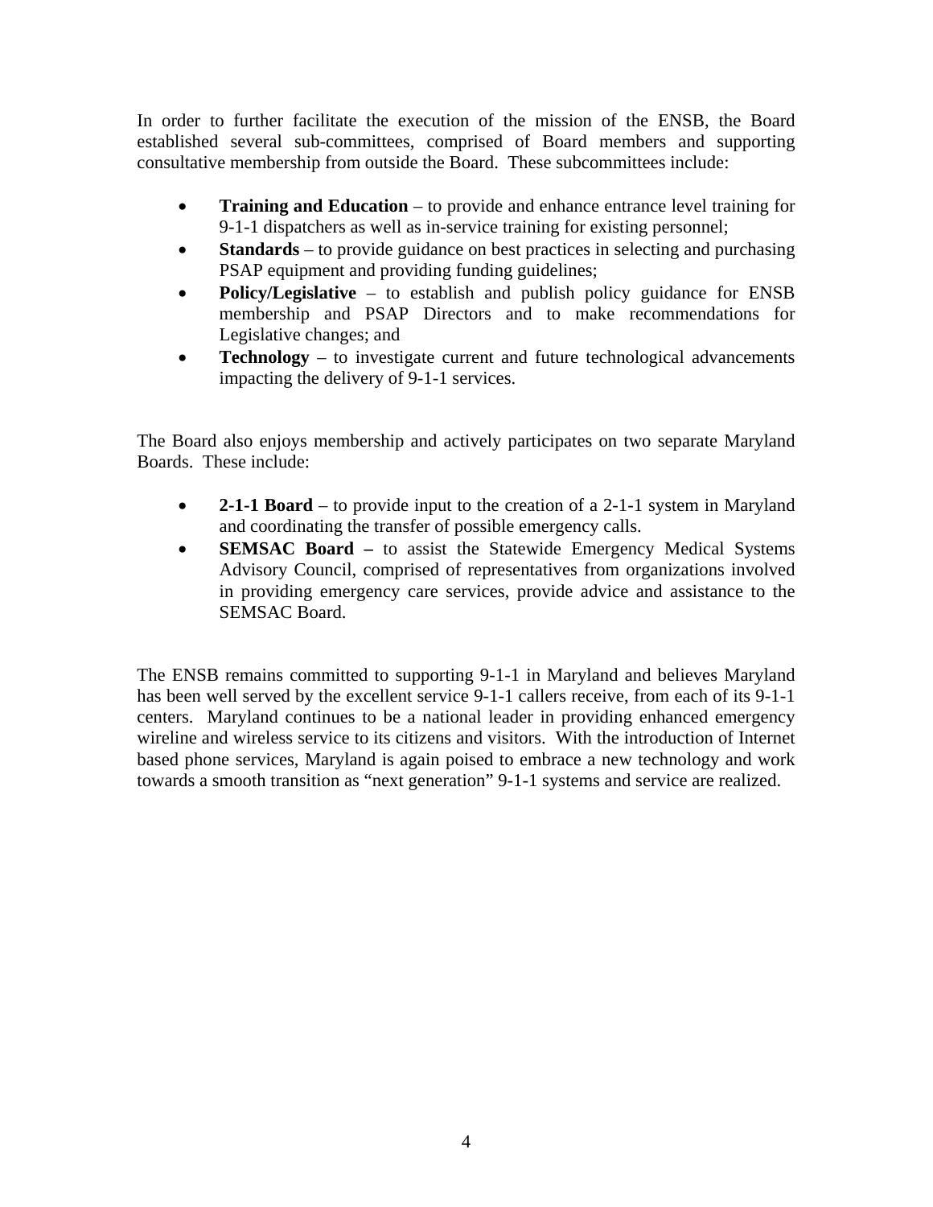In order to further facilitate the execution of the mission of the ENSB, the Board established several sub-committees, comprised of Board members and supporting consultative membership from outside the Board. These subcommittees include:

- **Training and Education** – to provide and enhance entrance level training for 9-1-1 dispatchers as well as in-service training for existing personnel;
- **Standards** – to provide guidance on best practices in selecting and purchasing PSAP equipment and providing funding guidelines;
- **Policy/Legislative** – to establish and publish policy guidance for ENSB membership and PSAP Directors and to make recommendations for Legislative changes; and
- **Technology** – to investigate current and future technological advancements impacting the delivery of 9-1-1 services.

The Board also enjoys membership and actively participates on two separate Maryland Boards. These include:

- **2-1-1 Board** – to provide input to the creation of a 2-1-1 system in Maryland and coordinating the transfer of possible emergency calls.
- **SEMSAC Board –** to assist the Statewide Emergency Medical Systems Advisory Council, comprised of representatives from organizations involved in providing emergency care services, provide advice and assistance to the SEMSAC Board.

The ENSB remains committed to supporting 9-1-1 in Maryland and believes Maryland has been well served by the excellent service 9-1-1 callers receive, from each of its 9-1-1 centers. Maryland continues to be a national leader in providing enhanced emergency wireline and wireless service to its citizens and visitors. With the introduction of Internet based phone services, Maryland is again poised to embrace a new technology and work towards a smooth transition as "next generation" 9-1-1 systems and service are realized.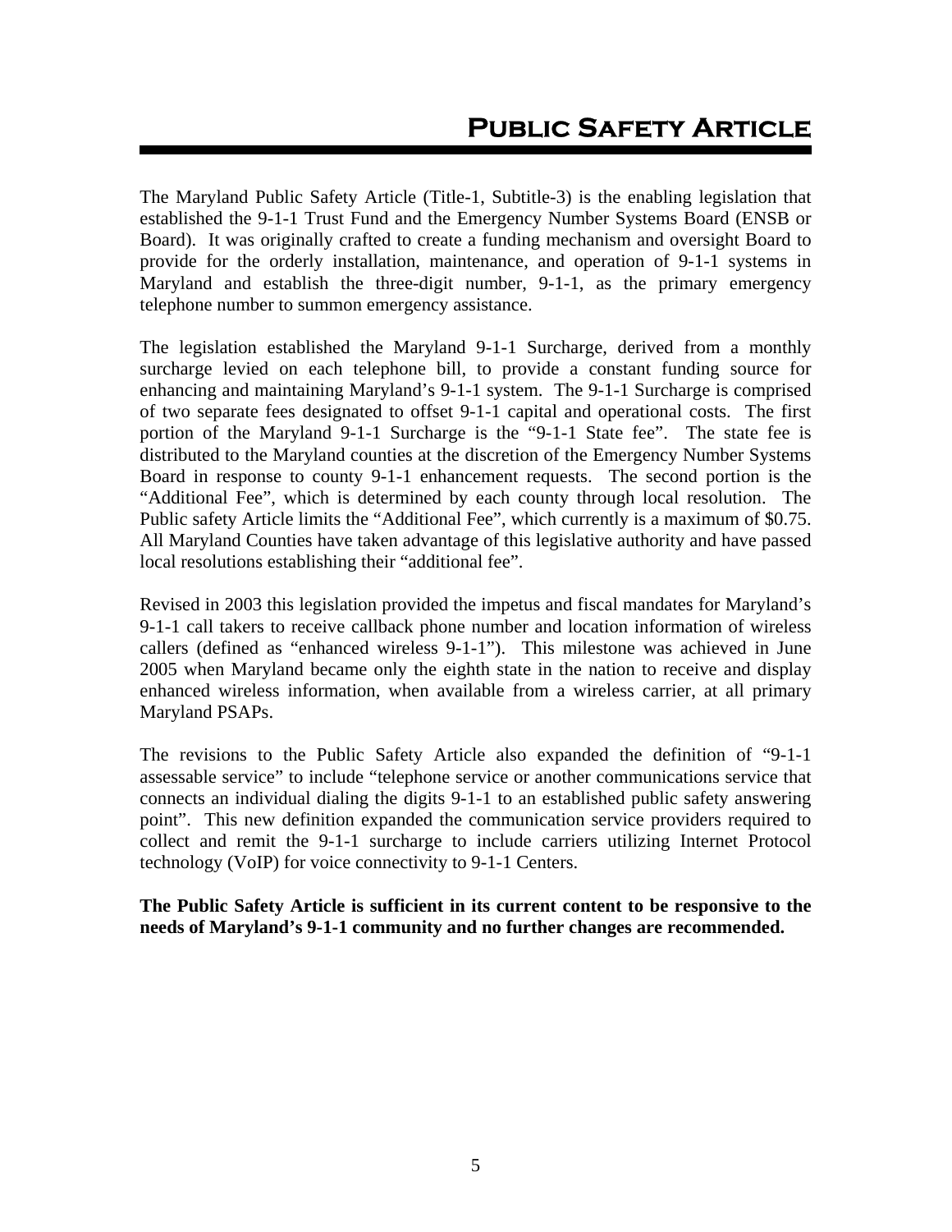# Public Safety Article

The Maryland Public Safety Article (Title-1, Subtitle-3) is the enabling legislation that established the 9-1-1 Trust Fund and the Emergency Number Systems Board (ENSB or Board). It was originally crafted to create a funding mechanism and oversight Board to provide for the orderly installation, maintenance, and operation of 9-1-1 systems in Maryland and establish the three-digit number, 9-1-1, as the primary emergency telephone number to summon emergency assistance.

The legislation established the Maryland 9-1-1 Surcharge, derived from a monthly surcharge levied on each telephone bill, to provide a constant funding source for enhancing and maintaining Maryland's 9-1-1 system. The 9-1-1 Surcharge is comprised of two separate fees designated to offset 9-1-1 capital and operational costs. The first portion of the Maryland 9-1-1 Surcharge is the "9-1-1 State fee". The state fee is distributed to the Maryland counties at the discretion of the Emergency Number Systems Board in response to county 9-1-1 enhancement requests. The second portion is the "Additional Fee", which is determined by each county through local resolution. The Public safety Article limits the "Additional Fee", which currently is a maximum of $0.75. All Maryland Counties have taken advantage of this legislative authority and have passed local resolutions establishing their "additional fee".

Revised in 2003 this legislation provided the impetus and fiscal mandates for Maryland's 9-1-1 call takers to receive callback phone number and location information of wireless callers (defined as "enhanced wireless 9-1-1"). This milestone was achieved in June 2005 when Maryland became only the eighth state in the nation to receive and display enhanced wireless information, when available from a wireless carrier, at all primary Maryland PSAPs.

The revisions to the Public Safety Article also expanded the definition of "9-1-1 assessable service" to include "telephone service or another communications service that connects an individual dialing the digits 9-1-1 to an established public safety answering point". This new definition expanded the communication service providers required to collect and remit the 9-1-1 surcharge to include carriers utilizing Internet Protocol technology (VoIP) for voice connectivity to 9-1-1 Centers.

**The Public Safety Article is sufficient in its current content to be responsive to the needs of Maryland's 9-1-1 community and no further changes are recommended.**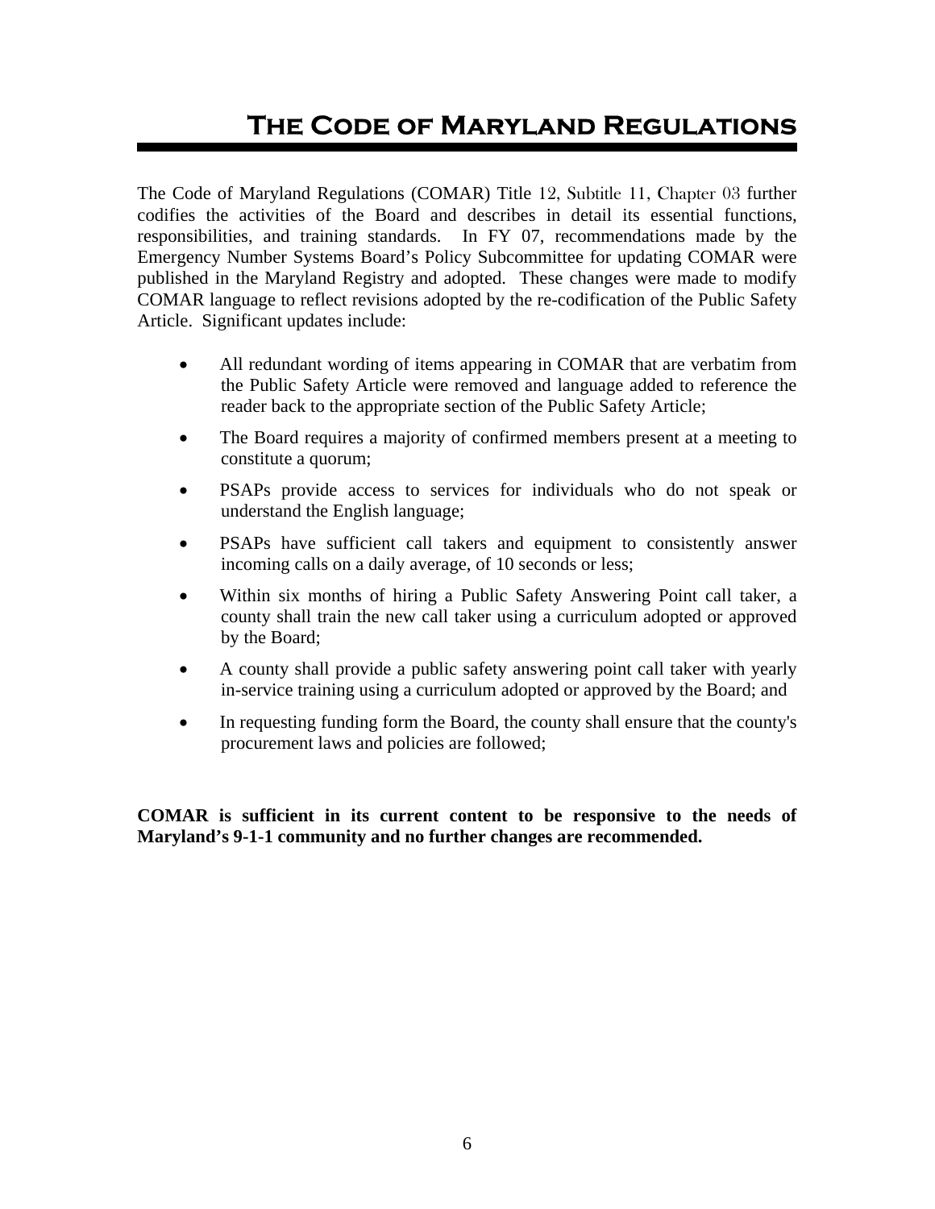# The Code of Maryland Regulations

The Code of Maryland Regulations (COMAR) Title 12, Subtitle 11, Chapter 03 further codifies the activities of the Board and describes in detail its essential functions, responsibilities, and training standards. In FY 07, recommendations made by the Emergency Number Systems Board's Policy Subcommittee for updating COMAR were published in the Maryland Registry and adopted. These changes were made to modify COMAR language to reflect revisions adopted by the re-codification of the Public Safety Article. Significant updates include:

- All redundant wording of items appearing in COMAR that are verbatim from the Public Safety Article were removed and language added to reference the reader back to the appropriate section of the Public Safety Article;
- The Board requires a majority of confirmed members present at a meeting to constitute a quorum;
- PSAPs provide access to services for individuals who do not speak or understand the English language;
- PSAPs have sufficient call takers and equipment to consistently answer incoming calls on a daily average, of 10 seconds or less;
- Within six months of hiring a Public Safety Answering Point call taker, a county shall train the new call taker using a curriculum adopted or approved by the Board;
- A county shall provide a public safety answering point call taker with yearly in-service training using a curriculum adopted or approved by the Board; and
- In requesting funding form the Board, the county shall ensure that the county's procurement laws and policies are followed;

**COMAR is sufficient in its current content to be responsive to the needs of Maryland's 9-1-1 community and no further changes are recommended.**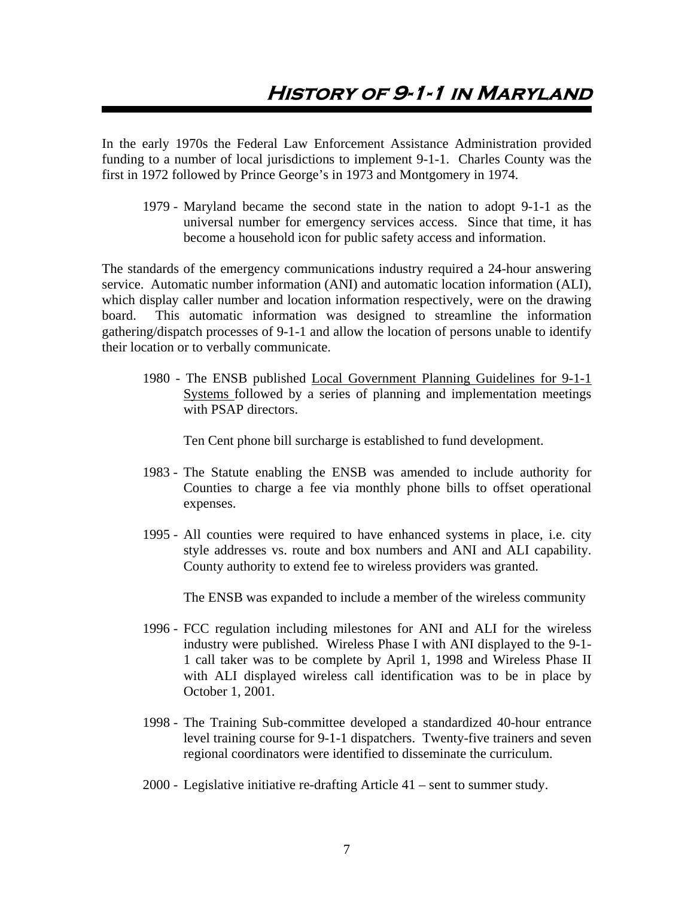# History of 9-1-1 in Maryland

In the early 1970s the Federal Law Enforcement Assistance Administration provided funding to a number of local jurisdictions to implement 9-1-1. Charles County was the first in 1972 followed by Prince George's in 1973 and Montgomery in 1974.

1979 - Maryland became the second state in the nation to adopt 9-1-1 as the universal number for emergency services access. Since that time, it has become a household icon for public safety access and information.

The standards of the emergency communications industry required a 24-hour answering service. Automatic number information (ANI) and automatic location information (ALI), which display caller number and location information respectively, were on the drawing board. This automatic information was designed to streamline the information gathering/dispatch processes of 9-1-1 and allow the location of persons unable to identify their location or to verbally communicate.

1980 - The ENSB published Local Government Planning Guidelines for 9-1-1 Systems followed by a series of planning and implementation meetings with PSAP directors.

Ten Cent phone bill surcharge is established to fund development.

1983 - The Statute enabling the ENSB was amended to include authority for Counties to charge a fee via monthly phone bills to offset operational expenses.

1995 - All counties were required to have enhanced systems in place, i.e. city style addresses vs. route and box numbers and ANI and ALI capability. County authority to extend fee to wireless providers was granted.

The ENSB was expanded to include a member of the wireless community

1996 - FCC regulation including milestones for ANI and ALI for the wireless industry were published. Wireless Phase I with ANI displayed to the 9-1-1 call taker was to be complete by April 1, 1998 and Wireless Phase II with ALI displayed wireless call identification was to be in place by October 1, 2001.

1998 - The Training Sub-committee developed a standardized 40-hour entrance level training course for 9-1-1 dispatchers. Twenty-five trainers and seven regional coordinators were identified to disseminate the curriculum.

2000 - Legislative initiative re-drafting Article 41 – sent to summer study.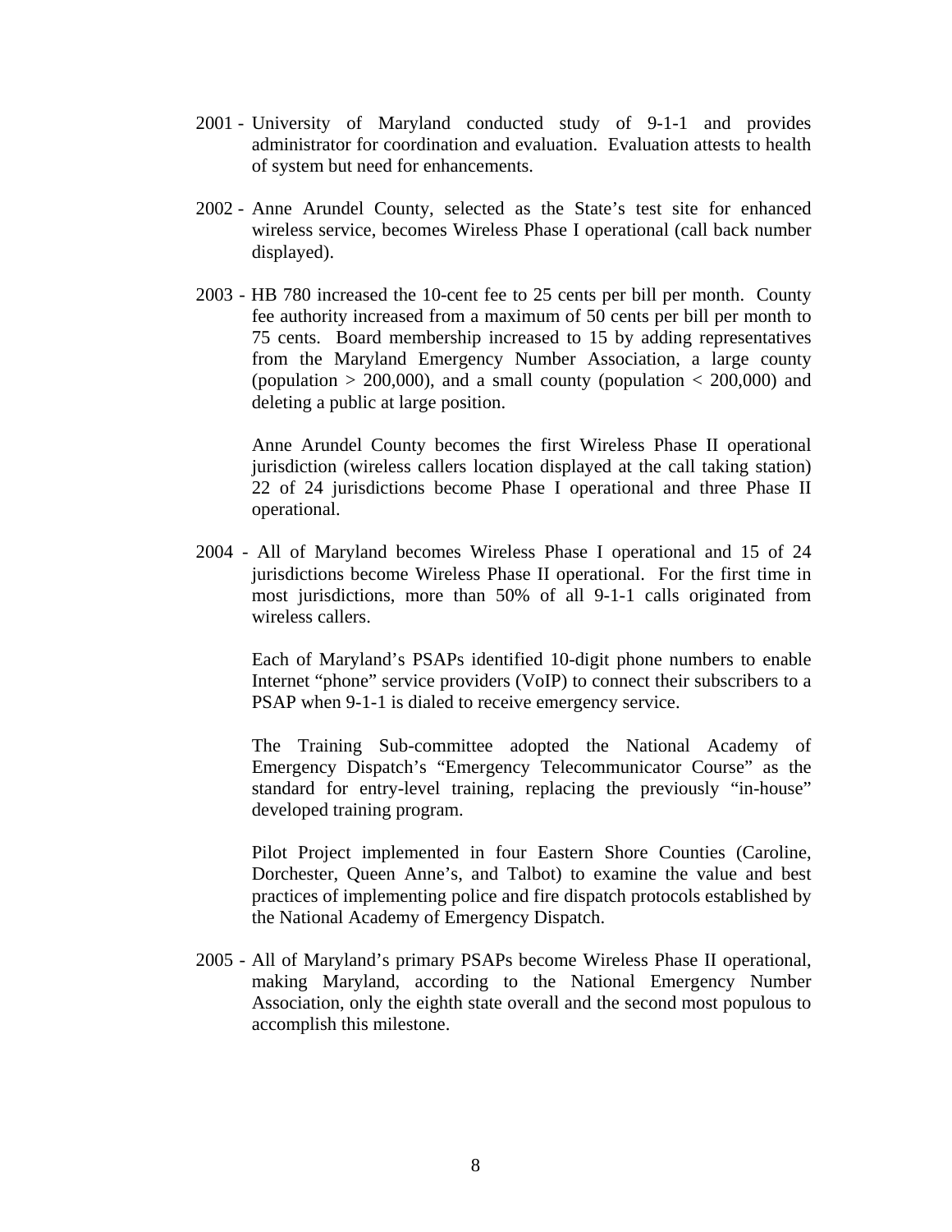2001 - University of Maryland conducted study of 9-1-1 and provides administrator for coordination and evaluation. Evaluation attests to health of system but need for enhancements.

2002 - Anne Arundel County, selected as the State's test site for enhanced wireless service, becomes Wireless Phase I operational (call back number displayed).

2003 - HB 780 increased the 10-cent fee to 25 cents per bill per month. County fee authority increased from a maximum of 50 cents per bill per month to 75 cents. Board membership increased to 15 by adding representatives from the Maryland Emergency Number Association, a large county (population > 200,000), and a small county (population < 200,000) and deleting a public at large position.

Anne Arundel County becomes the first Wireless Phase II operational jurisdiction (wireless callers location displayed at the call taking station) 22 of 24 jurisdictions become Phase I operational and three Phase II operational.

2004 - All of Maryland becomes Wireless Phase I operational and 15 of 24 jurisdictions become Wireless Phase II operational. For the first time in most jurisdictions, more than 50% of all 9-1-1 calls originated from wireless callers.

Each of Maryland's PSAPs identified 10-digit phone numbers to enable Internet "phone" service providers (VoIP) to connect their subscribers to a PSAP when 9-1-1 is dialed to receive emergency service.

The Training Sub-committee adopted the National Academy of Emergency Dispatch's "Emergency Telecommunicator Course" as the standard for entry-level training, replacing the previously "in-house" developed training program.

Pilot Project implemented in four Eastern Shore Counties (Caroline, Dorchester, Queen Anne's, and Talbot) to examine the value and best practices of implementing police and fire dispatch protocols established by the National Academy of Emergency Dispatch.

2005 - All of Maryland's primary PSAPs become Wireless Phase II operational, making Maryland, according to the National Emergency Number Association, only the eighth state overall and the second most populous to accomplish this milestone.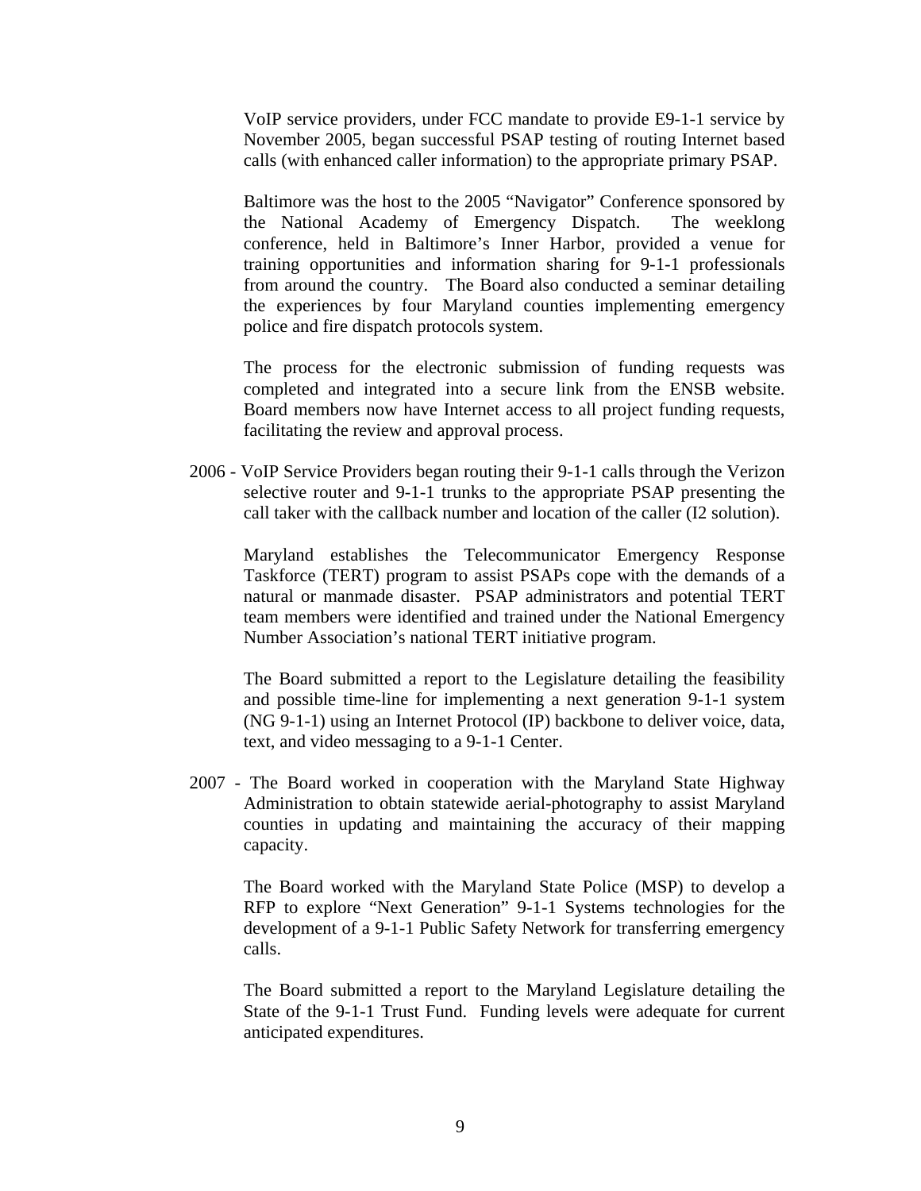VoIP service providers, under FCC mandate to provide E9-1-1 service by November 2005, began successful PSAP testing of routing Internet based calls (with enhanced caller information) to the appropriate primary PSAP.

Baltimore was the host to the 2005 "Navigator" Conference sponsored by the National Academy of Emergency Dispatch. The weeklong conference, held in Baltimore's Inner Harbor, provided a venue for training opportunities and information sharing for 9-1-1 professionals from around the country. The Board also conducted a seminar detailing the experiences by four Maryland counties implementing emergency police and fire dispatch protocols system.

The process for the electronic submission of funding requests was completed and integrated into a secure link from the ENSB website. Board members now have Internet access to all project funding requests, facilitating the review and approval process.

2006 - VoIP Service Providers began routing their 9-1-1 calls through the Verizon selective router and 9-1-1 trunks to the appropriate PSAP presenting the call taker with the callback number and location of the caller (I2 solution).

Maryland establishes the Telecommunicator Emergency Response Taskforce (TERT) program to assist PSAPs cope with the demands of a natural or manmade disaster. PSAP administrators and potential TERT team members were identified and trained under the National Emergency Number Association's national TERT initiative program.

The Board submitted a report to the Legislature detailing the feasibility and possible time-line for implementing a next generation 9-1-1 system (NG 9-1-1) using an Internet Protocol (IP) backbone to deliver voice, data, text, and video messaging to a 9-1-1 Center.

2007 - The Board worked in cooperation with the Maryland State Highway Administration to obtain statewide aerial-photography to assist Maryland counties in updating and maintaining the accuracy of their mapping capacity.

The Board worked with the Maryland State Police (MSP) to develop a RFP to explore "Next Generation" 9-1-1 Systems technologies for the development of a 9-1-1 Public Safety Network for transferring emergency calls.

The Board submitted a report to the Maryland Legislature detailing the State of the 9-1-1 Trust Fund. Funding levels were adequate for current anticipated expenditures.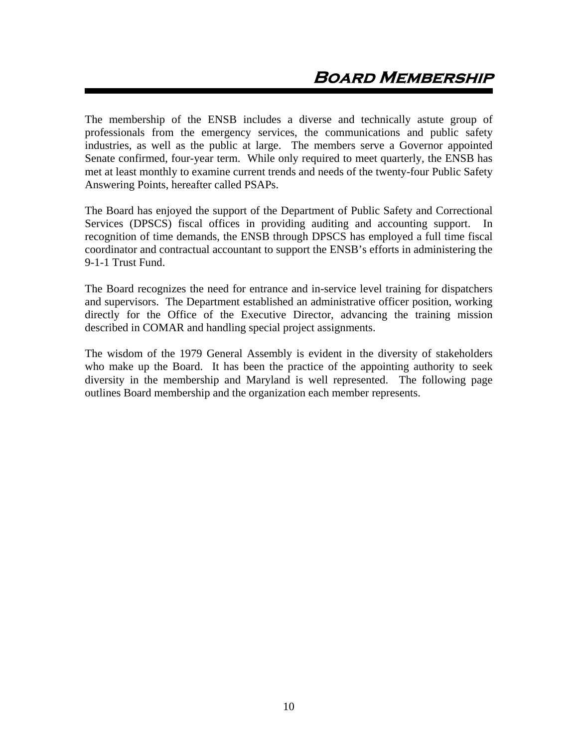# Board Membership

The membership of the ENSB includes a diverse and technically astute group of professionals from the emergency services, the communications and public safety industries, as well as the public at large. The members serve a Governor appointed Senate confirmed, four-year term. While only required to meet quarterly, the ENSB has met at least monthly to examine current trends and needs of the twenty-four Public Safety Answering Points, hereafter called PSAPs.

The Board has enjoyed the support of the Department of Public Safety and Correctional Services (DPSCS) fiscal offices in providing auditing and accounting support. In recognition of time demands, the ENSB through DPSCS has employed a full time fiscal coordinator and contractual accountant to support the ENSB's efforts in administering the 9-1-1 Trust Fund.

The Board recognizes the need for entrance and in-service level training for dispatchers and supervisors. The Department established an administrative officer position, working directly for the Office of the Executive Director, advancing the training mission described in COMAR and handling special project assignments.

The wisdom of the 1979 General Assembly is evident in the diversity of stakeholders who make up the Board. It has been the practice of the appointing authority to seek diversity in the membership and Maryland is well represented. The following page outlines Board membership and the organization each member represents.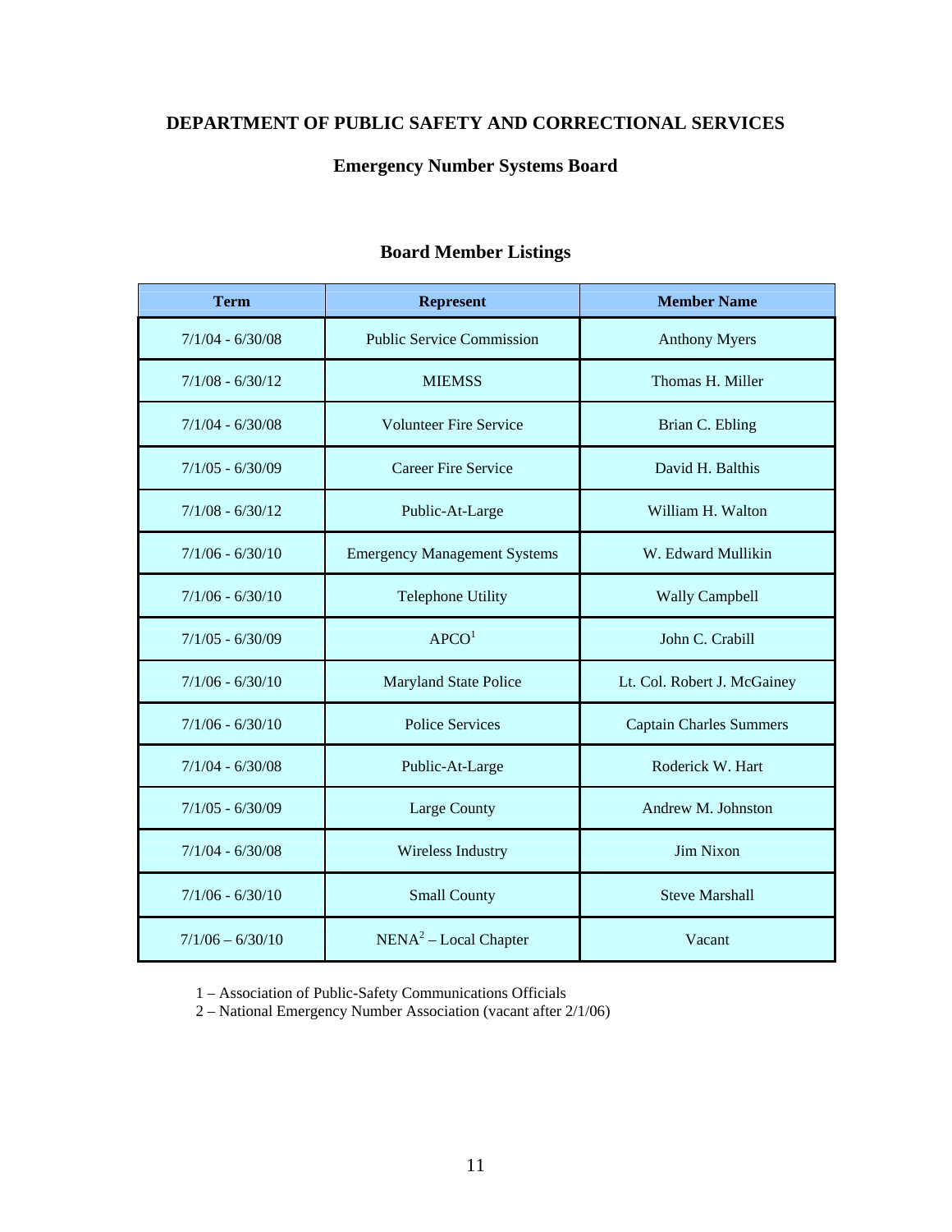# DEPARTMENT OF PUBLIC SAFETY AND CORRECTIONAL SERVICES

## Emergency Number Systems Board

### Board Member Listings

| Term | Represent | Member Name |
|---|---|---|
| 7/1/04 - 6/30/08 | Public Service Commission | Anthony Myers |
| 7/1/08 - 6/30/12 | MIEMSS | Thomas H. Miller |
| 7/1/04 - 6/30/08 | Volunteer Fire Service | Brian C. Ebling |
| 7/1/05 - 6/30/09 | Career Fire Service | David H. Balthis |
| 7/1/08 - 6/30/12 | Public-At-Large | William H. Walton |
| 7/1/06 - 6/30/10 | Emergency Management Systems | W. Edward Mullikin |
| 7/1/06 - 6/30/10 | Telephone Utility | Wally Campbell |
| 7/1/05 - 6/30/09 | APCO[1] | John C. Crabill |
| 7/1/06 - 6/30/10 | Maryland State Police | Lt. Col. Robert J. McGainey |
| 7/1/06 - 6/30/10 | Police Services | Captain Charles Summers |
| 7/1/04 - 6/30/08 | Public-At-Large | Roderick W. Hart |
| 7/1/05 - 6/30/09 | Large County | Andrew M. Johnston |
| 7/1/04 - 6/30/08 | Wireless Industry | Jim Nixon |
| 7/1/06 - 6/30/10 | Small County | Steve Marshall |
| 7/1/06 – 6/30/10 | NENA[2] – Local Chapter | Vacant |

1 – Association of Public-Safety Communications Officials

2 – National Emergency Number Association (vacant after 2/1/06)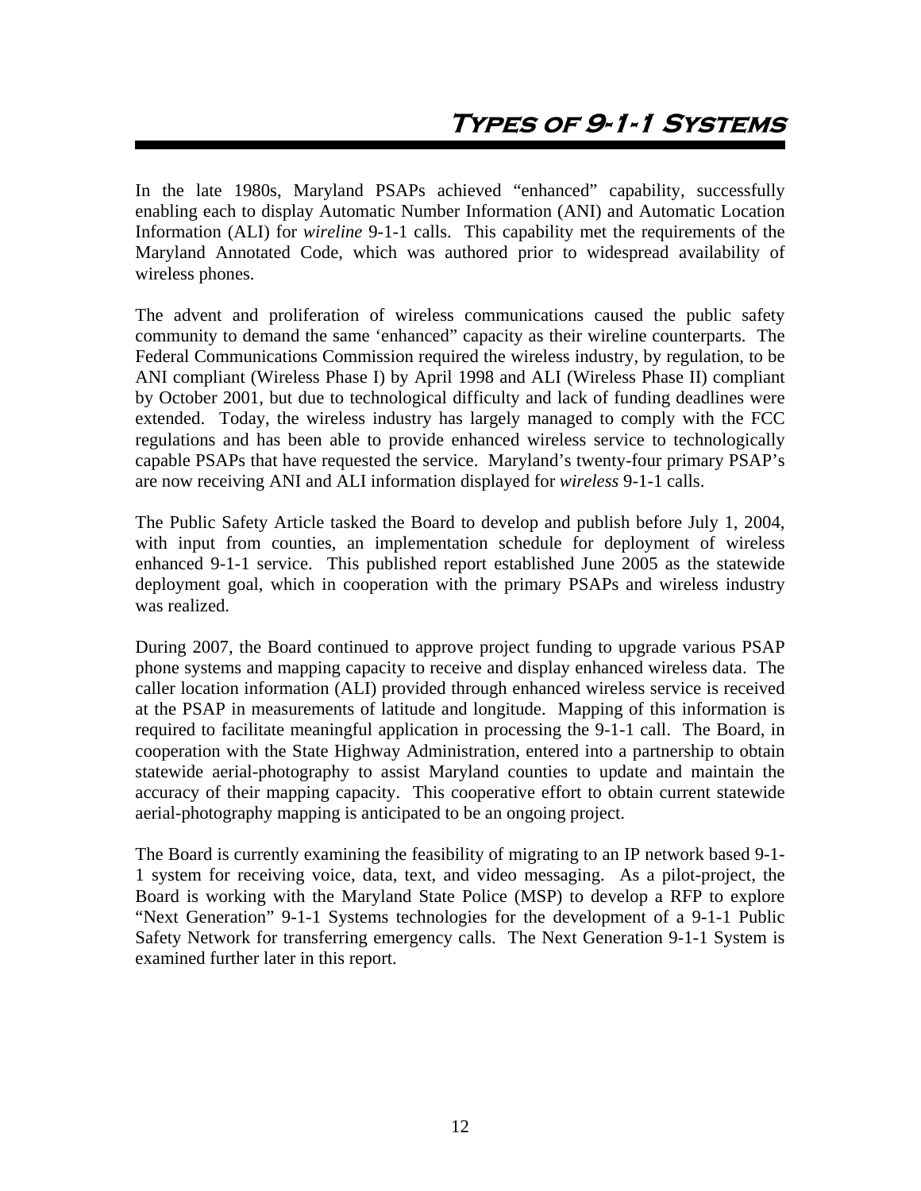# Types of 9-1-1 Systems

In the late 1980s, Maryland PSAPs achieved "enhanced" capability, successfully enabling each to display Automatic Number Information (ANI) and Automatic Location Information (ALI) for *wireline* 9-1-1 calls. This capability met the requirements of the Maryland Annotated Code, which was authored prior to widespread availability of wireless phones.

The advent and proliferation of wireless communications caused the public safety community to demand the same 'enhanced" capacity as their wireline counterparts. The Federal Communications Commission required the wireless industry, by regulation, to be ANI compliant (Wireless Phase I) by April 1998 and ALI (Wireless Phase II) compliant by October 2001, but due to technological difficulty and lack of funding deadlines were extended. Today, the wireless industry has largely managed to comply with the FCC regulations and has been able to provide enhanced wireless service to technologically capable PSAPs that have requested the service. Maryland's twenty-four primary PSAP's are now receiving ANI and ALI information displayed for *wireless* 9-1-1 calls.

The Public Safety Article tasked the Board to develop and publish before July 1, 2004, with input from counties, an implementation schedule for deployment of wireless enhanced 9-1-1 service. This published report established June 2005 as the statewide deployment goal, which in cooperation with the primary PSAPs and wireless industry was realized.

During 2007, the Board continued to approve project funding to upgrade various PSAP phone systems and mapping capacity to receive and display enhanced wireless data. The caller location information (ALI) provided through enhanced wireless service is received at the PSAP in measurements of latitude and longitude. Mapping of this information is required to facilitate meaningful application in processing the 9-1-1 call. The Board, in cooperation with the State Highway Administration, entered into a partnership to obtain statewide aerial-photography to assist Maryland counties to update and maintain the accuracy of their mapping capacity. This cooperative effort to obtain current statewide aerial-photography mapping is anticipated to be an ongoing project.

The Board is currently examining the feasibility of migrating to an IP network based 9-1-1 system for receiving voice, data, text, and video messaging. As a pilot-project, the Board is working with the Maryland State Police (MSP) to develop a RFP to explore "Next Generation" 9-1-1 Systems technologies for the development of a 9-1-1 Public Safety Network for transferring emergency calls. The Next Generation 9-1-1 System is examined further later in this report.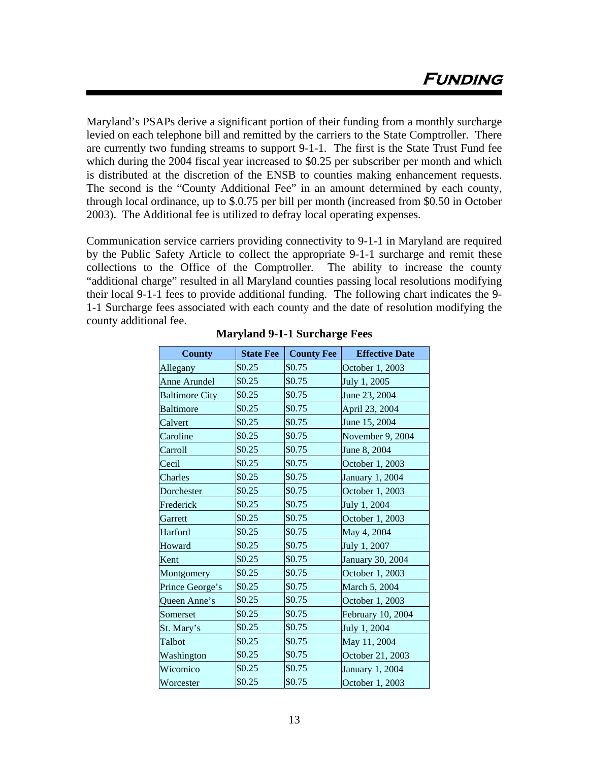# *Funding*

Maryland's PSAPs derive a significant portion of their funding from a monthly surcharge levied on each telephone bill and remitted by the carriers to the State Comptroller. There are currently two funding streams to support 9-1-1. The first is the State Trust Fund fee which during the 2004 fiscal year increased to $0.25 per subscriber per month and which is distributed at the discretion of the ENSB to counties making enhancement requests. The second is the "County Additional Fee" in an amount determined by each county, through local ordinance, up to $.0.75 per bill per month (increased from $0.50 in October 2003). The Additional fee is utilized to defray local operating expenses.

Communication service carriers providing connectivity to 9-1-1 in Maryland are required by the Public Safety Article to collect the appropriate 9-1-1 surcharge and remit these collections to the Office of the Comptroller. The ability to increase the county "additional charge" resulted in all Maryland counties passing local resolutions modifying their local 9-1-1 fees to provide additional funding. The following chart indicates the 9-1-1 Surcharge fees associated with each county and the date of resolution modifying the county additional fee.

**Maryland 9-1-1 Surcharge Fees**

| County | State Fee | County Fee | Effective Date |
|---|---|---|---|
| Allegany | $0.25 | $0.75 | October 1, 2003 |
| Anne Arundel | $0.25 | $0.75 | July 1, 2005 |
| Baltimore City | $0.25 | $0.75 | June 23, 2004 |
| Baltimore | $0.25 | $0.75 | April 23, 2004 |
| Calvert | $0.25 | $0.75 | June 15, 2004 |
| Caroline | $0.25 | $0.75 | November 9, 2004 |
| Carroll | $0.25 | $0.75 | June 8, 2004 |
| Cecil | $0.25 | $0.75 | October 1, 2003 |
| Charles | $0.25 | $0.75 | January 1, 2004 |
| Dorchester | $0.25 | $0.75 | October 1, 2003 |
| Frederick | $0.25 | $0.75 | July 1, 2004 |
| Garrett | $0.25 | $0.75 | October 1, 2003 |
| Harford | $0.25 | $0.75 | May 4, 2004 |
| Howard | $0.25 | $0.75 | July 1, 2007 |
| Kent | $0.25 | $0.75 | January 30, 2004 |
| Montgomery | $0.25 | $0.75 | October 1, 2003 |
| Prince George's | $0.25 | $0.75 | March 5, 2004 |
| Queen Anne's | $0.25 | $0.75 | October 1, 2003 |
| Somerset | $0.25 | $0.75 | February 10, 2004 |
| St. Mary's | $0.25 | $0.75 | July 1, 2004 |
| Talbot | $0.25 | $0.75 | May 11, 2004 |
| Washington | $0.25 | $0.75 | October 21, 2003 |
| Wicomico | $0.25 | $0.75 | January 1, 2004 |
| Worcester | $0.25 | $0.75 | October 1, 2003 |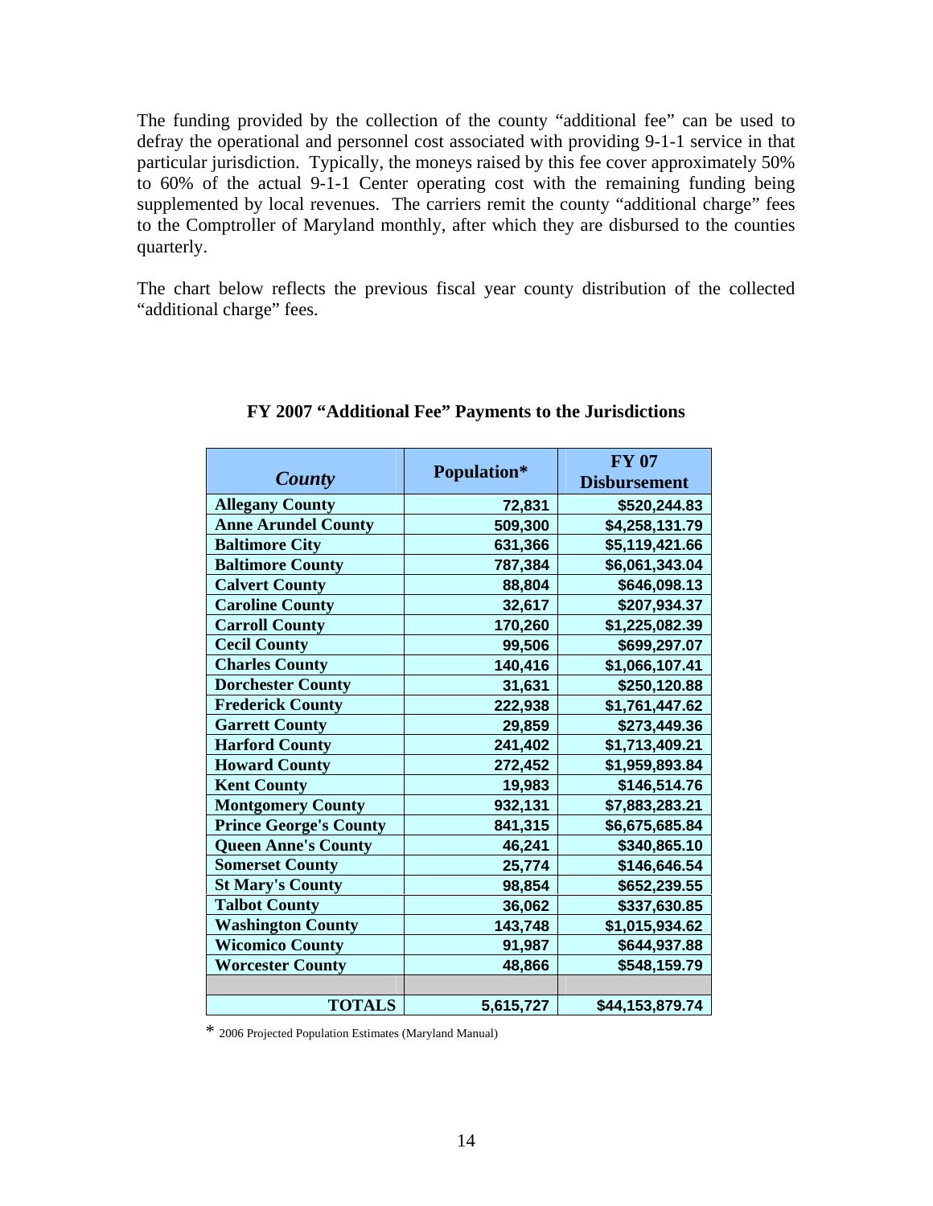The funding provided by the collection of the county "additional fee" can be used to defray the operational and personnel cost associated with providing 9-1-1 service in that particular jurisdiction. Typically, the moneys raised by this fee cover approximately 50% to 60% of the actual 9-1-1 Center operating cost with the remaining funding being supplemented by local revenues. The carriers remit the county "additional charge" fees to the Comptroller of Maryland monthly, after which they are disbursed to the counties quarterly.

The chart below reflects the previous fiscal year county distribution of the collected "additional charge" fees.

**FY 2007 "Additional Fee" Payments to the Jurisdictions**

| *County* | Population* | FY 07 Disbursement |
|---|---|---|
| **Allegany County** | 72,831 | $520,244.83 |
| **Anne Arundel County** | 509,300 | $4,258,131.79 |
| **Baltimore City** | 631,366 | $5,119,421.66 |
| **Baltimore County** | 787,384 | $6,061,343.04 |
| **Calvert County** | 88,804 | $646,098.13 |
| **Caroline County** | 32,617 | $207,934.37 |
| **Carroll County** | 170,260 | $1,225,082.39 |
| **Cecil County** | 99,506 | $699,297.07 |
| **Charles County** | 140,416 | $1,066,107.41 |
| **Dorchester County** | 31,631 | $250,120.88 |
| **Frederick County** | 222,938 | $1,761,447.62 |
| **Garrett County** | 29,859 | $273,449.36 |
| **Harford County** | 241,402 | $1,713,409.21 |
| **Howard County** | 272,452 | $1,959,893.84 |
| **Kent County** | 19,983 | $146,514.76 |
| **Montgomery County** | 932,131 | $7,883,283.21 |
| **Prince George's County** | 841,315 | $6,675,685.84 |
| **Queen Anne's County** | 46,241 | $340,865.10 |
| **Somerset County** | 25,774 | $146,646.54 |
| **St Mary's County** | 98,854 | $652,239.55 |
| **Talbot County** | 36,062 | $337,630.85 |
| **Washington County** | 143,748 | $1,015,934.62 |
| **Wicomico County** | 91,987 | $644,937.88 |
| **Worcester County** | 48,866 | $548,159.79 |
| | | |
| **TOTALS** | 5,615,727 | $44,153,879.74 |

* 2006 Projected Population Estimates (Maryland Manual)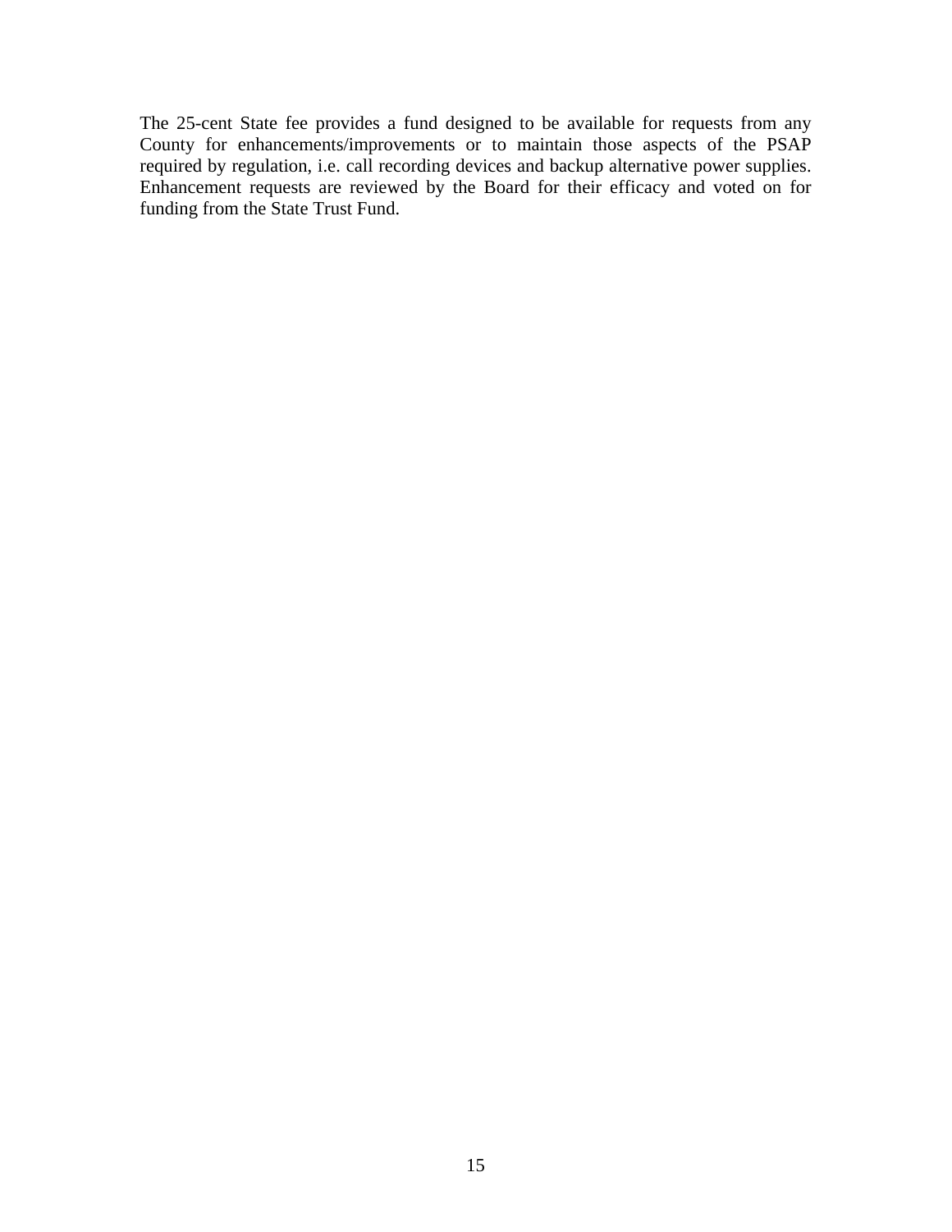The 25-cent State fee provides a fund designed to be available for requests from any County for enhancements/improvements or to maintain those aspects of the PSAP required by regulation, i.e. call recording devices and backup alternative power supplies. Enhancement requests are reviewed by the Board for their efficacy and voted on for funding from the State Trust Fund.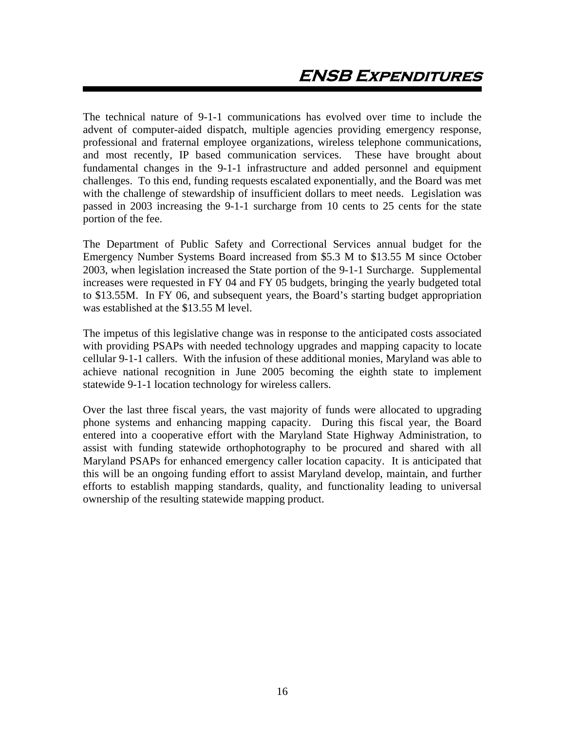# ENSB Expenditures

The technical nature of 9-1-1 communications has evolved over time to include the advent of computer-aided dispatch, multiple agencies providing emergency response, professional and fraternal employee organizations, wireless telephone communications, and most recently, IP based communication services. These have brought about fundamental changes in the 9-1-1 infrastructure and added personnel and equipment challenges. To this end, funding requests escalated exponentially, and the Board was met with the challenge of stewardship of insufficient dollars to meet needs. Legislation was passed in 2003 increasing the 9-1-1 surcharge from 10 cents to 25 cents for the state portion of the fee.

The Department of Public Safety and Correctional Services annual budget for the Emergency Number Systems Board increased from $5.3 M to $13.55 M since October 2003, when legislation increased the State portion of the 9-1-1 Surcharge. Supplemental increases were requested in FY 04 and FY 05 budgets, bringing the yearly budgeted total to $13.55M. In FY 06, and subsequent years, the Board's starting budget appropriation was established at the $13.55 M level.

The impetus of this legislative change was in response to the anticipated costs associated with providing PSAPs with needed technology upgrades and mapping capacity to locate cellular 9-1-1 callers. With the infusion of these additional monies, Maryland was able to achieve national recognition in June 2005 becoming the eighth state to implement statewide 9-1-1 location technology for wireless callers.

Over the last three fiscal years, the vast majority of funds were allocated to upgrading phone systems and enhancing mapping capacity. During this fiscal year, the Board entered into a cooperative effort with the Maryland State Highway Administration, to assist with funding statewide orthophotography to be procured and shared with all Maryland PSAPs for enhanced emergency caller location capacity. It is anticipated that this will be an ongoing funding effort to assist Maryland develop, maintain, and further efforts to establish mapping standards, quality, and functionality leading to universal ownership of the resulting statewide mapping product.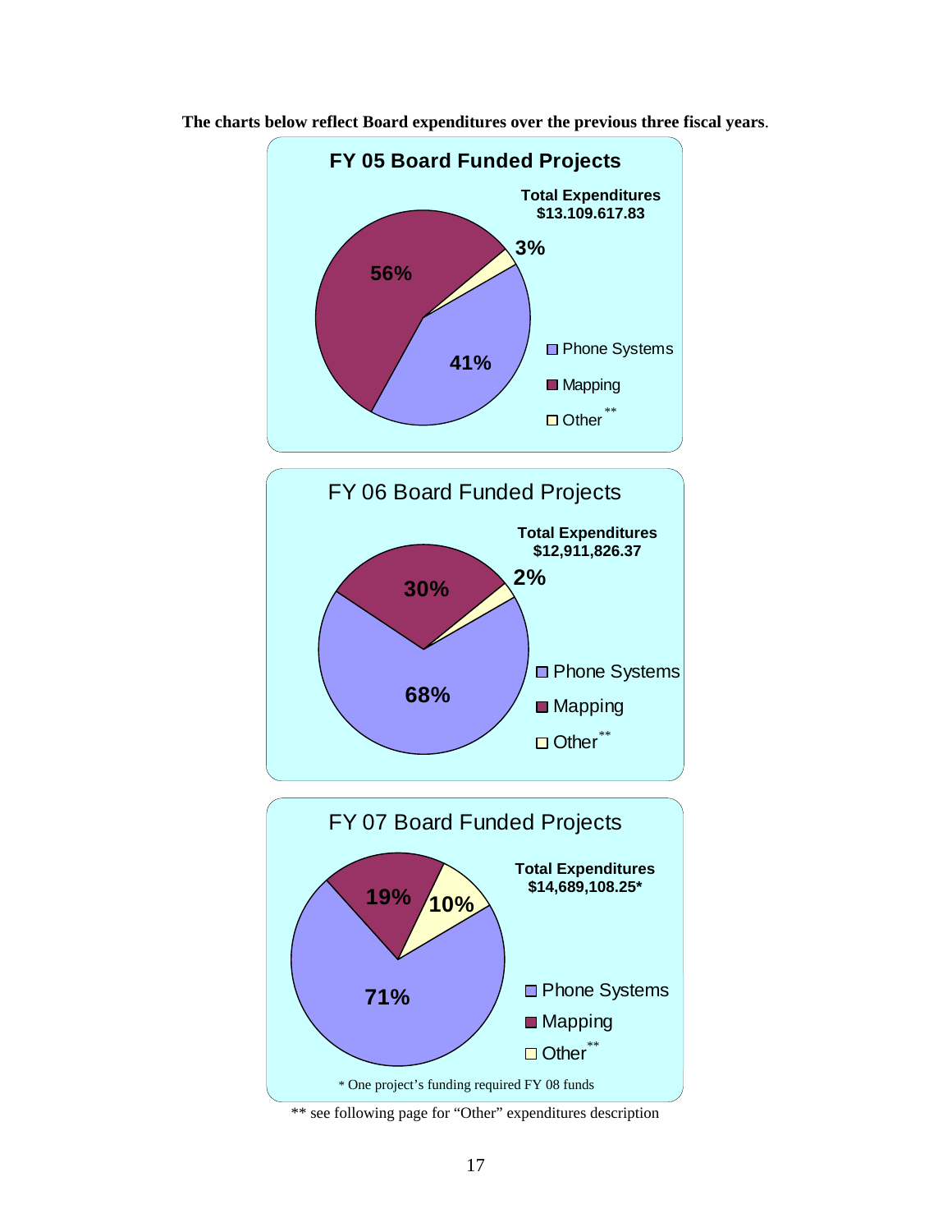**The charts below reflect Board expenditures over the previous three fiscal years**.

## FY 05 Board Funded Projects

**Total Expenditures $13.109.617.83**

| Category | Percentage |
|---|---|
| Phone Systems | 41% |
| Mapping | 56% |
| Other** | 3% |

## FY 06 Board Funded Projects

**Total Expenditures $12,911,826.37**

| Category | Percentage |
|---|---|
| Phone Systems | 68% |
| Mapping | 30% |
| Other** | 2% |

## FY 07 Board Funded Projects

**Total Expenditures $14,689,108.25***

| Category | Percentage |
|---|---|
| Phone Systems | 71% |
| Mapping | 19% |
| Other** | 10% |

\* One project's funding required FY 08 funds

** see following page for "Other" expenditures description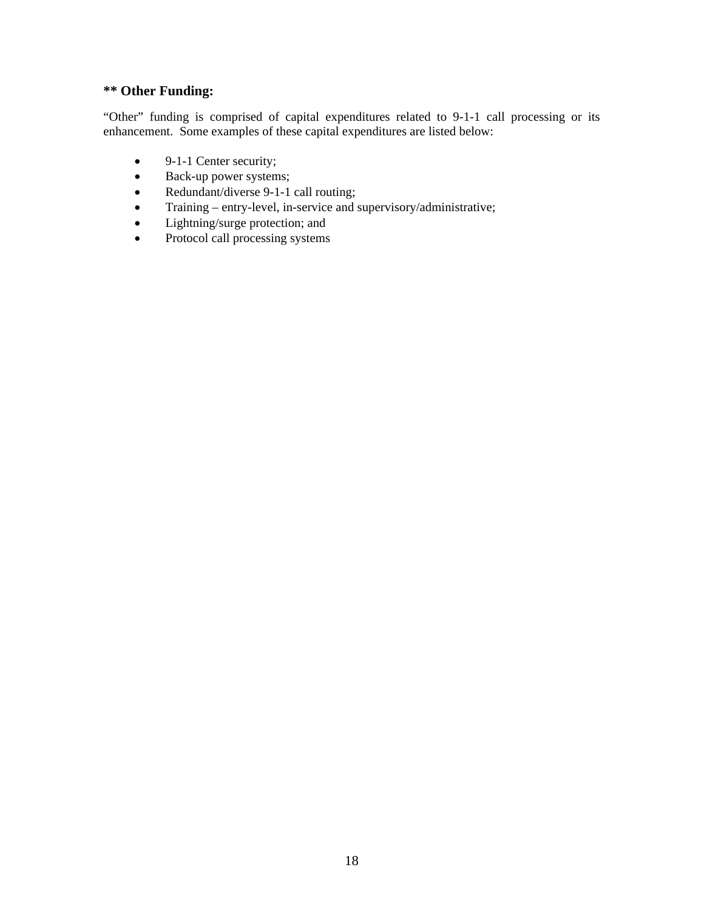**** Other Funding:**

“Other” funding is comprised of capital expenditures related to 9-1-1 call processing or its enhancement. Some examples of these capital expenditures are listed below:

- 9-1-1 Center security;
- Back-up power systems;
- Redundant/diverse 9-1-1 call routing;
- Training – entry-level, in-service and supervisory/administrative;
- Lightning/surge protection; and
- Protocol call processing systems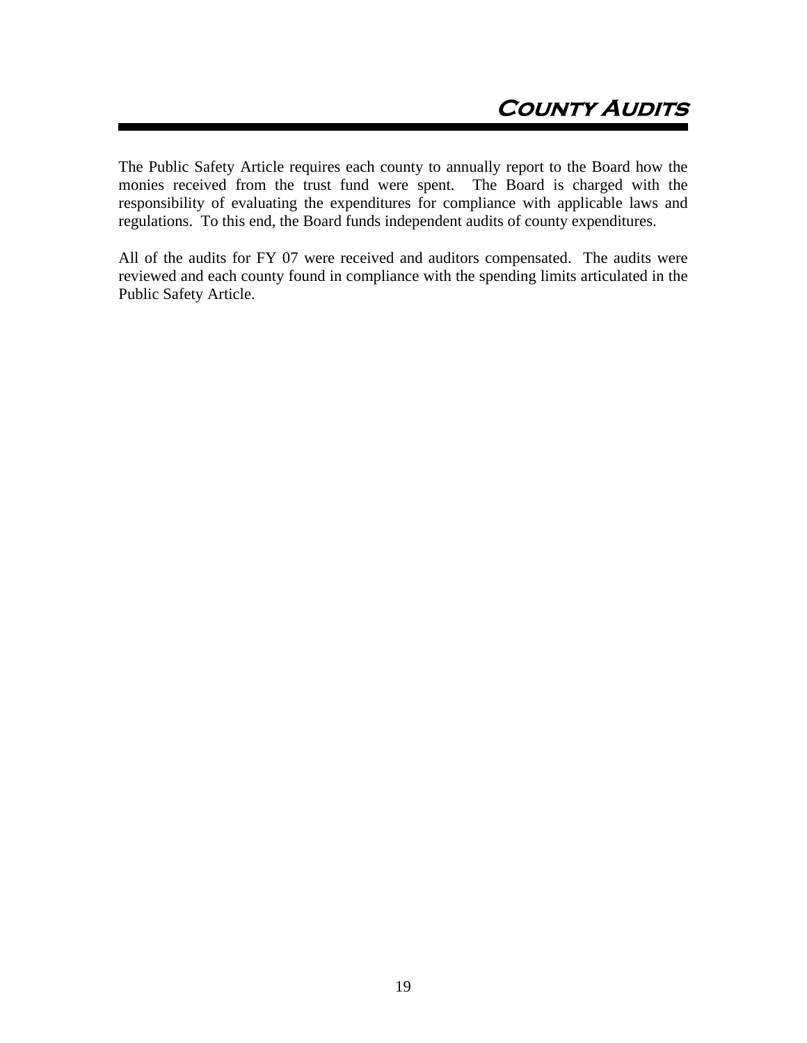# County Audits

The Public Safety Article requires each county to annually report to the Board how the monies received from the trust fund were spent. The Board is charged with the responsibility of evaluating the expenditures for compliance with applicable laws and regulations. To this end, the Board funds independent audits of county expenditures.

All of the audits for FY 07 were received and auditors compensated. The audits were reviewed and each county found in compliance with the spending limits articulated in the Public Safety Article.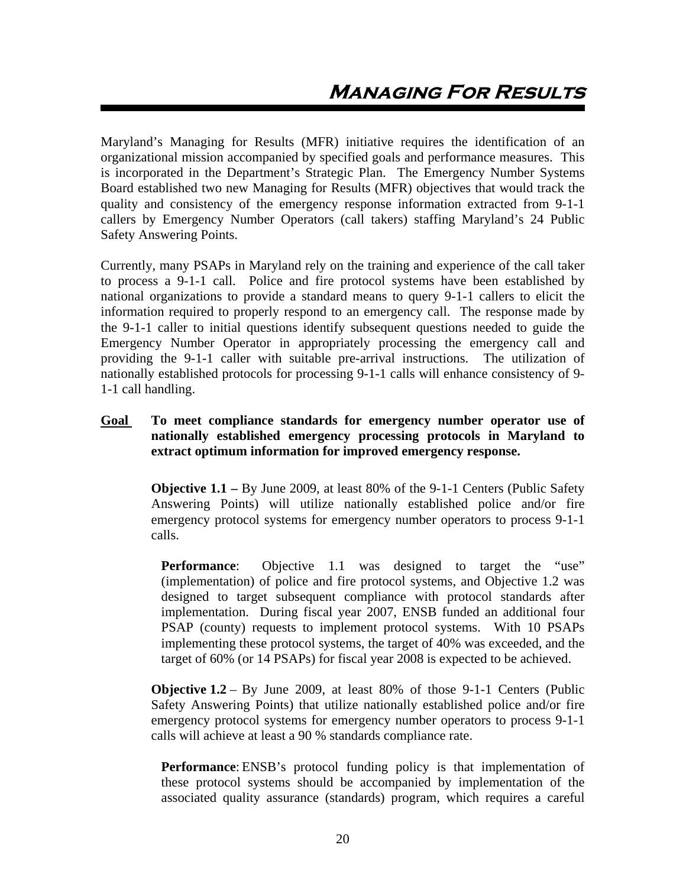# Managing For Results

Maryland's Managing for Results (MFR) initiative requires the identification of an organizational mission accompanied by specified goals and performance measures. This is incorporated in the Department's Strategic Plan. The Emergency Number Systems Board established two new Managing for Results (MFR) objectives that would track the quality and consistency of the emergency response information extracted from 9-1-1 callers by Emergency Number Operators (call takers) staffing Maryland's 24 Public Safety Answering Points.

Currently, many PSAPs in Maryland rely on the training and experience of the call taker to process a 9-1-1 call. Police and fire protocol systems have been established by national organizations to provide a standard means to query 9-1-1 callers to elicit the information required to properly respond to an emergency call. The response made by the 9-1-1 caller to initial questions identify subsequent questions needed to guide the Emergency Number Operator in appropriately processing the emergency call and providing the 9-1-1 caller with suitable pre-arrival instructions. The utilization of nationally established protocols for processing 9-1-1 calls will enhance consistency of 9-1-1 call handling.

**Goal** **To meet compliance standards for emergency number operator use of nationally established emergency processing protocols in Maryland to extract optimum information for improved emergency response.**

**Objective 1.1 –** By June 2009, at least 80% of the 9-1-1 Centers (Public Safety Answering Points) will utilize nationally established police and/or fire emergency protocol systems for emergency number operators to process 9-1-1 calls.

**Performance**: Objective 1.1 was designed to target the "use" (implementation) of police and fire protocol systems, and Objective 1.2 was designed to target subsequent compliance with protocol standards after implementation. During fiscal year 2007, ENSB funded an additional four PSAP (county) requests to implement protocol systems. With 10 PSAPs implementing these protocol systems, the target of 40% was exceeded, and the target of 60% (or 14 PSAPs) for fiscal year 2008 is expected to be achieved.

**Objective 1.2** – By June 2009, at least 80% of those 9-1-1 Centers (Public Safety Answering Points) that utilize nationally established police and/or fire emergency protocol systems for emergency number operators to process 9-1-1 calls will achieve at least a 90 % standards compliance rate.

**Performance**: ENSB's protocol funding policy is that implementation of these protocol systems should be accompanied by implementation of the associated quality assurance (standards) program, which requires a careful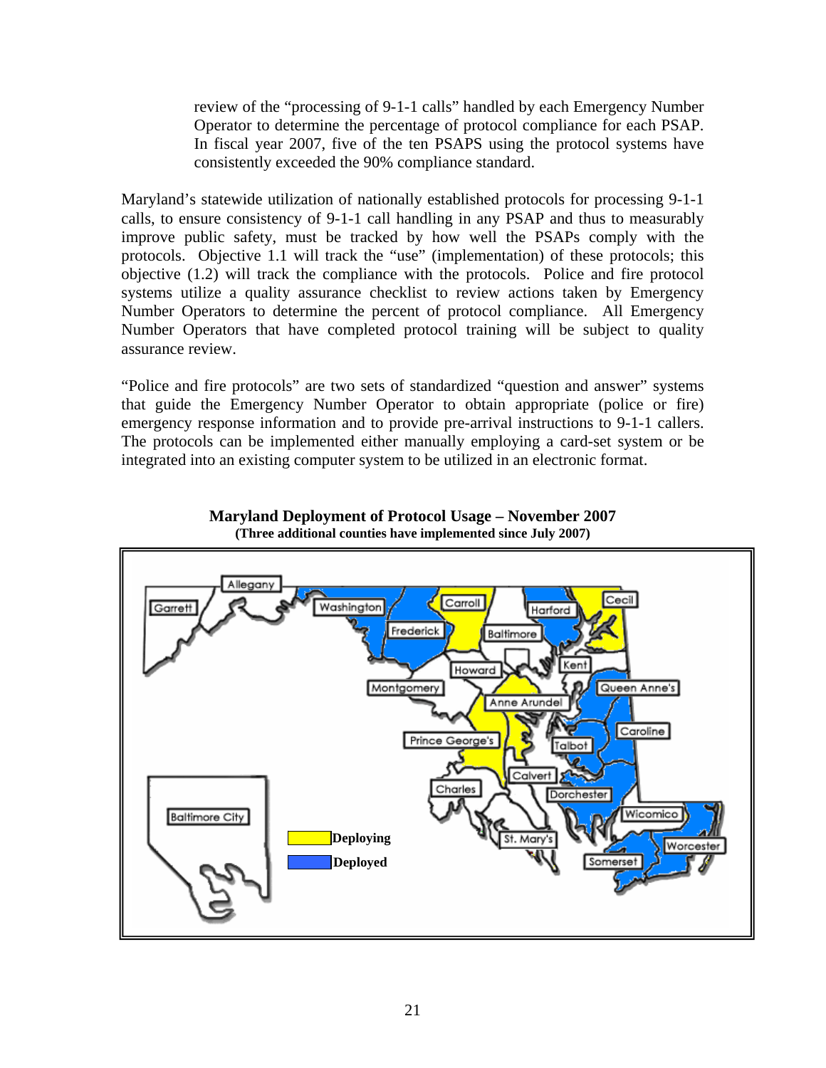review of the "processing of 9-1-1 calls" handled by each Emergency Number Operator to determine the percentage of protocol compliance for each PSAP. In fiscal year 2007, five of the ten PSAPS using the protocol systems have consistently exceeded the 90% compliance standard.

Maryland's statewide utilization of nationally established protocols for processing 9-1-1 calls, to ensure consistency of 9-1-1 call handling in any PSAP and thus to measurably improve public safety, must be tracked by how well the PSAPs comply with the protocols. Objective 1.1 will track the "use" (implementation) of these protocols; this objective (1.2) will track the compliance with the protocols. Police and fire protocol systems utilize a quality assurance checklist to review actions taken by Emergency Number Operators to determine the percent of protocol compliance. All Emergency Number Operators that have completed protocol training will be subject to quality assurance review.

"Police and fire protocols" are two sets of standardized "question and answer" systems that guide the Emergency Number Operator to obtain appropriate (police or fire) emergency response information and to provide pre-arrival instructions to 9-1-1 callers. The protocols can be implemented either manually employing a card-set system or be integrated into an existing computer system to be utilized in an electronic format.

**Maryland Deployment of Protocol Usage – November 2007**
**(Three additional counties have implemented since July 2007)**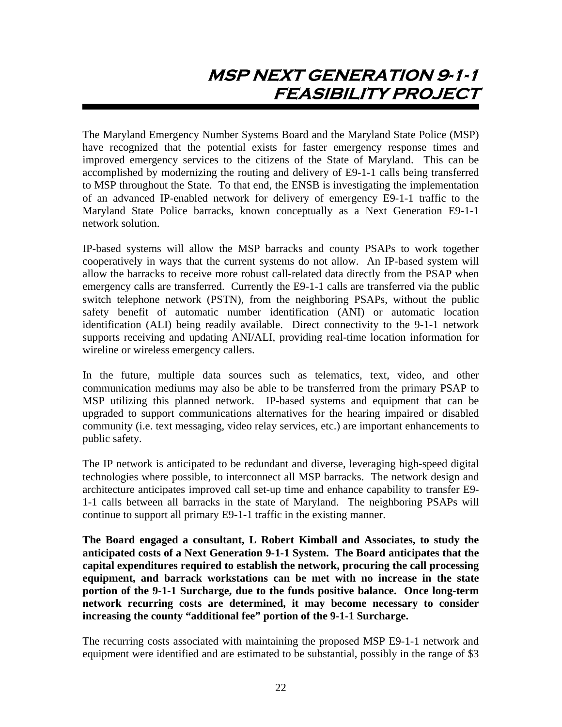# MSP NEXT GENERATION 9-1-1 FEASIBILITY PROJECT

The Maryland Emergency Number Systems Board and the Maryland State Police (MSP) have recognized that the potential exists for faster emergency response times and improved emergency services to the citizens of the State of Maryland. This can be accomplished by modernizing the routing and delivery of E9-1-1 calls being transferred to MSP throughout the State. To that end, the ENSB is investigating the implementation of an advanced IP-enabled network for delivery of emergency E9-1-1 traffic to the Maryland State Police barracks, known conceptually as a Next Generation E9-1-1 network solution.

IP-based systems will allow the MSP barracks and county PSAPs to work together cooperatively in ways that the current systems do not allow. An IP-based system will allow the barracks to receive more robust call-related data directly from the PSAP when emergency calls are transferred. Currently the E9-1-1 calls are transferred via the public switch telephone network (PSTN), from the neighboring PSAPs, without the public safety benefit of automatic number identification (ANI) or automatic location identification (ALI) being readily available. Direct connectivity to the 9-1-1 network supports receiving and updating ANI/ALI, providing real-time location information for wireline or wireless emergency callers.

In the future, multiple data sources such as telematics, text, video, and other communication mediums may also be able to be transferred from the primary PSAP to MSP utilizing this planned network. IP-based systems and equipment that can be upgraded to support communications alternatives for the hearing impaired or disabled community (i.e. text messaging, video relay services, etc.) are important enhancements to public safety.

The IP network is anticipated to be redundant and diverse, leveraging high-speed digital technologies where possible, to interconnect all MSP barracks. The network design and architecture anticipates improved call set-up time and enhance capability to transfer E9-1-1 calls between all barracks in the state of Maryland. The neighboring PSAPs will continue to support all primary E9-1-1 traffic in the existing manner.

**The Board engaged a consultant, L Robert Kimball and Associates, to study the anticipated costs of a Next Generation 9-1-1 System. The Board anticipates that the capital expenditures required to establish the network, procuring the call processing equipment, and barrack workstations can be met with no increase in the state portion of the 9-1-1 Surcharge, due to the funds positive balance. Once long-term network recurring costs are determined, it may become necessary to consider increasing the county "additional fee" portion of the 9-1-1 Surcharge.**

The recurring costs associated with maintaining the proposed MSP E9-1-1 network and equipment were identified and are estimated to be substantial, possibly in the range of $3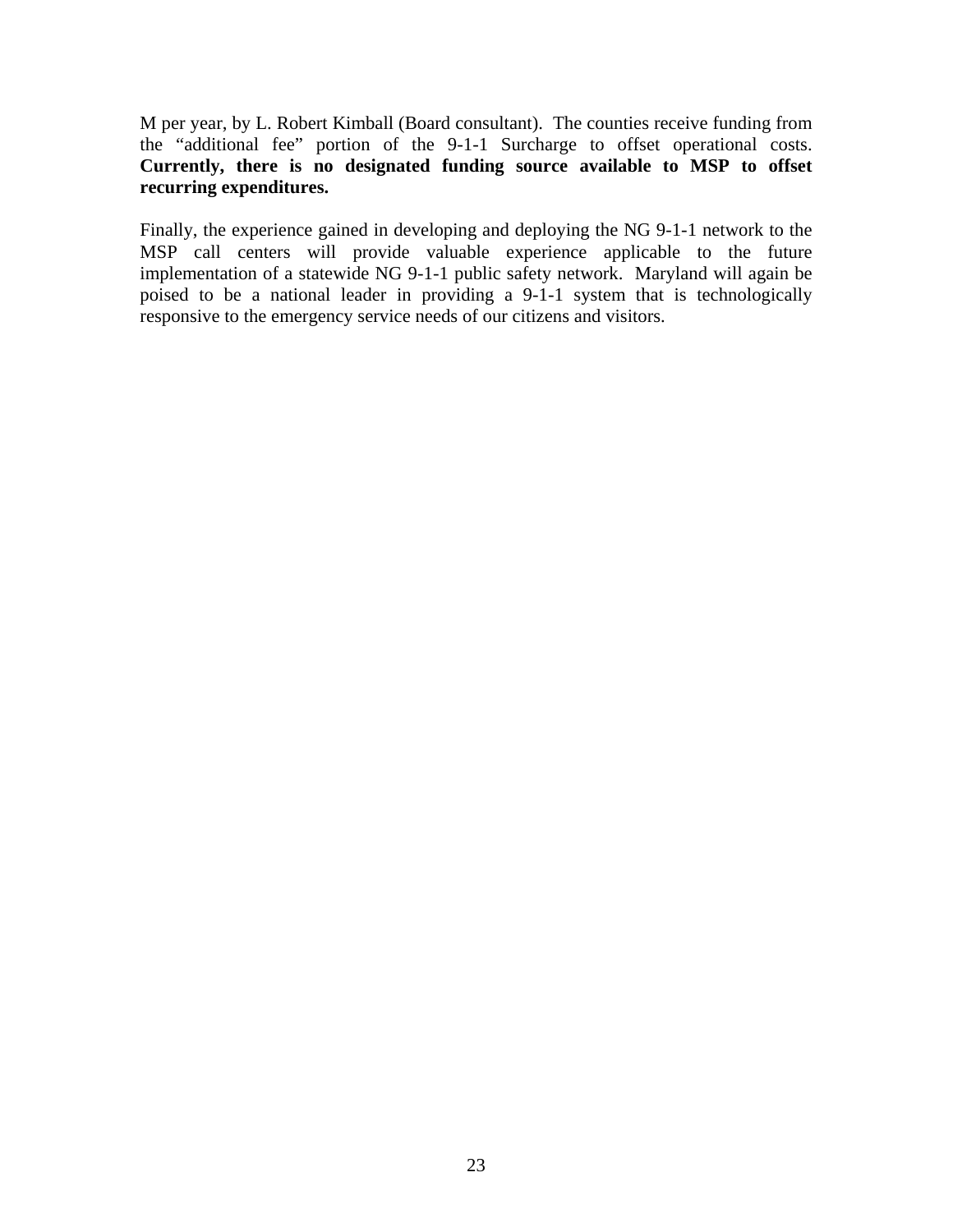M per year, by L. Robert Kimball (Board consultant). The counties receive funding from the "additional fee" portion of the 9-1-1 Surcharge to offset operational costs. **Currently, there is no designated funding source available to MSP to offset recurring expenditures.**

Finally, the experience gained in developing and deploying the NG 9-1-1 network to the MSP call centers will provide valuable experience applicable to the future implementation of a statewide NG 9-1-1 public safety network. Maryland will again be poised to be a national leader in providing a 9-1-1 system that is technologically responsive to the emergency service needs of our citizens and visitors.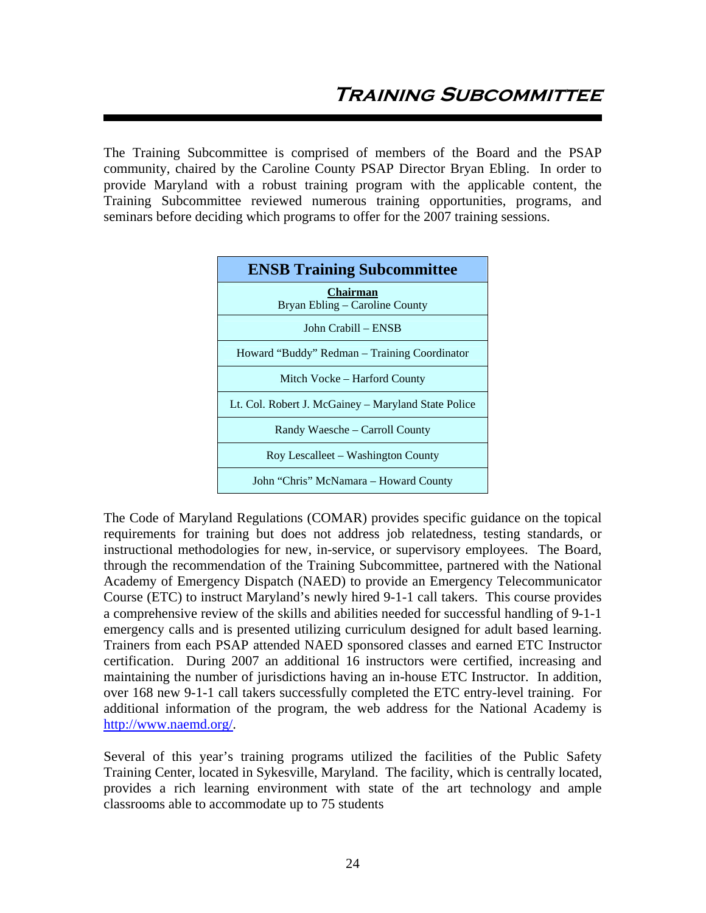# Training Subcommittee

The Training Subcommittee is comprised of members of the Board and the PSAP community, chaired by the Caroline County PSAP Director Bryan Ebling. In order to provide Maryland with a robust training program with the applicable content, the Training Subcommittee reviewed numerous training opportunities, programs, and seminars before deciding which programs to offer for the 2007 training sessions.

| ENSB Training Subcommittee |
|---|
| **Chairman**<br>Bryan Ebling – Caroline County |
| John Crabill – ENSB |
| Howard "Buddy" Redman – Training Coordinator |
| Mitch Vocke – Harford County |
| Lt. Col. Robert J. McGainey – Maryland State Police |
| Randy Waesche – Carroll County |
| Roy Lescalleet – Washington County |
| John "Chris" McNamara – Howard County |

The Code of Maryland Regulations (COMAR) provides specific guidance on the topical requirements for training but does not address job relatedness, testing standards, or instructional methodologies for new, in-service, or supervisory employees. The Board, through the recommendation of the Training Subcommittee, partnered with the National Academy of Emergency Dispatch (NAED) to provide an Emergency Telecommunicator Course (ETC) to instruct Maryland's newly hired 9-1-1 call takers. This course provides a comprehensive review of the skills and abilities needed for successful handling of 9-1-1 emergency calls and is presented utilizing curriculum designed for adult based learning. Trainers from each PSAP attended NAED sponsored classes and earned ETC Instructor certification. During 2007 an additional 16 instructors were certified, increasing and maintaining the number of jurisdictions having an in-house ETC Instructor. In addition, over 168 new 9-1-1 call takers successfully completed the ETC entry-level training. For additional information of the program, the web address for the National Academy is http://www.naemd.org/.

Several of this year's training programs utilized the facilities of the Public Safety Training Center, located in Sykesville, Maryland. The facility, which is centrally located, provides a rich learning environment with state of the art technology and ample classrooms able to accommodate up to 75 students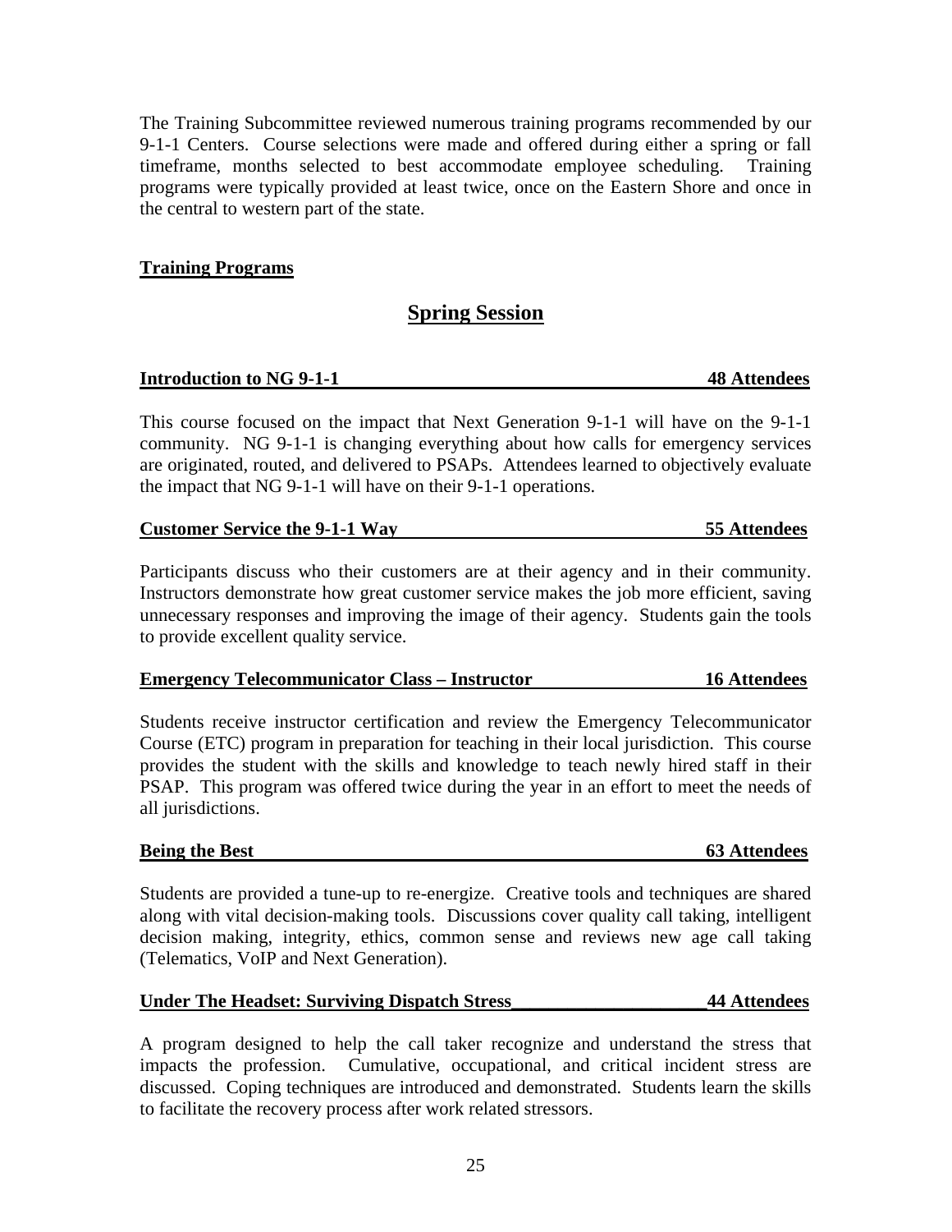The Training Subcommittee reviewed numerous training programs recommended by our 9-1-1 Centers. Course selections were made and offered during either a spring or fall timeframe, months selected to best accommodate employee scheduling. Training programs were typically provided at least twice, once on the Eastern Shore and once in the central to western part of the state.

**Training Programs**

## Spring Session

**Introduction to NG 9-1-1 — 48 Attendees**

This course focused on the impact that Next Generation 9-1-1 will have on the 9-1-1 community. NG 9-1-1 is changing everything about how calls for emergency services are originated, routed, and delivered to PSAPs. Attendees learned to objectively evaluate the impact that NG 9-1-1 will have on their 9-1-1 operations.

**Customer Service the 9-1-1 Way — 55 Attendees**

Participants discuss who their customers are at their agency and in their community. Instructors demonstrate how great customer service makes the job more efficient, saving unnecessary responses and improving the image of their agency. Students gain the tools to provide excellent quality service.

**Emergency Telecommunicator Class – Instructor — 16 Attendees**

Students receive instructor certification and review the Emergency Telecommunicator Course (ETC) program in preparation for teaching in their local jurisdiction. This course provides the student with the skills and knowledge to teach newly hired staff in their PSAP. This program was offered twice during the year in an effort to meet the needs of all jurisdictions.

**Being the Best — 63 Attendees**

Students are provided a tune-up to re-energize. Creative tools and techniques are shared along with vital decision-making tools. Discussions cover quality call taking, intelligent decision making, integrity, ethics, common sense and reviews new age call taking (Telematics, VoIP and Next Generation).

**Under The Headset: Surviving Dispatch Stress — 44 Attendees**

A program designed to help the call taker recognize and understand the stress that impacts the profession. Cumulative, occupational, and critical incident stress are discussed. Coping techniques are introduced and demonstrated. Students learn the skills to facilitate the recovery process after work related stressors.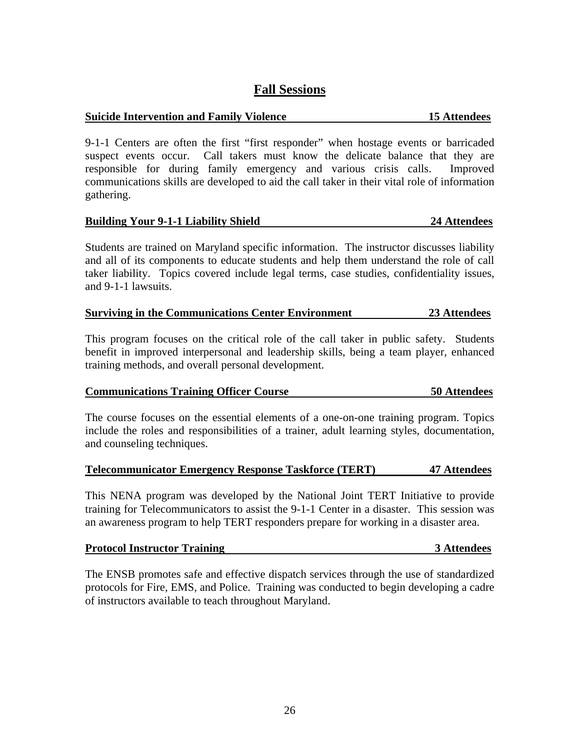## Fall Sessions

**Suicide Intervention and Family Violence 15 Attendees**

9-1-1 Centers are often the first "first responder" when hostage events or barricaded suspect events occur. Call takers must know the delicate balance that they are responsible for during family emergency and various crisis calls. Improved communications skills are developed to aid the call taker in their vital role of information gathering.

**Building Your 9-1-1 Liability Shield 24 Attendees**

Students are trained on Maryland specific information. The instructor discusses liability and all of its components to educate students and help them understand the role of call taker liability. Topics covered include legal terms, case studies, confidentiality issues, and 9-1-1 lawsuits.

**Surviving in the Communications Center Environment 23 Attendees**

This program focuses on the critical role of the call taker in public safety. Students benefit in improved interpersonal and leadership skills, being a team player, enhanced training methods, and overall personal development.

**Communications Training Officer Course 50 Attendees**

The course focuses on the essential elements of a one-on-one training program. Topics include the roles and responsibilities of a trainer, adult learning styles, documentation, and counseling techniques.

**Telecommunicator Emergency Response Taskforce (TERT) 47 Attendees**

This NENA program was developed by the National Joint TERT Initiative to provide training for Telecommunicators to assist the 9-1-1 Center in a disaster. This session was an awareness program to help TERT responders prepare for working in a disaster area.

**Protocol Instructor Training 3 Attendees**

The ENSB promotes safe and effective dispatch services through the use of standardized protocols for Fire, EMS, and Police. Training was conducted to begin developing a cadre of instructors available to teach throughout Maryland.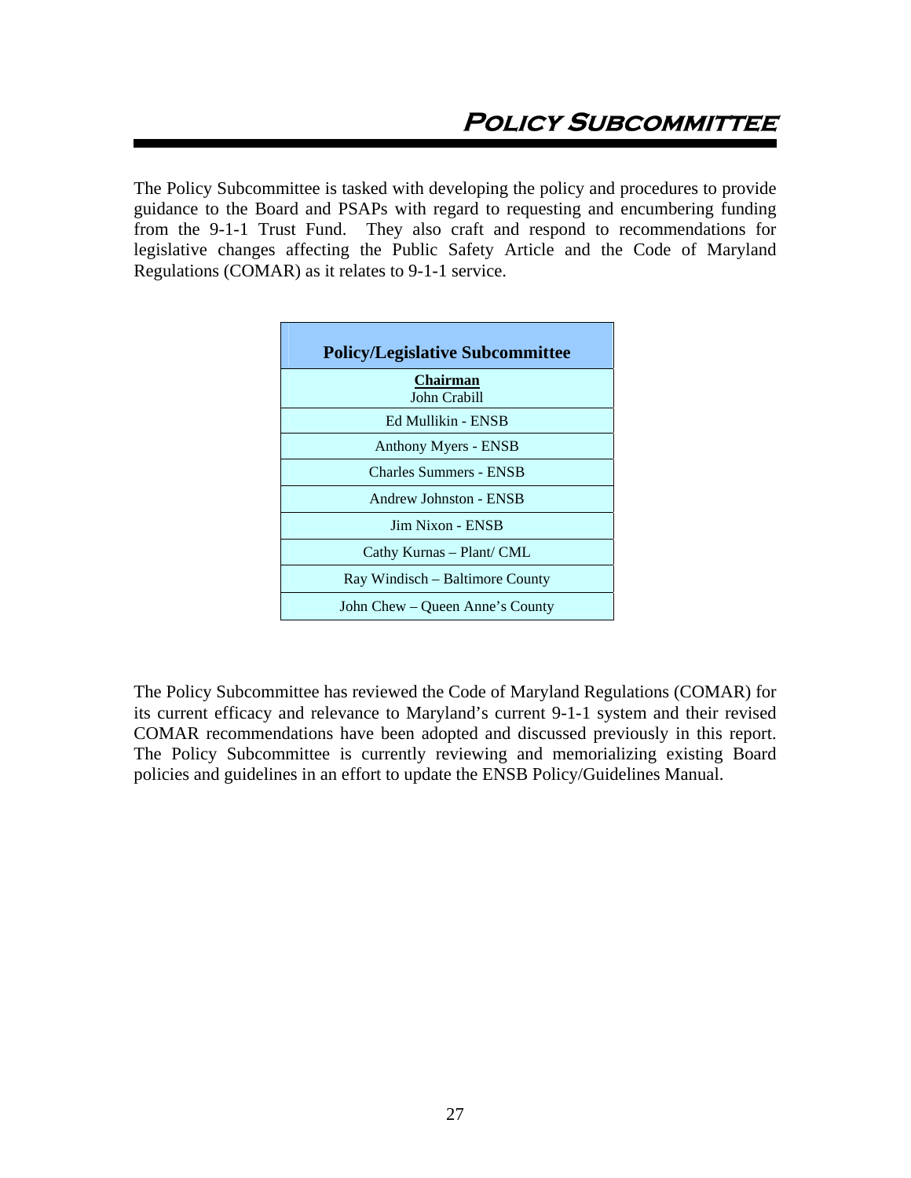# Policy Subcommittee

The Policy Subcommittee is tasked with developing the policy and procedures to provide guidance to the Board and PSAPs with regard to requesting and encumbering funding from the 9-1-1 Trust Fund. They also craft and respond to recommendations for legislative changes affecting the Public Safety Article and the Code of Maryland Regulations (COMAR) as it relates to 9-1-1 service.

| Policy/Legislative Subcommittee |
|---|
| **Chairman**<br>John Crabill |
| Ed Mullikin - ENSB |
| Anthony Myers - ENSB |
| Charles Summers - ENSB |
| Andrew Johnston - ENSB |
| Jim Nixon - ENSB |
| Cathy Kurnas – Plant/ CML |
| Ray Windisch – Baltimore County |
| John Chew – Queen Anne's County |

The Policy Subcommittee has reviewed the Code of Maryland Regulations (COMAR) for its current efficacy and relevance to Maryland's current 9-1-1 system and their revised COMAR recommendations have been adopted and discussed previously in this report. The Policy Subcommittee is currently reviewing and memorializing existing Board policies and guidelines in an effort to update the ENSB Policy/Guidelines Manual.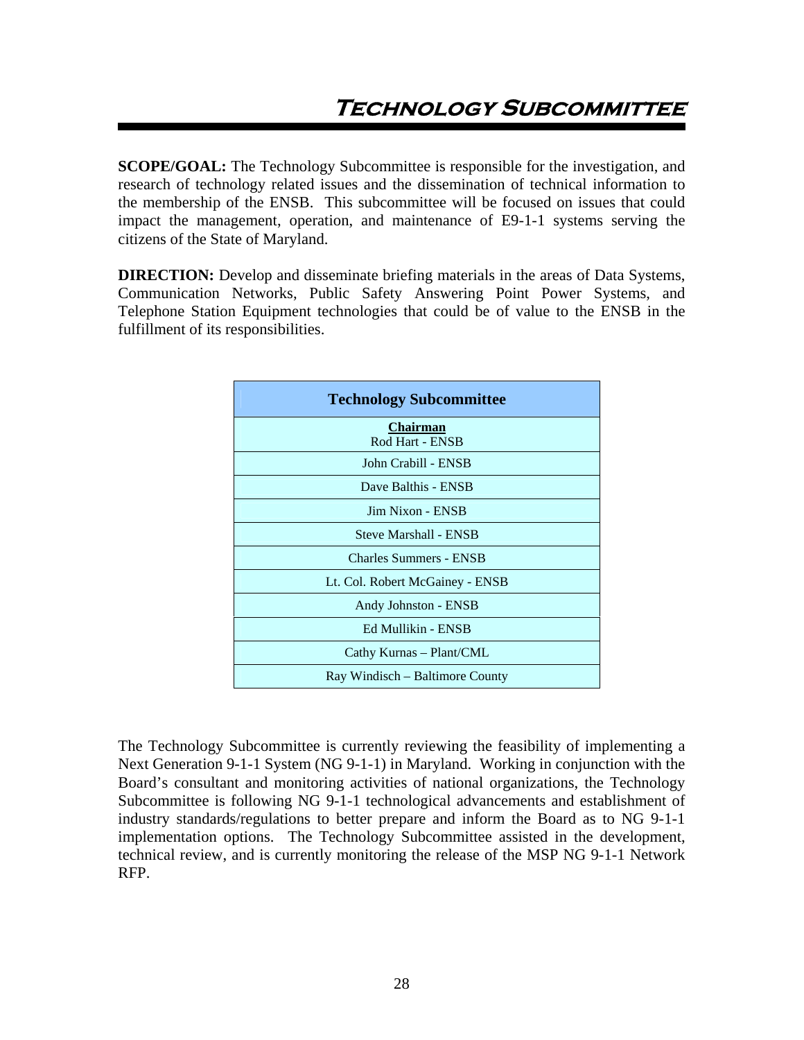# Technology Subcommittee

**SCOPE/GOAL:** The Technology Subcommittee is responsible for the investigation, and research of technology related issues and the dissemination of technical information to the membership of the ENSB. This subcommittee will be focused on issues that could impact the management, operation, and maintenance of E9-1-1 systems serving the citizens of the State of Maryland.

**DIRECTION:** Develop and disseminate briefing materials in the areas of Data Systems, Communication Networks, Public Safety Answering Point Power Systems, and Telephone Station Equipment technologies that could be of value to the ENSB in the fulfillment of its responsibilities.

| Technology Subcommittee |
|---|
| **Chairman** Rod Hart - ENSB |
| John Crabill - ENSB |
| Dave Balthis - ENSB |
| Jim Nixon - ENSB |
| Steve Marshall - ENSB |
| Charles Summers - ENSB |
| Lt. Col. Robert McGainey - ENSB |
| Andy Johnston - ENSB |
| Ed Mullikin - ENSB |
| Cathy Kurnas – Plant/CML |
| Ray Windisch – Baltimore County |

The Technology Subcommittee is currently reviewing the feasibility of implementing a Next Generation 9-1-1 System (NG 9-1-1) in Maryland. Working in conjunction with the Board's consultant and monitoring activities of national organizations, the Technology Subcommittee is following NG 9-1-1 technological advancements and establishment of industry standards/regulations to better prepare and inform the Board as to NG 9-1-1 implementation options. The Technology Subcommittee assisted in the development, technical review, and is currently monitoring the release of the MSP NG 9-1-1 Network RFP.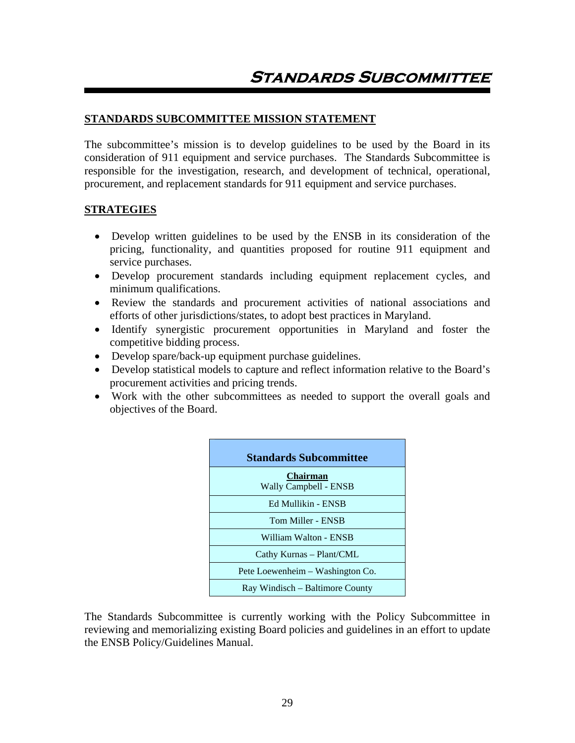# Standards Subcommittee

## STANDARDS SUBCOMMITTEE MISSION STATEMENT

The subcommittee's mission is to develop guidelines to be used by the Board in its consideration of 911 equipment and service purchases. The Standards Subcommittee is responsible for the investigation, research, and development of technical, operational, procurement, and replacement standards for 911 equipment and service purchases.

## STRATEGIES

- Develop written guidelines to be used by the ENSB in its consideration of the pricing, functionality, and quantities proposed for routine 911 equipment and service purchases.
- Develop procurement standards including equipment replacement cycles, and minimum qualifications.
- Review the standards and procurement activities of national associations and efforts of other jurisdictions/states, to adopt best practices in Maryland.
- Identify synergistic procurement opportunities in Maryland and foster the competitive bidding process.
- Develop spare/back-up equipment purchase guidelines.
- Develop statistical models to capture and reflect information relative to the Board's procurement activities and pricing trends.
- Work with the other subcommittees as needed to support the overall goals and objectives of the Board.

| Standards Subcommittee |
|---|
| **Chairman**<br>Wally Campbell - ENSB |
| Ed Mullikin - ENSB |
| Tom Miller - ENSB |
| William Walton - ENSB |
| Cathy Kurnas – Plant/CML |
| Pete Loewenheim – Washington Co. |
| Ray Windisch – Baltimore County |

The Standards Subcommittee is currently working with the Policy Subcommittee in reviewing and memorializing existing Board policies and guidelines in an effort to update the ENSB Policy/Guidelines Manual.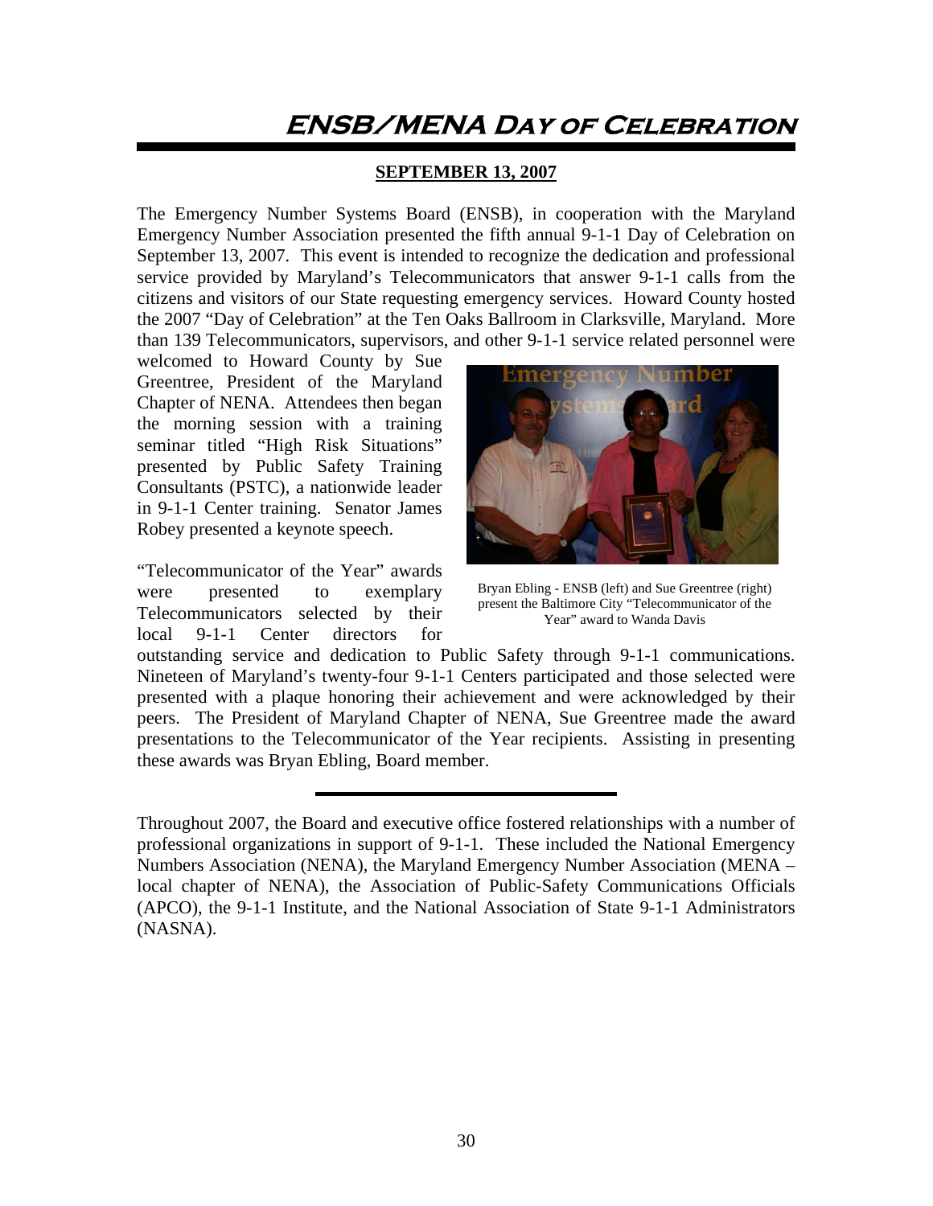# ENSB/MENA Day of Celebration

**SEPTEMBER 13, 2007**

The Emergency Number Systems Board (ENSB), in cooperation with the Maryland Emergency Number Association presented the fifth annual 9-1-1 Day of Celebration on September 13, 2007. This event is intended to recognize the dedication and professional service provided by Maryland's Telecommunicators that answer 9-1-1 calls from the citizens and visitors of our State requesting emergency services. Howard County hosted the 2007 "Day of Celebration" at the Ten Oaks Ballroom in Clarksville, Maryland. More than 139 Telecommunicators, supervisors, and other 9-1-1 service related personnel were welcomed to Howard County by Sue Greentree, President of the Maryland Chapter of NENA. Attendees then began the morning session with a training seminar titled "High Risk Situations" presented by Public Safety Training Consultants (PSTC), a nationwide leader in 9-1-1 Center training. Senator James Robey presented a keynote speech.

Bryan Ebling - ENSB (left) and Sue Greentree (right) present the Baltimore City "Telecommunicator of the Year" award to Wanda Davis

"Telecommunicator of the Year" awards were presented to exemplary Telecommunicators selected by their local 9-1-1 Center directors for outstanding service and dedication to Public Safety through 9-1-1 communications. Nineteen of Maryland's twenty-four 9-1-1 Centers participated and those selected were presented with a plaque honoring their achievement and were acknowledged by their peers. The President of Maryland Chapter of NENA, Sue Greentree made the award presentations to the Telecommunicator of the Year recipients. Assisting in presenting these awards was Bryan Ebling, Board member.

---

Throughout 2007, the Board and executive office fostered relationships with a number of professional organizations in support of 9-1-1. These included the National Emergency Numbers Association (NENA), the Maryland Emergency Number Association (MENA – local chapter of NENA), the Association of Public-Safety Communications Officials (APCO), the 9-1-1 Institute, and the National Association of State 9-1-1 Administrators (NASNA).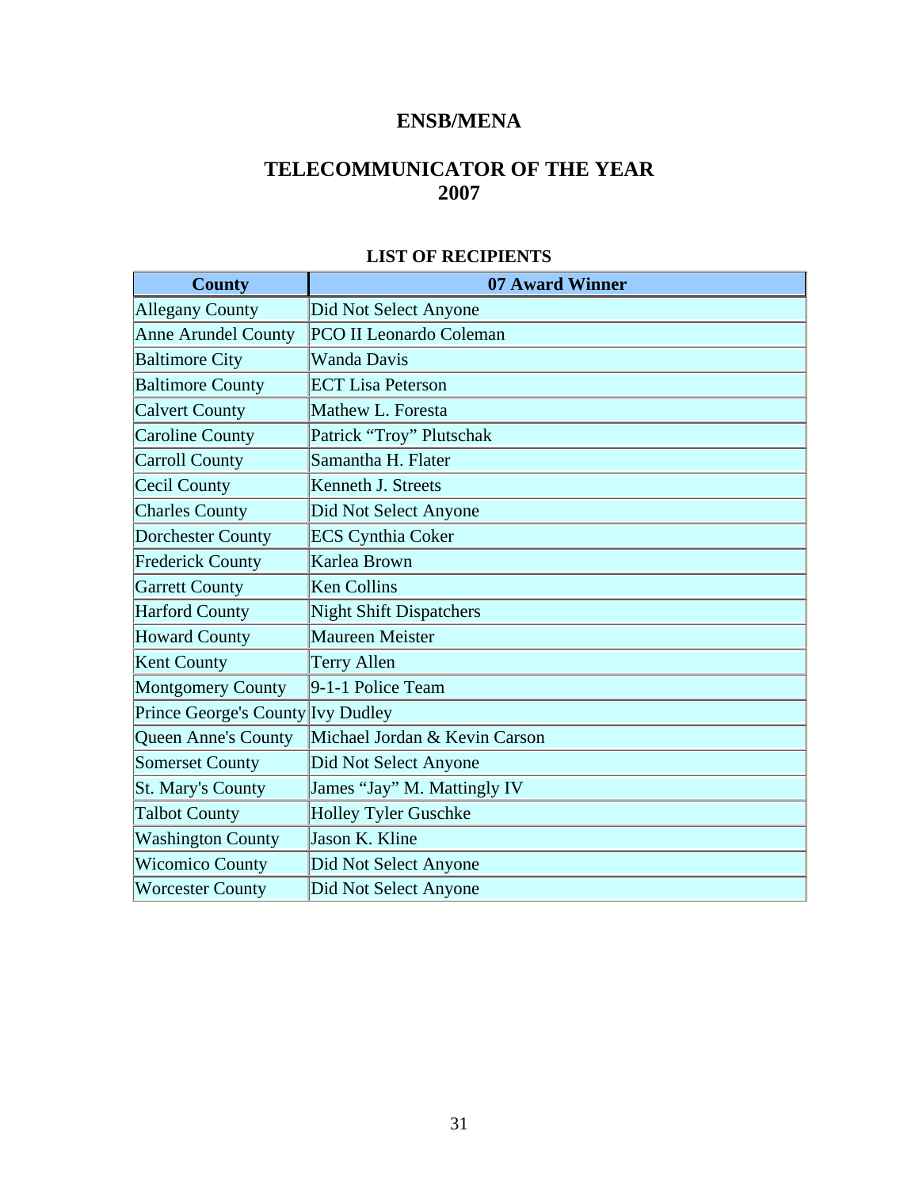# ENSB/MENA

## TELECOMMUNICATOR OF THE YEAR 2007

### LIST OF RECIPIENTS

| County | 07 Award Winner |
|---|---|
| Allegany County | Did Not Select Anyone |
| Anne Arundel County | PCO II Leonardo Coleman |
| Baltimore City | Wanda Davis |
| Baltimore County | ECT Lisa Peterson |
| Calvert County | Mathew L. Foresta |
| Caroline County | Patrick "Troy" Plutschak |
| Carroll County | Samantha H. Flater |
| Cecil County | Kenneth J. Streets |
| Charles County | Did Not Select Anyone |
| Dorchester County | ECS Cynthia Coker |
| Frederick County | Karlea Brown |
| Garrett County | Ken Collins |
| Harford County | Night Shift Dispatchers |
| Howard County | Maureen Meister |
| Kent County | Terry Allen |
| Montgomery County | 9-1-1 Police Team |
| Prince George's County | Ivy Dudley |
| Queen Anne's County | Michael Jordan & Kevin Carson |
| Somerset County | Did Not Select Anyone |
| St. Mary's County | James "Jay" M. Mattingly IV |
| Talbot County | Holley Tyler Guschke |
| Washington County | Jason K. Kline |
| Wicomico County | Did Not Select Anyone |
| Worcester County | Did Not Select Anyone |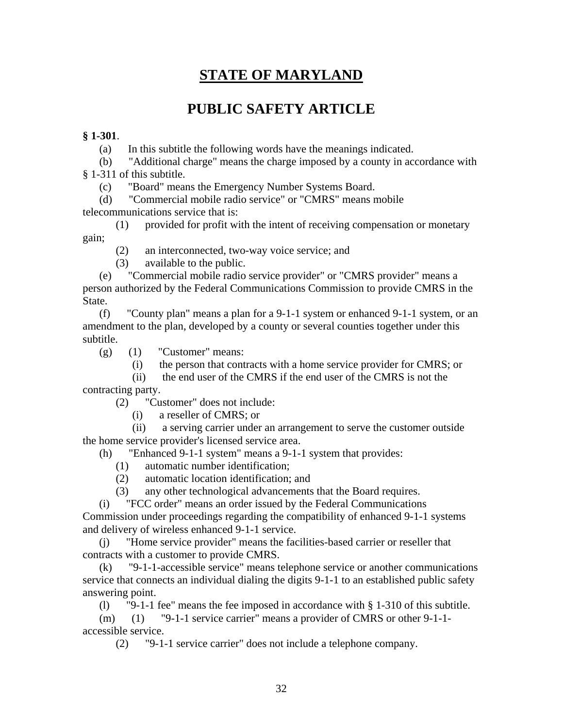# STATE OF MARYLAND

## PUBLIC SAFETY ARTICLE

**§ 1-301**.

(a) In this subtitle the following words have the meanings indicated.

(b) "Additional charge" means the charge imposed by a county in accordance with § 1-311 of this subtitle.

(c) "Board" means the Emergency Number Systems Board.

(d) "Commercial mobile radio service" or "CMRS" means mobile telecommunications service that is:

(1) provided for profit with the intent of receiving compensation or monetary gain;

(2) an interconnected, two-way voice service; and

(3) available to the public.

(e) "Commercial mobile radio service provider" or "CMRS provider" means a person authorized by the Federal Communications Commission to provide CMRS in the State.

(f) "County plan" means a plan for a 9-1-1 system or enhanced 9-1-1 system, or an amendment to the plan, developed by a county or several counties together under this subtitle.

(g) (1) "Customer" means:

(i) the person that contracts with a home service provider for CMRS; or

(ii) the end user of the CMRS if the end user of the CMRS is not the contracting party.

(2) "Customer" does not include:

(i) a reseller of CMRS; or

(ii) a serving carrier under an arrangement to serve the customer outside the home service provider's licensed service area.

(h) "Enhanced 9-1-1 system" means a 9-1-1 system that provides:

(1) automatic number identification;

(2) automatic location identification; and

(3) any other technological advancements that the Board requires.

(i) "FCC order" means an order issued by the Federal Communications Commission under proceedings regarding the compatibility of enhanced 9-1-1 systems and delivery of wireless enhanced 9-1-1 service.

(j) "Home service provider" means the facilities-based carrier or reseller that contracts with a customer to provide CMRS.

(k) "9-1-1-accessible service" means telephone service or another communications service that connects an individual dialing the digits 9-1-1 to an established public safety answering point.

(l) "9-1-1 fee" means the fee imposed in accordance with § 1-310 of this subtitle.

(m) (1) "9-1-1 service carrier" means a provider of CMRS or other 9-1-1-accessible service.

(2) "9-1-1 service carrier" does not include a telephone company.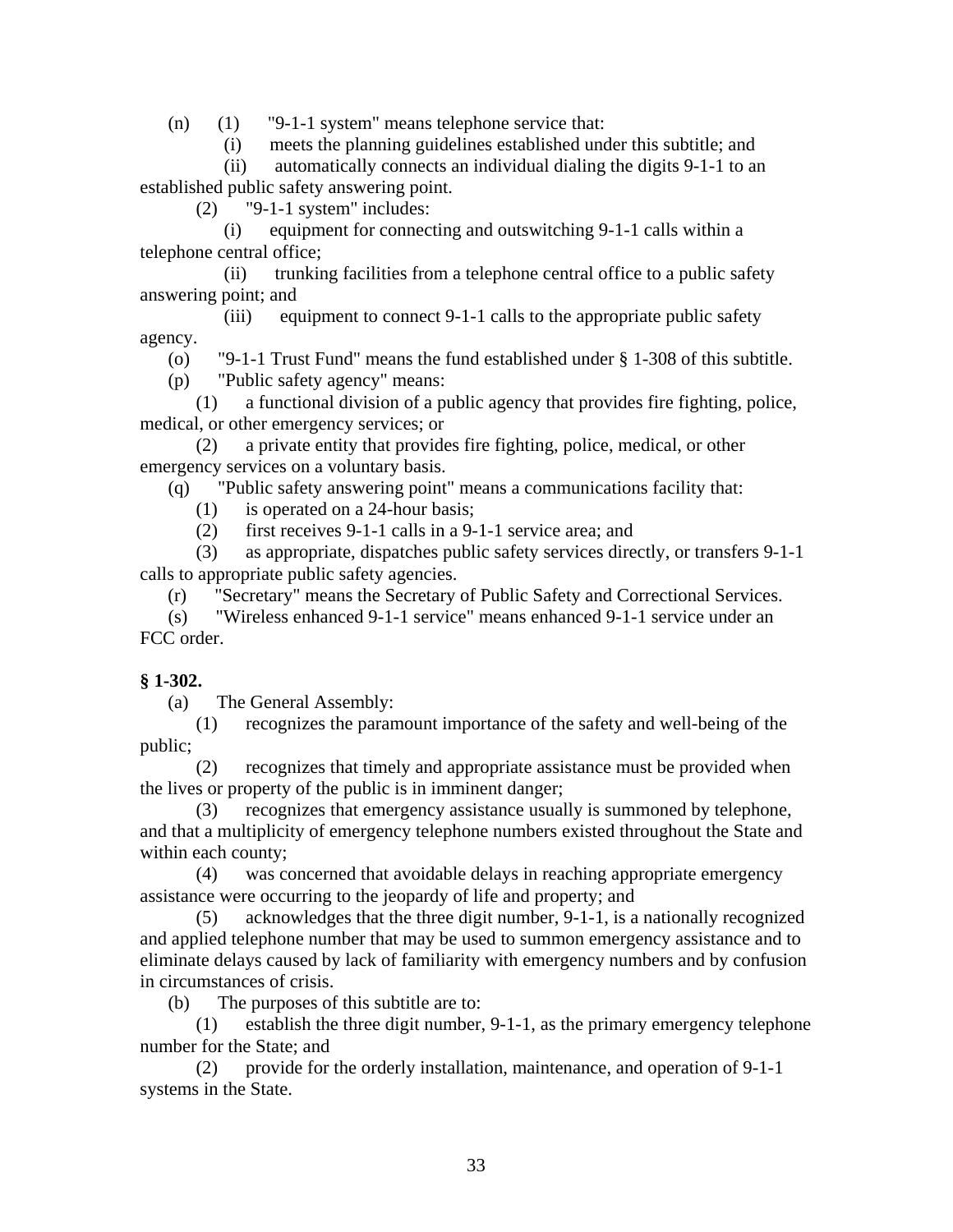(n) (1) "9-1-1 system" means telephone service that:

(i) meets the planning guidelines established under this subtitle; and

(ii) automatically connects an individual dialing the digits 9-1-1 to an established public safety answering point.

(2) "9-1-1 system" includes:

(i) equipment for connecting and outswitching 9-1-1 calls within a telephone central office;

(ii) trunking facilities from a telephone central office to a public safety answering point; and

(iii) equipment to connect 9-1-1 calls to the appropriate public safety agency.

(o) "9-1-1 Trust Fund" means the fund established under § 1-308 of this subtitle.

(p) "Public safety agency" means:

(1) a functional division of a public agency that provides fire fighting, police, medical, or other emergency services; or

(2) a private entity that provides fire fighting, police, medical, or other emergency services on a voluntary basis.

(q) "Public safety answering point" means a communications facility that:

(1) is operated on a 24-hour basis;

(2) first receives 9-1-1 calls in a 9-1-1 service area; and

(3) as appropriate, dispatches public safety services directly, or transfers 9-1-1 calls to appropriate public safety agencies.

(r) "Secretary" means the Secretary of Public Safety and Correctional Services.

(s) "Wireless enhanced 9-1-1 service" means enhanced 9-1-1 service under an FCC order.

**§ 1-302.**

(a) The General Assembly:

(1) recognizes the paramount importance of the safety and well-being of the public;

(2) recognizes that timely and appropriate assistance must be provided when the lives or property of the public is in imminent danger;

(3) recognizes that emergency assistance usually is summoned by telephone, and that a multiplicity of emergency telephone numbers existed throughout the State and within each county;

(4) was concerned that avoidable delays in reaching appropriate emergency assistance were occurring to the jeopardy of life and property; and

(5) acknowledges that the three digit number, 9-1-1, is a nationally recognized and applied telephone number that may be used to summon emergency assistance and to eliminate delays caused by lack of familiarity with emergency numbers and by confusion in circumstances of crisis.

(b) The purposes of this subtitle are to:

(1) establish the three digit number, 9-1-1, as the primary emergency telephone number for the State; and

(2) provide for the orderly installation, maintenance, and operation of 9-1-1 systems in the State.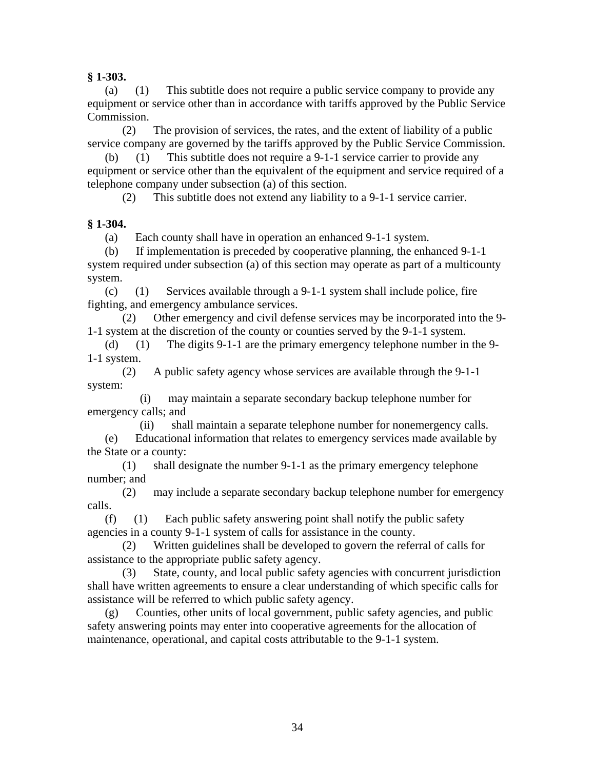**§ 1-303.**

(a) (1) This subtitle does not require a public service company to provide any equipment or service other than in accordance with tariffs approved by the Public Service Commission.

(2) The provision of services, the rates, and the extent of liability of a public service company are governed by the tariffs approved by the Public Service Commission.

(b) (1) This subtitle does not require a 9-1-1 service carrier to provide any equipment or service other than the equivalent of the equipment and service required of a telephone company under subsection (a) of this section.

(2) This subtitle does not extend any liability to a 9-1-1 service carrier.

**§ 1-304.**

(a) Each county shall have in operation an enhanced 9-1-1 system.

(b) If implementation is preceded by cooperative planning, the enhanced 9-1-1 system required under subsection (a) of this section may operate as part of a multicounty system.

(c) (1) Services available through a 9-1-1 system shall include police, fire fighting, and emergency ambulance services.

(2) Other emergency and civil defense services may be incorporated into the 9-1-1 system at the discretion of the county or counties served by the 9-1-1 system.

(d) (1) The digits 9-1-1 are the primary emergency telephone number in the 9-1-1 system.

(2) A public safety agency whose services are available through the 9-1-1 system:

(i) may maintain a separate secondary backup telephone number for emergency calls; and

(ii) shall maintain a separate telephone number for nonemergency calls.

(e) Educational information that relates to emergency services made available by the State or a county:

(1) shall designate the number 9-1-1 as the primary emergency telephone number; and

(2) may include a separate secondary backup telephone number for emergency calls.

(f) (1) Each public safety answering point shall notify the public safety agencies in a county 9-1-1 system of calls for assistance in the county.

(2) Written guidelines shall be developed to govern the referral of calls for assistance to the appropriate public safety agency.

(3) State, county, and local public safety agencies with concurrent jurisdiction shall have written agreements to ensure a clear understanding of which specific calls for assistance will be referred to which public safety agency.

(g) Counties, other units of local government, public safety agencies, and public safety answering points may enter into cooperative agreements for the allocation of maintenance, operational, and capital costs attributable to the 9-1-1 system.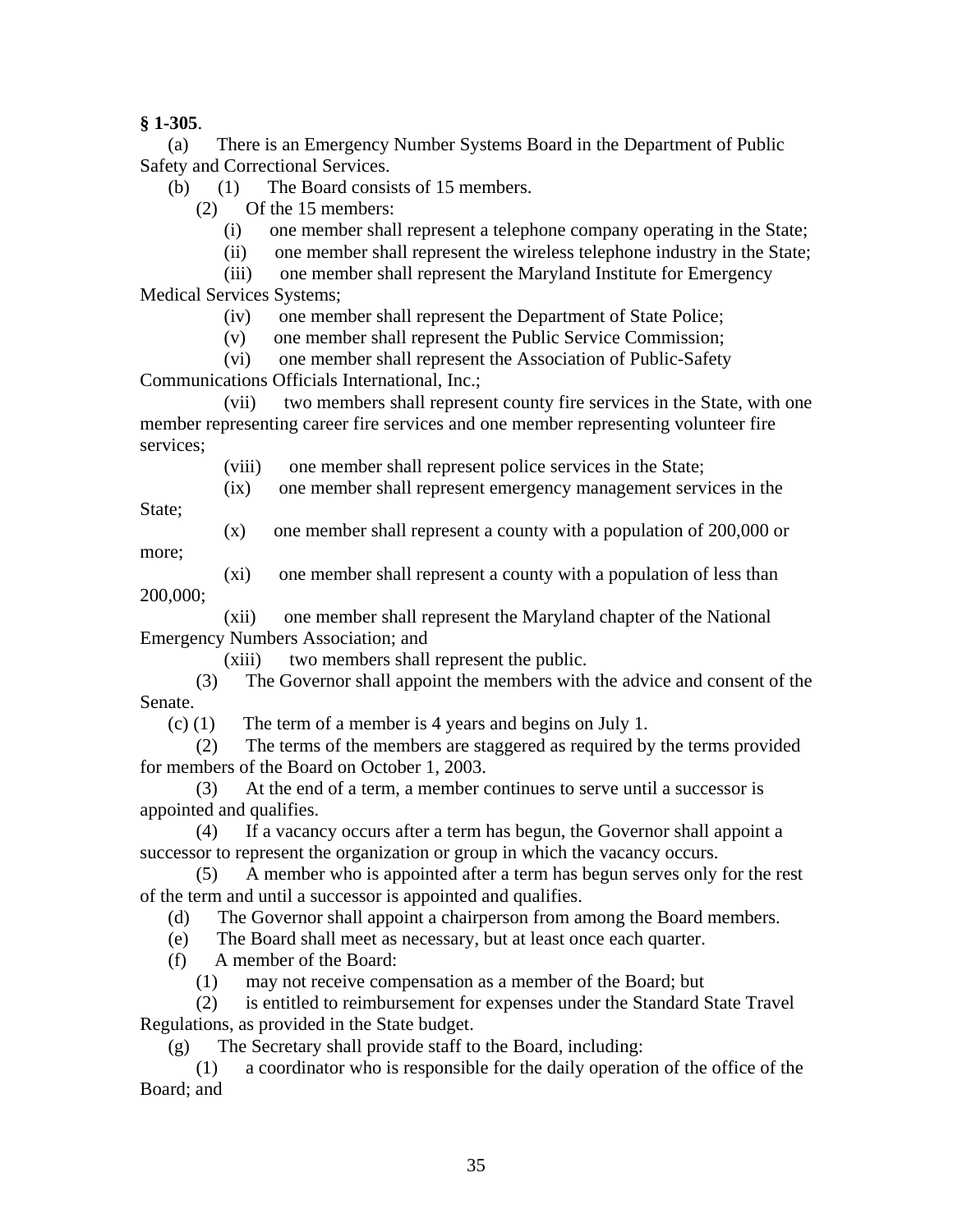**§ 1-305**.

(a) There is an Emergency Number Systems Board in the Department of Public Safety and Correctional Services.

(b) (1) The Board consists of 15 members.

(2) Of the 15 members:

(i) one member shall represent a telephone company operating in the State;

(ii) one member shall represent the wireless telephone industry in the State;

(iii) one member shall represent the Maryland Institute for Emergency Medical Services Systems;

(iv) one member shall represent the Department of State Police;

(v) one member shall represent the Public Service Commission;

(vi) one member shall represent the Association of Public-Safety Communications Officials International, Inc.;

(vii) two members shall represent county fire services in the State, with one member representing career fire services and one member representing volunteer fire services;

(viii) one member shall represent police services in the State;

(ix) one member shall represent emergency management services in the State;

(x) one member shall represent a county with a population of 200,000 or more;

(xi) one member shall represent a county with a population of less than 200,000;

(xii) one member shall represent the Maryland chapter of the National Emergency Numbers Association; and

(xiii) two members shall represent the public.

(3) The Governor shall appoint the members with the advice and consent of the Senate.

(c) (1) The term of a member is 4 years and begins on July 1.

(2) The terms of the members are staggered as required by the terms provided for members of the Board on October 1, 2003.

(3) At the end of a term, a member continues to serve until a successor is appointed and qualifies.

(4) If a vacancy occurs after a term has begun, the Governor shall appoint a successor to represent the organization or group in which the vacancy occurs.

(5) A member who is appointed after a term has begun serves only for the rest of the term and until a successor is appointed and qualifies.

(d) The Governor shall appoint a chairperson from among the Board members.

(e) The Board shall meet as necessary, but at least once each quarter.

(f) A member of the Board:

(1) may not receive compensation as a member of the Board; but

(2) is entitled to reimbursement for expenses under the Standard State Travel Regulations, as provided in the State budget.

(g) The Secretary shall provide staff to the Board, including:

(1) a coordinator who is responsible for the daily operation of the office of the Board; and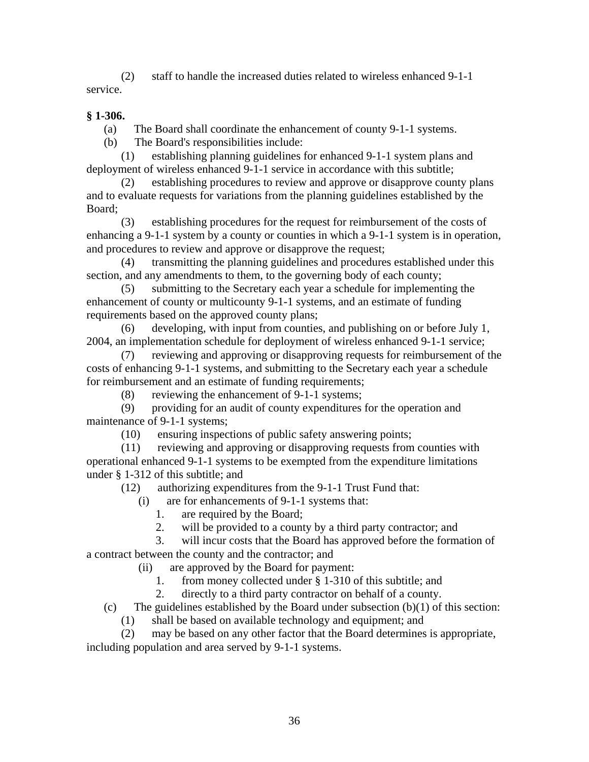(2) staff to handle the increased duties related to wireless enhanced 9-1-1 service.

**§ 1-306.**

(a) The Board shall coordinate the enhancement of county 9-1-1 systems.

(b) The Board's responsibilities include:

(1) establishing planning guidelines for enhanced 9-1-1 system plans and deployment of wireless enhanced 9-1-1 service in accordance with this subtitle;

(2) establishing procedures to review and approve or disapprove county plans and to evaluate requests for variations from the planning guidelines established by the Board;

(3) establishing procedures for the request for reimbursement of the costs of enhancing a 9-1-1 system by a county or counties in which a 9-1-1 system is in operation, and procedures to review and approve or disapprove the request;

(4) transmitting the planning guidelines and procedures established under this section, and any amendments to them, to the governing body of each county;

(5) submitting to the Secretary each year a schedule for implementing the enhancement of county or multicounty 9-1-1 systems, and an estimate of funding requirements based on the approved county plans;

(6) developing, with input from counties, and publishing on or before July 1, 2004, an implementation schedule for deployment of wireless enhanced 9-1-1 service;

(7) reviewing and approving or disapproving requests for reimbursement of the costs of enhancing 9-1-1 systems, and submitting to the Secretary each year a schedule for reimbursement and an estimate of funding requirements;

(8) reviewing the enhancement of 9-1-1 systems;

(9) providing for an audit of county expenditures for the operation and maintenance of 9-1-1 systems;

(10) ensuring inspections of public safety answering points;

(11) reviewing and approving or disapproving requests from counties with operational enhanced 9-1-1 systems to be exempted from the expenditure limitations under § 1-312 of this subtitle; and

(12) authorizing expenditures from the 9-1-1 Trust Fund that:

(i) are for enhancements of 9-1-1 systems that:

1. are required by the Board;

2. will be provided to a county by a third party contractor; and

3. will incur costs that the Board has approved before the formation of a contract between the county and the contractor; and

(ii) are approved by the Board for payment:

1. from money collected under § 1-310 of this subtitle; and

2. directly to a third party contractor on behalf of a county.

(c) The guidelines established by the Board under subsection (b)(1) of this section:

(1) shall be based on available technology and equipment; and

(2) may be based on any other factor that the Board determines is appropriate, including population and area served by 9-1-1 systems.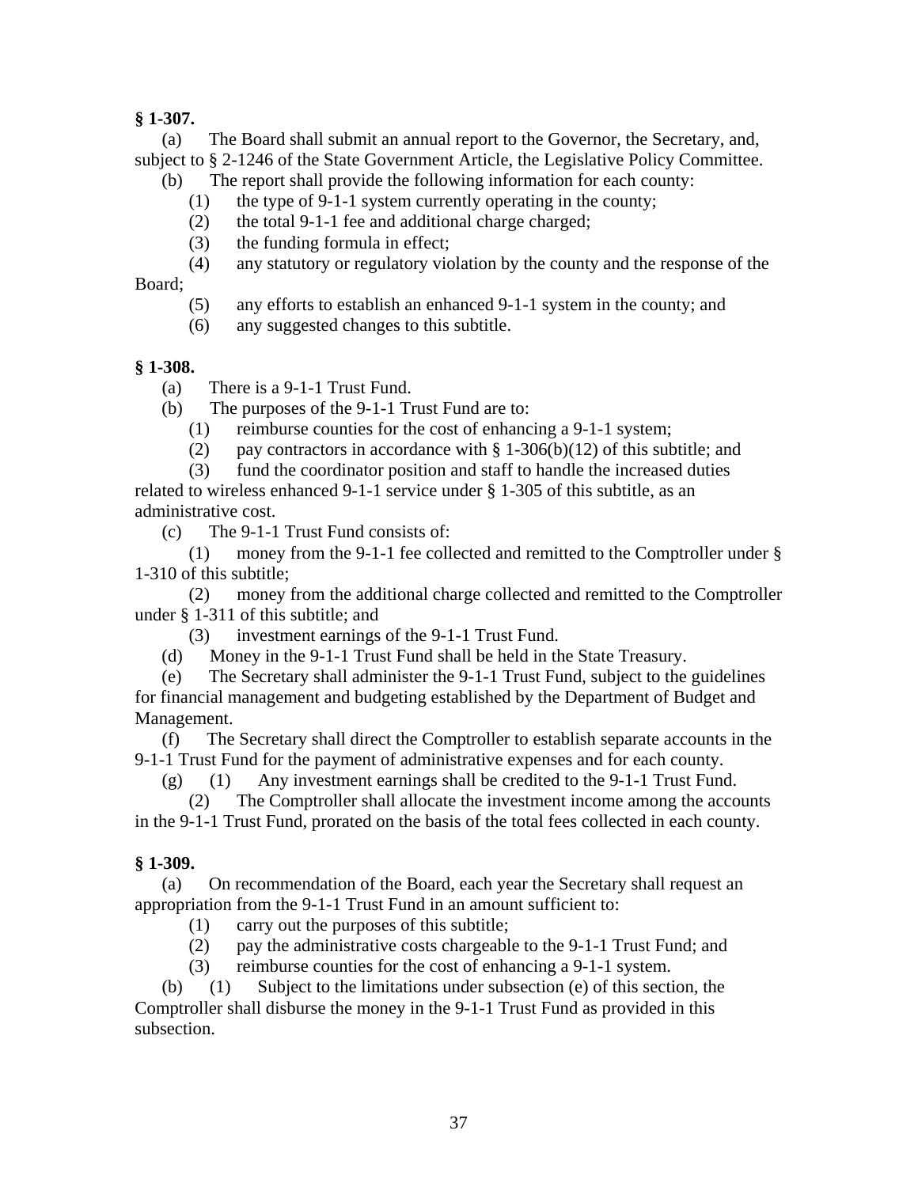**§ 1-307.**

(a) The Board shall submit an annual report to the Governor, the Secretary, and, subject to § 2-1246 of the State Government Article, the Legislative Policy Committee.

(b) The report shall provide the following information for each county:

(1) the type of 9-1-1 system currently operating in the county;

(2) the total 9-1-1 fee and additional charge charged;

(3) the funding formula in effect;

(4) any statutory or regulatory violation by the county and the response of the Board;

(5) any efforts to establish an enhanced 9-1-1 system in the county; and

(6) any suggested changes to this subtitle.

**§ 1-308.**

(a) There is a 9-1-1 Trust Fund.

(b) The purposes of the 9-1-1 Trust Fund are to:

(1) reimburse counties for the cost of enhancing a 9-1-1 system;

(2) pay contractors in accordance with § 1-306(b)(12) of this subtitle; and

(3) fund the coordinator position and staff to handle the increased duties related to wireless enhanced 9-1-1 service under § 1-305 of this subtitle, as an administrative cost.

(c) The 9-1-1 Trust Fund consists of:

(1) money from the 9-1-1 fee collected and remitted to the Comptroller under § 1-310 of this subtitle;

(2) money from the additional charge collected and remitted to the Comptroller under § 1-311 of this subtitle; and

(3) investment earnings of the 9-1-1 Trust Fund.

(d) Money in the 9-1-1 Trust Fund shall be held in the State Treasury.

(e) The Secretary shall administer the 9-1-1 Trust Fund, subject to the guidelines for financial management and budgeting established by the Department of Budget and Management.

(f) The Secretary shall direct the Comptroller to establish separate accounts in the 9-1-1 Trust Fund for the payment of administrative expenses and for each county.

(g) (1) Any investment earnings shall be credited to the 9-1-1 Trust Fund.

(2) The Comptroller shall allocate the investment income among the accounts in the 9-1-1 Trust Fund, prorated on the basis of the total fees collected in each county.

**§ 1-309.**

(a) On recommendation of the Board, each year the Secretary shall request an appropriation from the 9-1-1 Trust Fund in an amount sufficient to:

(1) carry out the purposes of this subtitle;

(2) pay the administrative costs chargeable to the 9-1-1 Trust Fund; and

(3) reimburse counties for the cost of enhancing a 9-1-1 system.

(b) (1) Subject to the limitations under subsection (e) of this section, the Comptroller shall disburse the money in the 9-1-1 Trust Fund as provided in this subsection.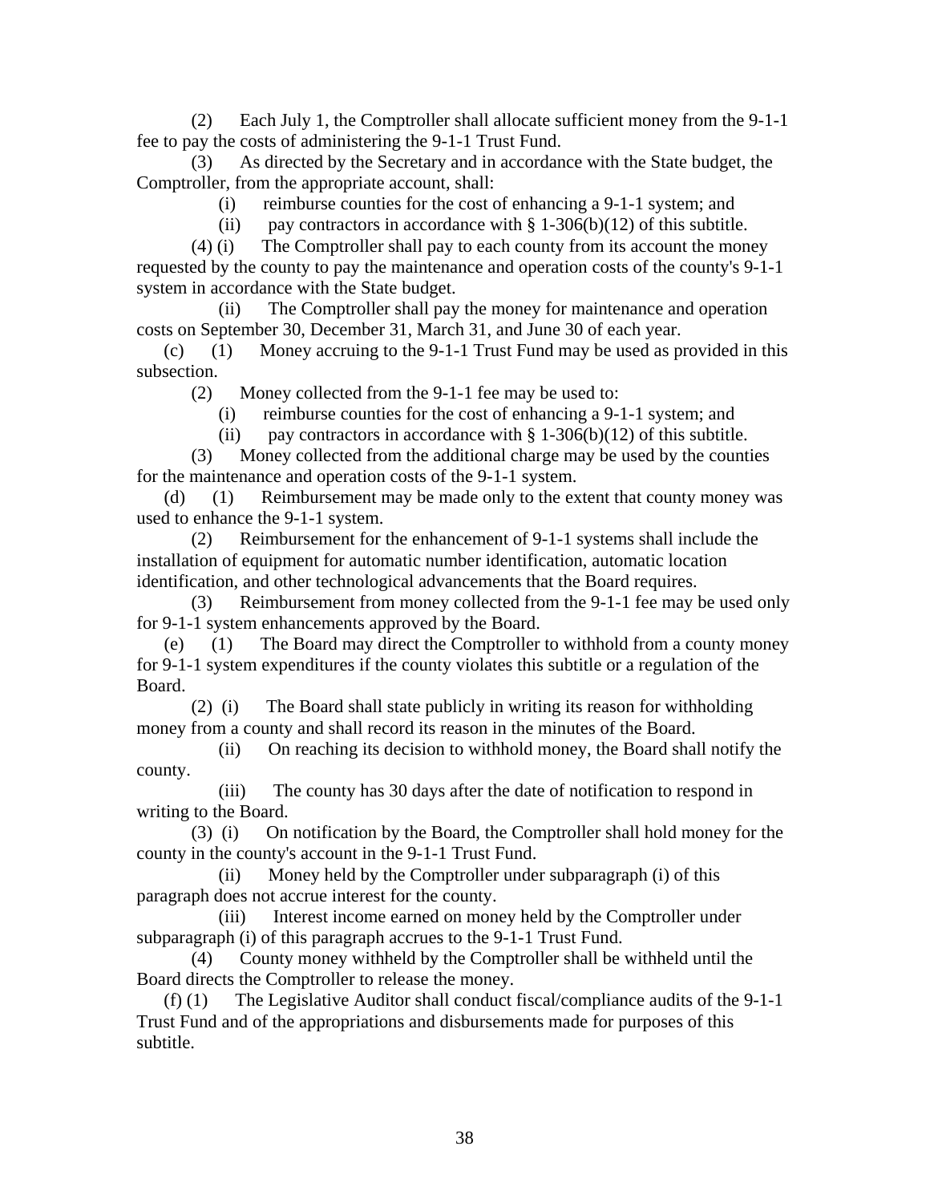(2) Each July 1, the Comptroller shall allocate sufficient money from the 9-1-1 fee to pay the costs of administering the 9-1-1 Trust Fund.

(3) As directed by the Secretary and in accordance with the State budget, the Comptroller, from the appropriate account, shall:

(i) reimburse counties for the cost of enhancing a 9-1-1 system; and

(ii) pay contractors in accordance with § 1-306(b)(12) of this subtitle.

(4) (i) The Comptroller shall pay to each county from its account the money requested by the county to pay the maintenance and operation costs of the county's 9-1-1 system in accordance with the State budget.

(ii) The Comptroller shall pay the money for maintenance and operation costs on September 30, December 31, March 31, and June 30 of each year.

(c) (1) Money accruing to the 9-1-1 Trust Fund may be used as provided in this subsection.

(2) Money collected from the 9-1-1 fee may be used to:

(i) reimburse counties for the cost of enhancing a 9-1-1 system; and

(ii) pay contractors in accordance with § 1-306(b)(12) of this subtitle.

(3) Money collected from the additional charge may be used by the counties for the maintenance and operation costs of the 9-1-1 system.

(d) (1) Reimbursement may be made only to the extent that county money was used to enhance the 9-1-1 system.

(2) Reimbursement for the enhancement of 9-1-1 systems shall include the installation of equipment for automatic number identification, automatic location identification, and other technological advancements that the Board requires.

(3) Reimbursement from money collected from the 9-1-1 fee may be used only for 9-1-1 system enhancements approved by the Board.

(e) (1) The Board may direct the Comptroller to withhold from a county money for 9-1-1 system expenditures if the county violates this subtitle or a regulation of the Board.

(2) (i) The Board shall state publicly in writing its reason for withholding money from a county and shall record its reason in the minutes of the Board.

(ii) On reaching its decision to withhold money, the Board shall notify the county.

(iii) The county has 30 days after the date of notification to respond in writing to the Board.

(3) (i) On notification by the Board, the Comptroller shall hold money for the county in the county's account in the 9-1-1 Trust Fund.

(ii) Money held by the Comptroller under subparagraph (i) of this paragraph does not accrue interest for the county.

(iii) Interest income earned on money held by the Comptroller under subparagraph (i) of this paragraph accrues to the 9-1-1 Trust Fund.

(4) County money withheld by the Comptroller shall be withheld until the Board directs the Comptroller to release the money.

(f) (1) The Legislative Auditor shall conduct fiscal/compliance audits of the 9-1-1 Trust Fund and of the appropriations and disbursements made for purposes of this subtitle.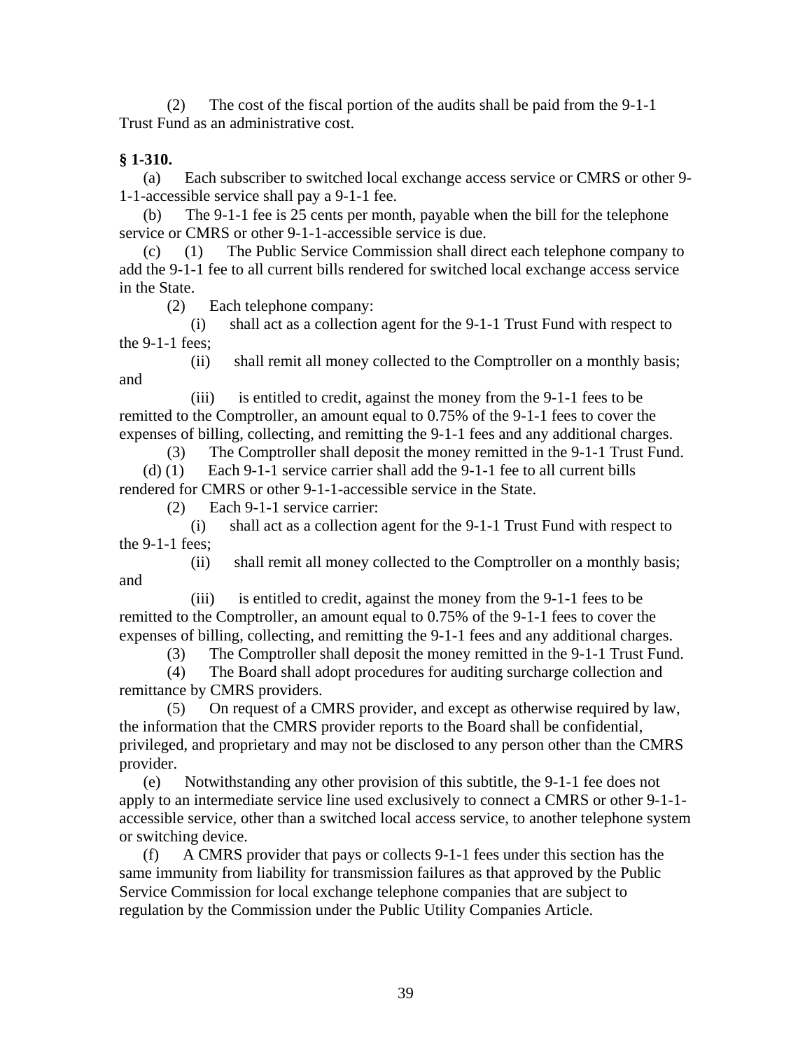(2) The cost of the fiscal portion of the audits shall be paid from the 9-1-1 Trust Fund as an administrative cost.

**§ 1-310.**

(a) Each subscriber to switched local exchange access service or CMRS or other 9-1-1-accessible service shall pay a 9-1-1 fee.

(b) The 9-1-1 fee is 25 cents per month, payable when the bill for the telephone service or CMRS or other 9-1-1-accessible service is due.

(c) (1) The Public Service Commission shall direct each telephone company to add the 9-1-1 fee to all current bills rendered for switched local exchange access service in the State.

(2) Each telephone company:

(i) shall act as a collection agent for the 9-1-1 Trust Fund with respect to the 9-1-1 fees;

(ii) shall remit all money collected to the Comptroller on a monthly basis; and

(iii) is entitled to credit, against the money from the 9-1-1 fees to be remitted to the Comptroller, an amount equal to 0.75% of the 9-1-1 fees to cover the expenses of billing, collecting, and remitting the 9-1-1 fees and any additional charges.

(3) The Comptroller shall deposit the money remitted in the 9-1-1 Trust Fund.

(d) (1) Each 9-1-1 service carrier shall add the 9-1-1 fee to all current bills rendered for CMRS or other 9-1-1-accessible service in the State.

(2) Each 9-1-1 service carrier:

(i) shall act as a collection agent for the 9-1-1 Trust Fund with respect to the 9-1-1 fees;

(ii) shall remit all money collected to the Comptroller on a monthly basis; and

(iii) is entitled to credit, against the money from the 9-1-1 fees to be remitted to the Comptroller, an amount equal to 0.75% of the 9-1-1 fees to cover the expenses of billing, collecting, and remitting the 9-1-1 fees and any additional charges.

(3) The Comptroller shall deposit the money remitted in the 9-1-1 Trust Fund.

(4) The Board shall adopt procedures for auditing surcharge collection and remittance by CMRS providers.

(5) On request of a CMRS provider, and except as otherwise required by law, the information that the CMRS provider reports to the Board shall be confidential, privileged, and proprietary and may not be disclosed to any person other than the CMRS provider.

(e) Notwithstanding any other provision of this subtitle, the 9-1-1 fee does not apply to an intermediate service line used exclusively to connect a CMRS or other 9-1-1-accessible service, other than a switched local access service, to another telephone system or switching device.

(f) A CMRS provider that pays or collects 9-1-1 fees under this section has the same immunity from liability for transmission failures as that approved by the Public Service Commission for local exchange telephone companies that are subject to regulation by the Commission under the Public Utility Companies Article.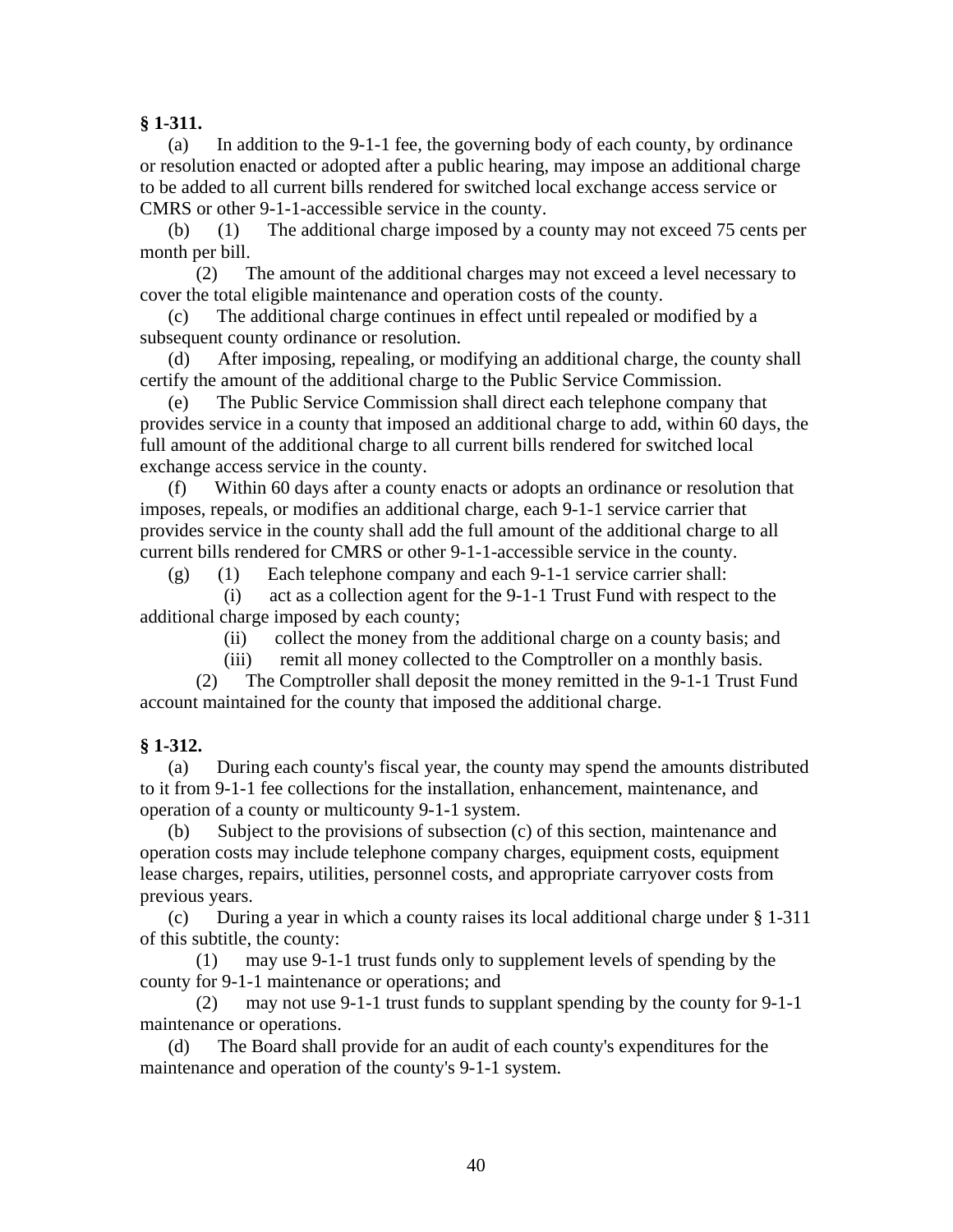**§ 1-311.**

(a) In addition to the 9-1-1 fee, the governing body of each county, by ordinance or resolution enacted or adopted after a public hearing, may impose an additional charge to be added to all current bills rendered for switched local exchange access service or CMRS or other 9-1-1-accessible service in the county.

(b) (1) The additional charge imposed by a county may not exceed 75 cents per month per bill.

(2) The amount of the additional charges may not exceed a level necessary to cover the total eligible maintenance and operation costs of the county.

(c) The additional charge continues in effect until repealed or modified by a subsequent county ordinance or resolution.

(d) After imposing, repealing, or modifying an additional charge, the county shall certify the amount of the additional charge to the Public Service Commission.

(e) The Public Service Commission shall direct each telephone company that provides service in a county that imposed an additional charge to add, within 60 days, the full amount of the additional charge to all current bills rendered for switched local exchange access service in the county.

(f) Within 60 days after a county enacts or adopts an ordinance or resolution that imposes, repeals, or modifies an additional charge, each 9-1-1 service carrier that provides service in the county shall add the full amount of the additional charge to all current bills rendered for CMRS or other 9-1-1-accessible service in the county.

(g) (1) Each telephone company and each 9-1-1 service carrier shall:

(i) act as a collection agent for the 9-1-1 Trust Fund with respect to the additional charge imposed by each county;

(ii) collect the money from the additional charge on a county basis; and

(iii) remit all money collected to the Comptroller on a monthly basis.

(2) The Comptroller shall deposit the money remitted in the 9-1-1 Trust Fund account maintained for the county that imposed the additional charge.

**§ 1-312.**

(a) During each county's fiscal year, the county may spend the amounts distributed to it from 9-1-1 fee collections for the installation, enhancement, maintenance, and operation of a county or multicounty 9-1-1 system.

(b) Subject to the provisions of subsection (c) of this section, maintenance and operation costs may include telephone company charges, equipment costs, equipment lease charges, repairs, utilities, personnel costs, and appropriate carryover costs from previous years.

(c) During a year in which a county raises its local additional charge under § 1-311 of this subtitle, the county:

(1) may use 9-1-1 trust funds only to supplement levels of spending by the county for 9-1-1 maintenance or operations; and

(2) may not use 9-1-1 trust funds to supplant spending by the county for 9-1-1 maintenance or operations.

(d) The Board shall provide for an audit of each county's expenditures for the maintenance and operation of the county's 9-1-1 system.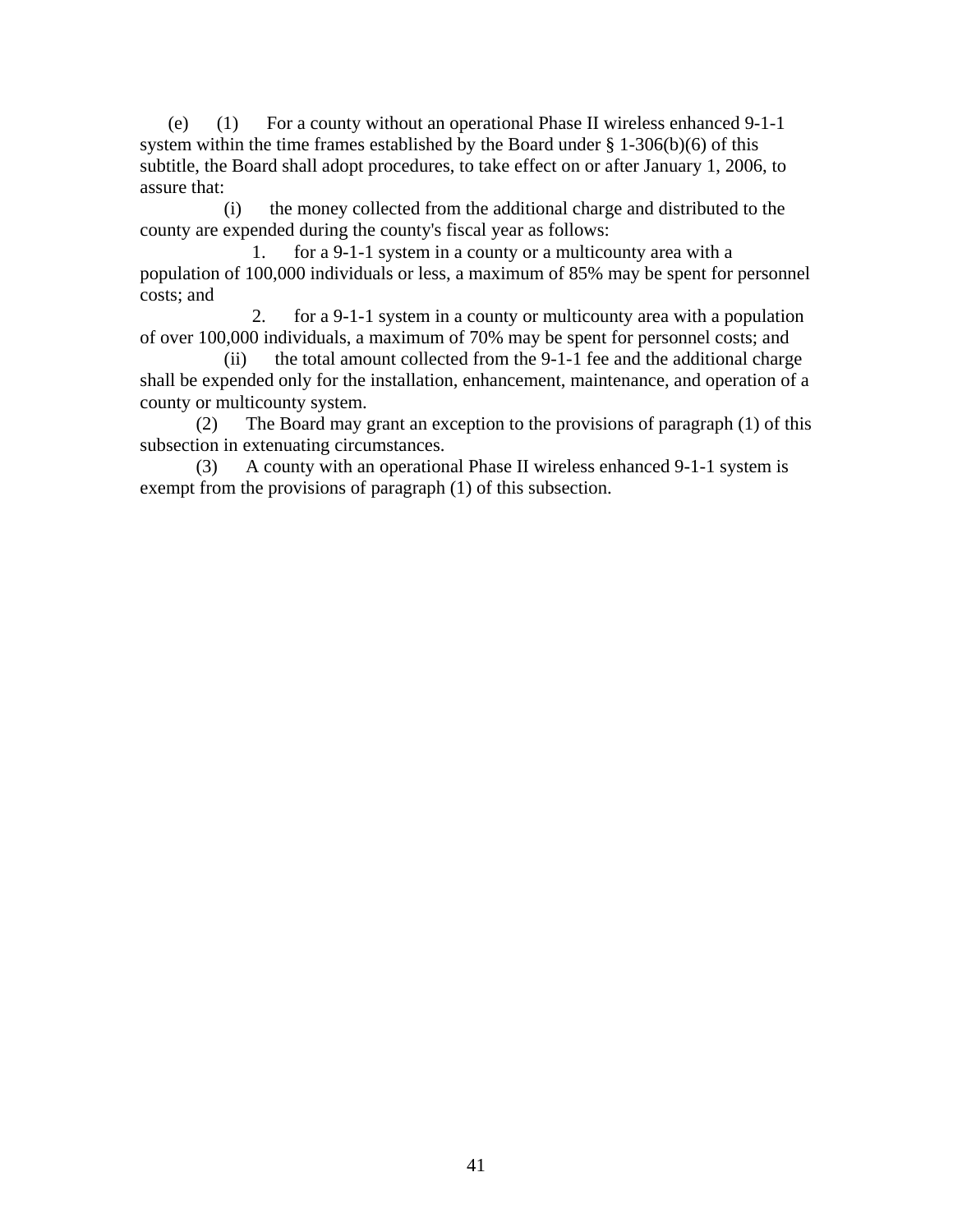(e) (1) For a county without an operational Phase II wireless enhanced 9-1-1 system within the time frames established by the Board under § 1-306(b)(6) of this subtitle, the Board shall adopt procedures, to take effect on or after January 1, 2006, to assure that:

(i) the money collected from the additional charge and distributed to the county are expended during the county's fiscal year as follows:

1. for a 9-1-1 system in a county or a multicounty area with a population of 100,000 individuals or less, a maximum of 85% may be spent for personnel costs; and

2. for a 9-1-1 system in a county or multicounty area with a population of over 100,000 individuals, a maximum of 70% may be spent for personnel costs; and

(ii) the total amount collected from the 9-1-1 fee and the additional charge shall be expended only for the installation, enhancement, maintenance, and operation of a county or multicounty system.

(2) The Board may grant an exception to the provisions of paragraph (1) of this subsection in extenuating circumstances.

(3) A county with an operational Phase II wireless enhanced 9-1-1 system is exempt from the provisions of paragraph (1) of this subsection.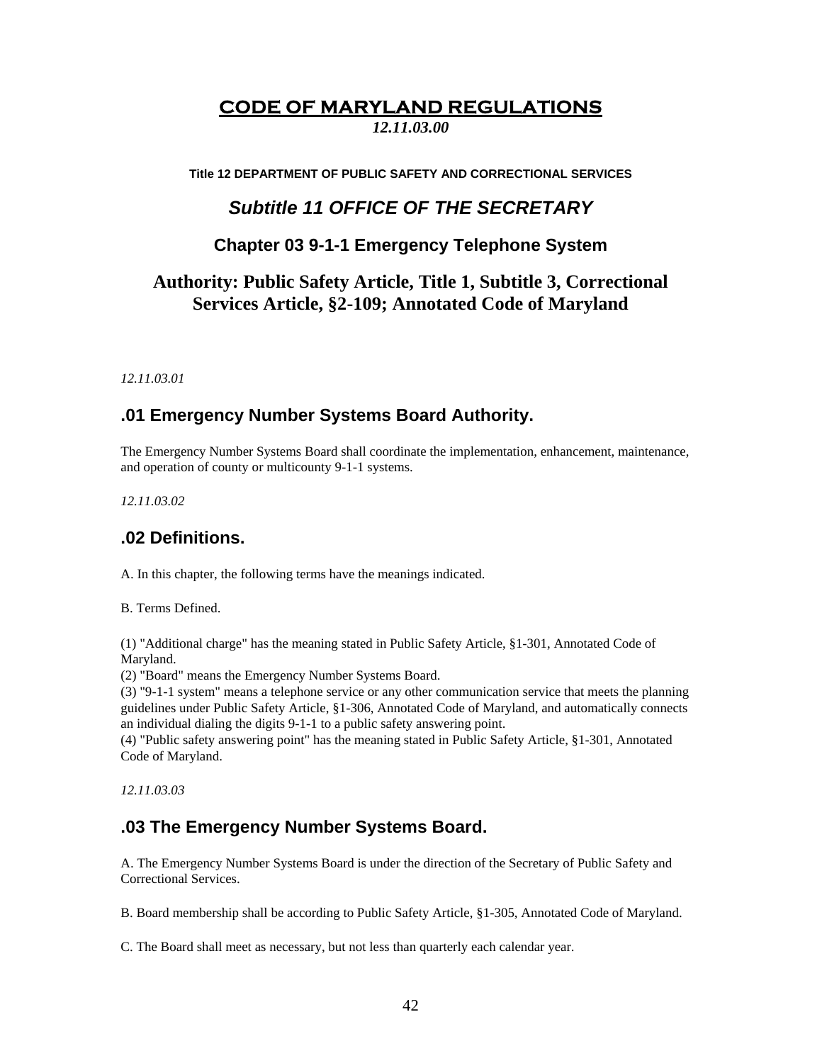# CODE OF MARYLAND REGULATIONS

*12.11.03.00*

**Title 12 DEPARTMENT OF PUBLIC SAFETY AND CORRECTIONAL SERVICES**

## *Subtitle 11 OFFICE OF THE SECRETARY*

### Chapter 03 9-1-1 Emergency Telephone System

### Authority: Public Safety Article, Title 1, Subtitle 3, Correctional Services Article, §2-109; Annotated Code of Maryland

*12.11.03.01*

### .01 Emergency Number Systems Board Authority.

The Emergency Number Systems Board shall coordinate the implementation, enhancement, maintenance, and operation of county or multicounty 9-1-1 systems.

*12.11.03.02*

### .02 Definitions.

A. In this chapter, the following terms have the meanings indicated.

B. Terms Defined.

(1) "Additional charge" has the meaning stated in Public Safety Article, §1-301, Annotated Code of Maryland.
(2) "Board" means the Emergency Number Systems Board.
(3) "9-1-1 system" means a telephone service or any other communication service that meets the planning guidelines under Public Safety Article, §1-306, Annotated Code of Maryland, and automatically connects an individual dialing the digits 9-1-1 to a public safety answering point.
(4) "Public safety answering point" has the meaning stated in Public Safety Article, §1-301, Annotated Code of Maryland.

*12.11.03.03*

### .03 The Emergency Number Systems Board.

A. The Emergency Number Systems Board is under the direction of the Secretary of Public Safety and Correctional Services.

B. Board membership shall be according to Public Safety Article, §1-305, Annotated Code of Maryland.

C. The Board shall meet as necessary, but not less than quarterly each calendar year.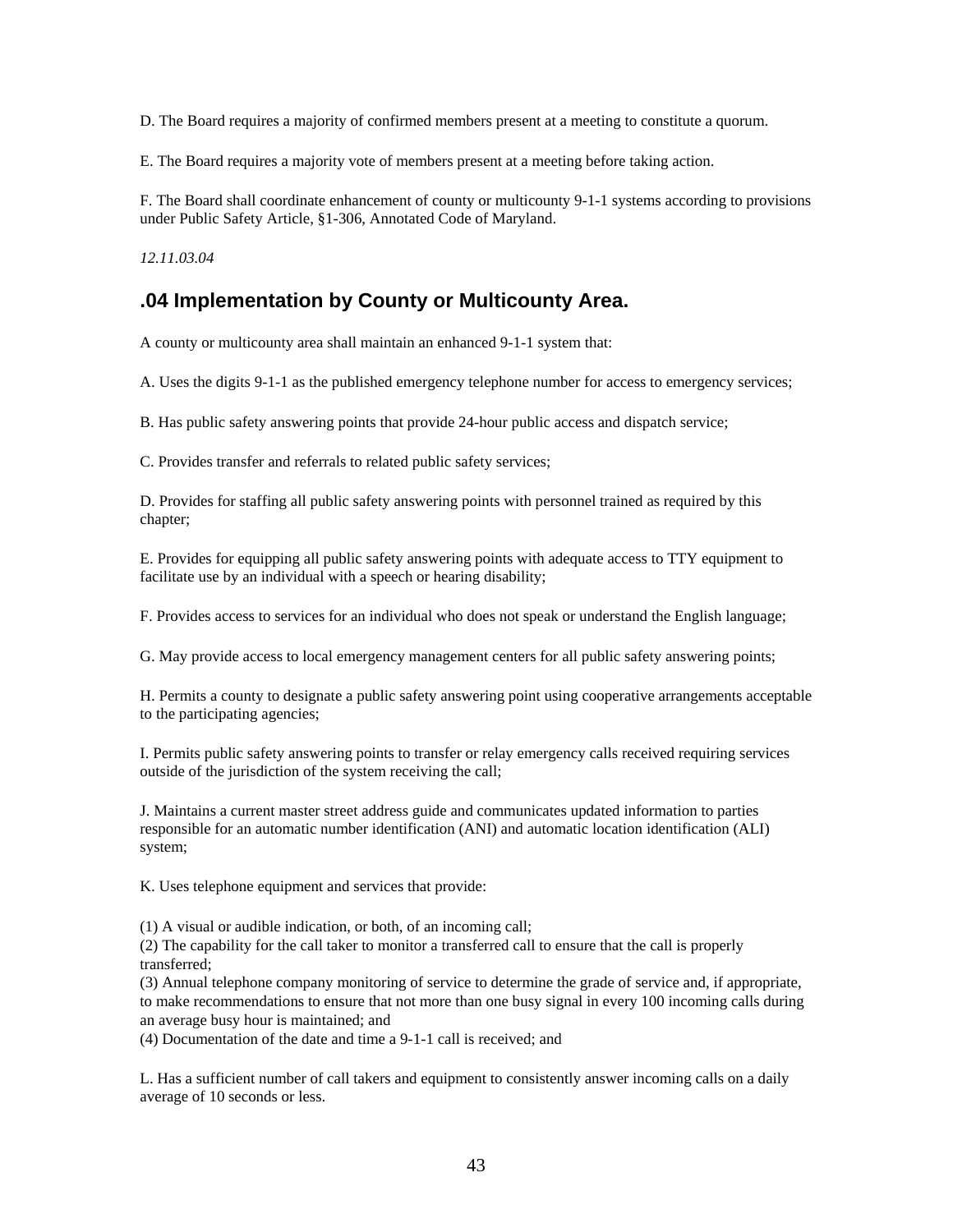D. The Board requires a majority of confirmed members present at a meeting to constitute a quorum.

E. The Board requires a majority vote of members present at a meeting before taking action.

F. The Board shall coordinate enhancement of county or multicounty 9-1-1 systems according to provisions under Public Safety Article, §1-306, Annotated Code of Maryland.

*12.11.03.04*

## .04 Implementation by County or Multicounty Area.

A county or multicounty area shall maintain an enhanced 9-1-1 system that:

A. Uses the digits 9-1-1 as the published emergency telephone number for access to emergency services;

B. Has public safety answering points that provide 24-hour public access and dispatch service;

C. Provides transfer and referrals to related public safety services;

D. Provides for staffing all public safety answering points with personnel trained as required by this chapter;

E. Provides for equipping all public safety answering points with adequate access to TTY equipment to facilitate use by an individual with a speech or hearing disability;

F. Provides access to services for an individual who does not speak or understand the English language;

G. May provide access to local emergency management centers for all public safety answering points;

H. Permits a county to designate a public safety answering point using cooperative arrangements acceptable to the participating agencies;

I. Permits public safety answering points to transfer or relay emergency calls received requiring services outside of the jurisdiction of the system receiving the call;

J. Maintains a current master street address guide and communicates updated information to parties responsible for an automatic number identification (ANI) and automatic location identification (ALI) system;

K. Uses telephone equipment and services that provide:

(1) A visual or audible indication, or both, of an incoming call;
(2) The capability for the call taker to monitor a transferred call to ensure that the call is properly transferred;
(3) Annual telephone company monitoring of service to determine the grade of service and, if appropriate, to make recommendations to ensure that not more than one busy signal in every 100 incoming calls during an average busy hour is maintained; and
(4) Documentation of the date and time a 9-1-1 call is received; and

L. Has a sufficient number of call takers and equipment to consistently answer incoming calls on a daily average of 10 seconds or less.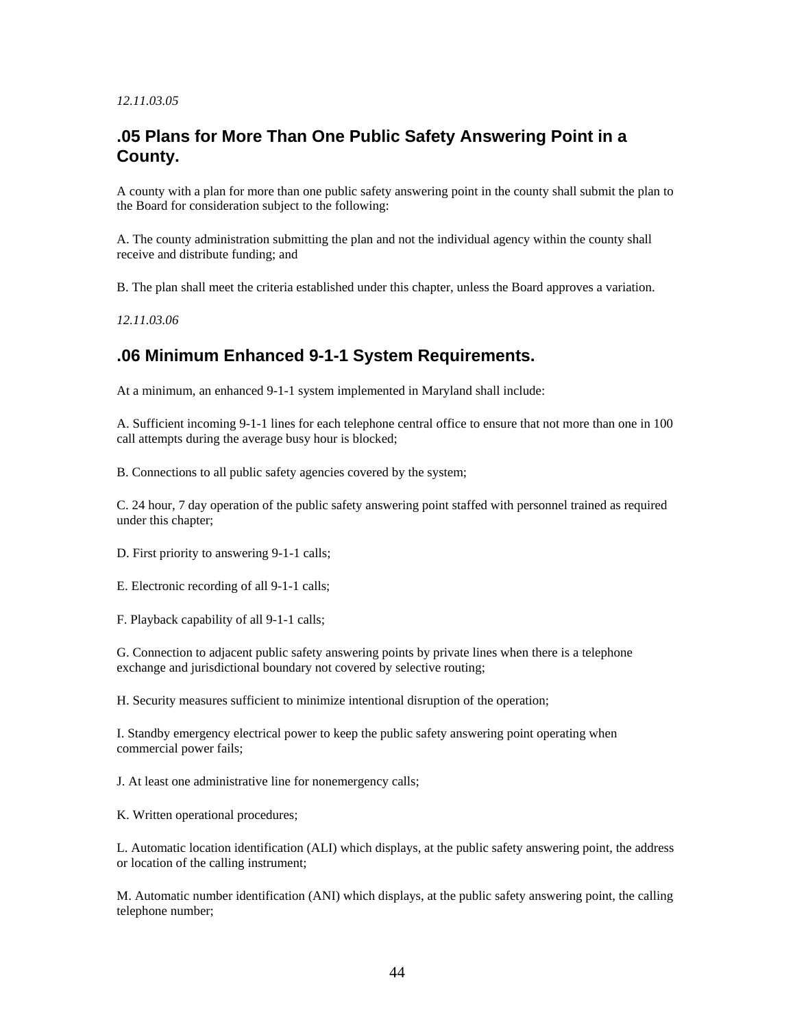*12.11.03.05*

## .05 Plans for More Than One Public Safety Answering Point in a County.

A county with a plan for more than one public safety answering point in the county shall submit the plan to the Board for consideration subject to the following:

A. The county administration submitting the plan and not the individual agency within the county shall receive and distribute funding; and

B. The plan shall meet the criteria established under this chapter, unless the Board approves a variation.

*12.11.03.06*

## .06 Minimum Enhanced 9-1-1 System Requirements.

At a minimum, an enhanced 9-1-1 system implemented in Maryland shall include:

A. Sufficient incoming 9-1-1 lines for each telephone central office to ensure that not more than one in 100 call attempts during the average busy hour is blocked;

B. Connections to all public safety agencies covered by the system;

C. 24 hour, 7 day operation of the public safety answering point staffed with personnel trained as required under this chapter;

D. First priority to answering 9-1-1 calls;

E. Electronic recording of all 9-1-1 calls;

F. Playback capability of all 9-1-1 calls;

G. Connection to adjacent public safety answering points by private lines when there is a telephone exchange and jurisdictional boundary not covered by selective routing;

H. Security measures sufficient to minimize intentional disruption of the operation;

I. Standby emergency electrical power to keep the public safety answering point operating when commercial power fails;

J. At least one administrative line for nonemergency calls;

K. Written operational procedures;

L. Automatic location identification (ALI) which displays, at the public safety answering point, the address or location of the calling instrument;

M. Automatic number identification (ANI) which displays, at the public safety answering point, the calling telephone number;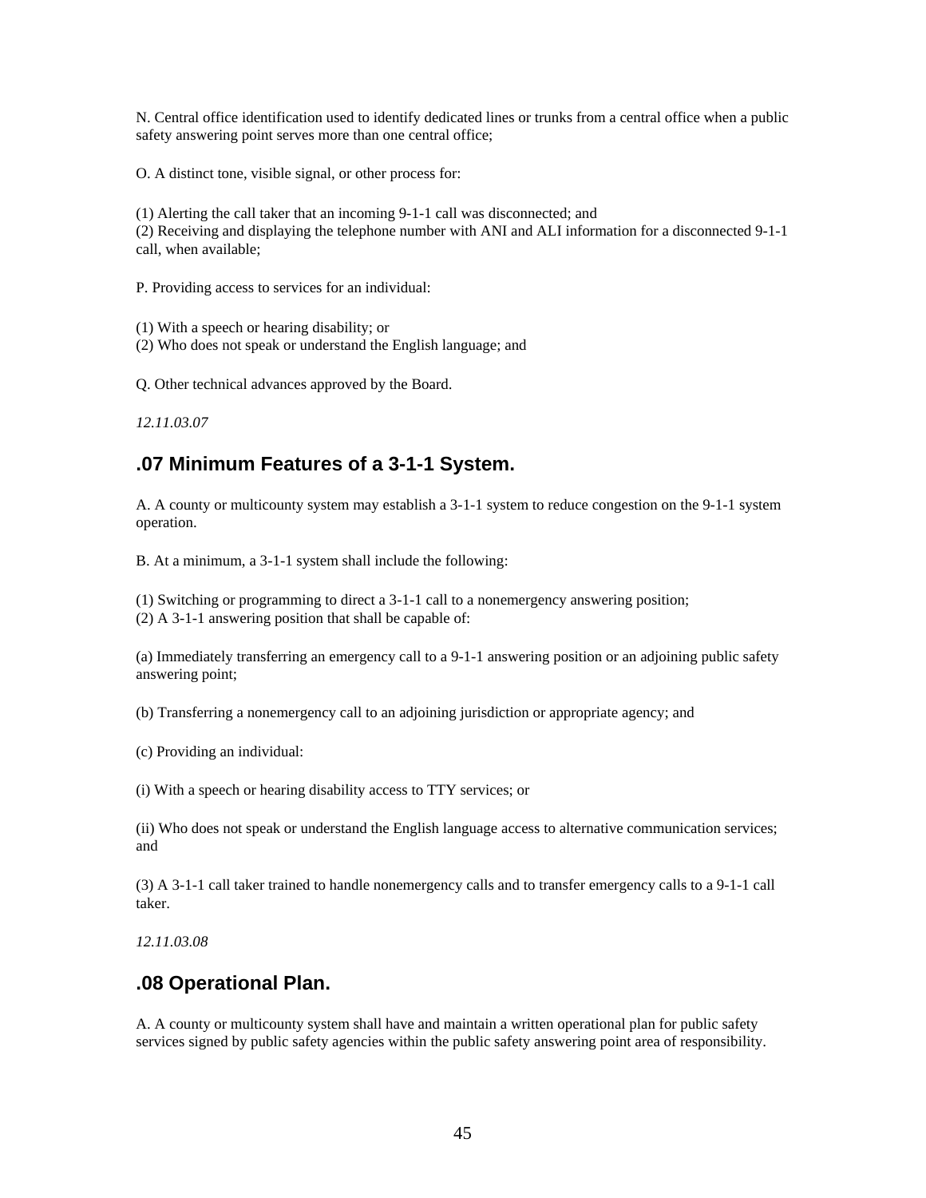N. Central office identification used to identify dedicated lines or trunks from a central office when a public safety answering point serves more than one central office;

O. A distinct tone, visible signal, or other process for:

(1) Alerting the call taker that an incoming 9-1-1 call was disconnected; and
(2) Receiving and displaying the telephone number with ANI and ALI information for a disconnected 9-1-1 call, when available;

P. Providing access to services for an individual:

(1) With a speech or hearing disability; or
(2) Who does not speak or understand the English language; and

Q. Other technical advances approved by the Board.

*12.11.03.07*

## .07 Minimum Features of a 3-1-1 System.

A. A county or multicounty system may establish a 3-1-1 system to reduce congestion on the 9-1-1 system operation.

B. At a minimum, a 3-1-1 system shall include the following:

(1) Switching or programming to direct a 3-1-1 call to a nonemergency answering position;
(2) A 3-1-1 answering position that shall be capable of:

(a) Immediately transferring an emergency call to a 9-1-1 answering position or an adjoining public safety answering point;

(b) Transferring a nonemergency call to an adjoining jurisdiction or appropriate agency; and

(c) Providing an individual:

(i) With a speech or hearing disability access to TTY services; or

(ii) Who does not speak or understand the English language access to alternative communication services; and

(3) A 3-1-1 call taker trained to handle nonemergency calls and to transfer emergency calls to a 9-1-1 call taker.

*12.11.03.08*

## .08 Operational Plan.

A. A county or multicounty system shall have and maintain a written operational plan for public safety services signed by public safety agencies within the public safety answering point area of responsibility.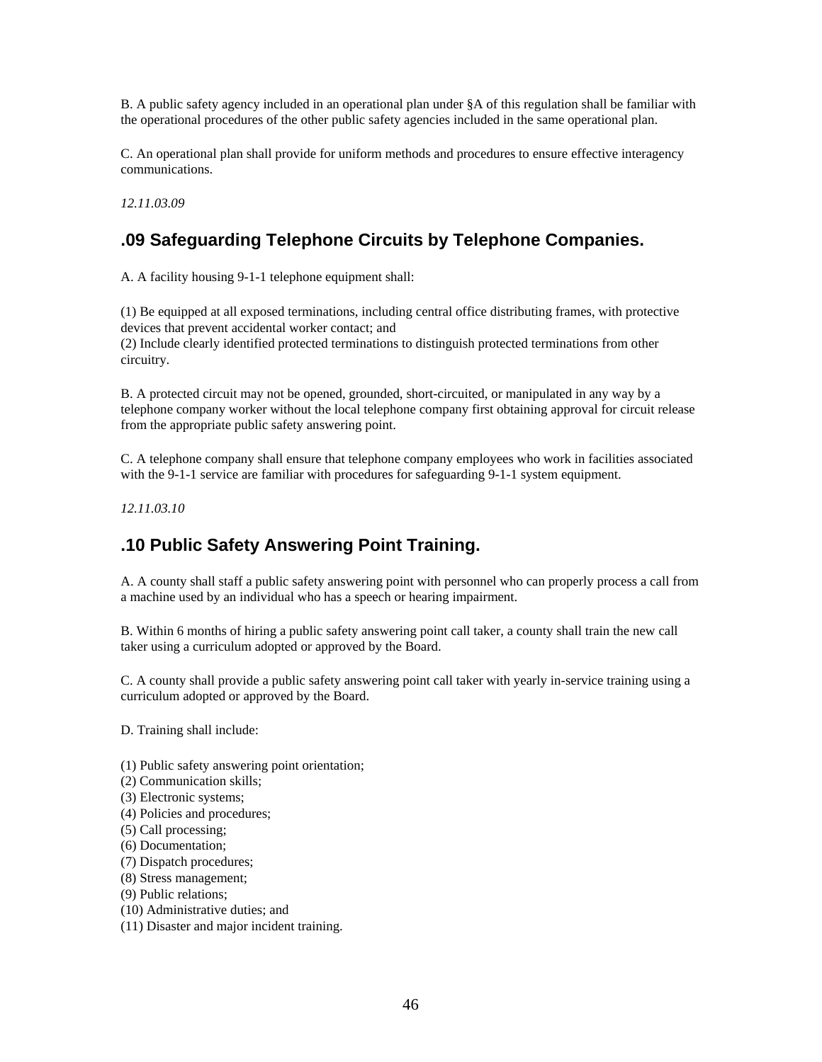B. A public safety agency included in an operational plan under §A of this regulation shall be familiar with the operational procedures of the other public safety agencies included in the same operational plan.

C. An operational plan shall provide for uniform methods and procedures to ensure effective interagency communications.

*12.11.03.09*

## .09 Safeguarding Telephone Circuits by Telephone Companies.

A. A facility housing 9-1-1 telephone equipment shall:

(1) Be equipped at all exposed terminations, including central office distributing frames, with protective devices that prevent accidental worker contact; and
(2) Include clearly identified protected terminations to distinguish protected terminations from other circuitry.

B. A protected circuit may not be opened, grounded, short-circuited, or manipulated in any way by a telephone company worker without the local telephone company first obtaining approval for circuit release from the appropriate public safety answering point.

C. A telephone company shall ensure that telephone company employees who work in facilities associated with the 9-1-1 service are familiar with procedures for safeguarding 9-1-1 system equipment.

*12.11.03.10*

## .10 Public Safety Answering Point Training.

A. A county shall staff a public safety answering point with personnel who can properly process a call from a machine used by an individual who has a speech or hearing impairment.

B. Within 6 months of hiring a public safety answering point call taker, a county shall train the new call taker using a curriculum adopted or approved by the Board.

C. A county shall provide a public safety answering point call taker with yearly in-service training using a curriculum adopted or approved by the Board.

D. Training shall include:

(1) Public safety answering point orientation;
(2) Communication skills;
(3) Electronic systems;
(4) Policies and procedures;
(5) Call processing;
(6) Documentation;
(7) Dispatch procedures;
(8) Stress management;
(9) Public relations;
(10) Administrative duties; and
(11) Disaster and major incident training.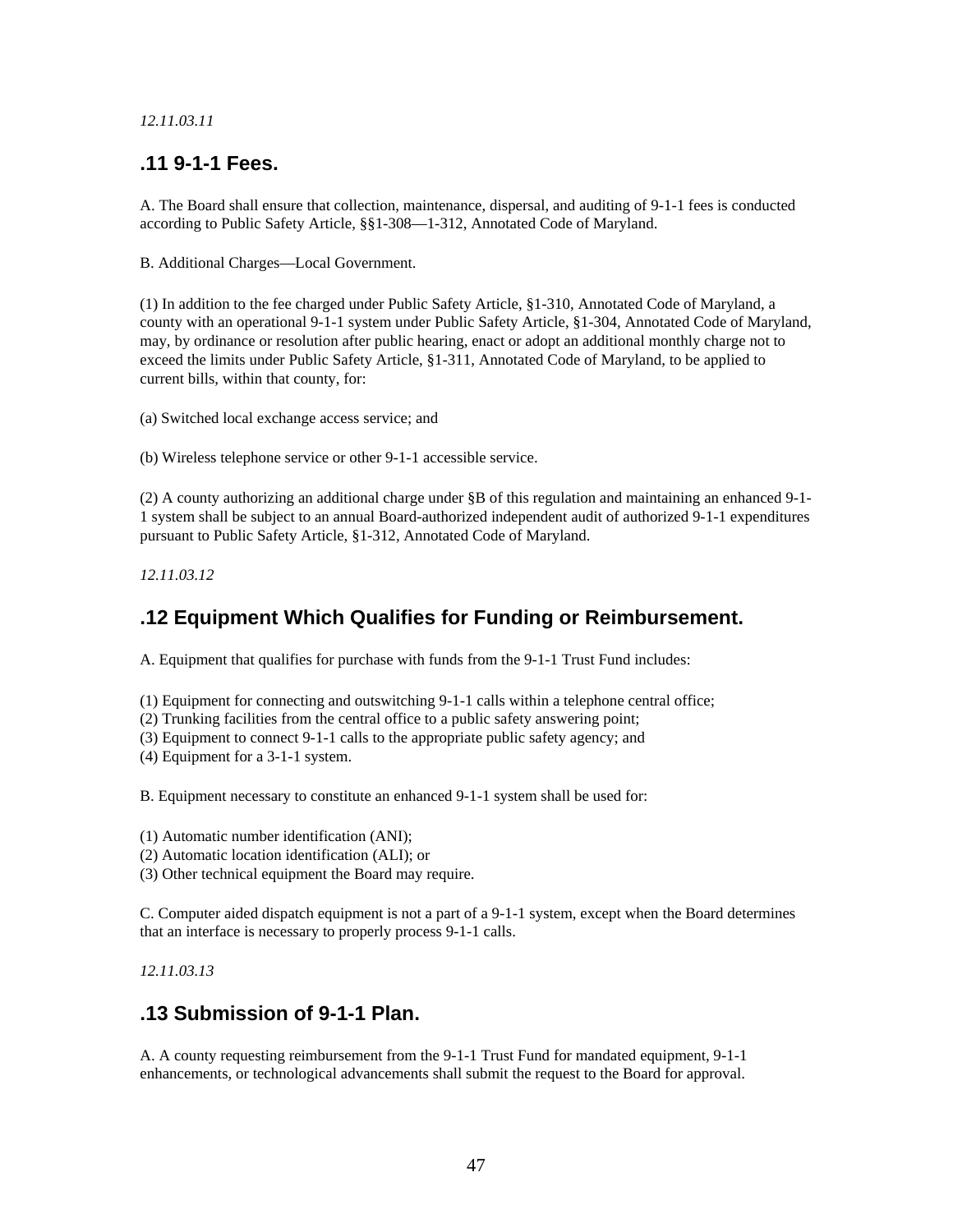*12.11.03.11*

## .11 9-1-1 Fees.

A. The Board shall ensure that collection, maintenance, dispersal, and auditing of 9-1-1 fees is conducted according to Public Safety Article, §§1-308—1-312, Annotated Code of Maryland.

B. Additional Charges—Local Government.

(1) In addition to the fee charged under Public Safety Article, §1-310, Annotated Code of Maryland, a county with an operational 9-1-1 system under Public Safety Article, §1-304, Annotated Code of Maryland, may, by ordinance or resolution after public hearing, enact or adopt an additional monthly charge not to exceed the limits under Public Safety Article, §1-311, Annotated Code of Maryland, to be applied to current bills, within that county, for:

(a) Switched local exchange access service; and

(b) Wireless telephone service or other 9-1-1 accessible service.

(2) A county authorizing an additional charge under §B of this regulation and maintaining an enhanced 9-1-1 system shall be subject to an annual Board-authorized independent audit of authorized 9-1-1 expenditures pursuant to Public Safety Article, §1-312, Annotated Code of Maryland.

*12.11.03.12*

## .12 Equipment Which Qualifies for Funding or Reimbursement.

A. Equipment that qualifies for purchase with funds from the 9-1-1 Trust Fund includes:

(1) Equipment for connecting and outswitching 9-1-1 calls within a telephone central office;
(2) Trunking facilities from the central office to a public safety answering point;
(3) Equipment to connect 9-1-1 calls to the appropriate public safety agency; and
(4) Equipment for a 3-1-1 system.

B. Equipment necessary to constitute an enhanced 9-1-1 system shall be used for:

(1) Automatic number identification (ANI);
(2) Automatic location identification (ALI); or
(3) Other technical equipment the Board may require.

C. Computer aided dispatch equipment is not a part of a 9-1-1 system, except when the Board determines that an interface is necessary to properly process 9-1-1 calls.

*12.11.03.13*

## .13 Submission of 9-1-1 Plan.

A. A county requesting reimbursement from the 9-1-1 Trust Fund for mandated equipment, 9-1-1 enhancements, or technological advancements shall submit the request to the Board for approval.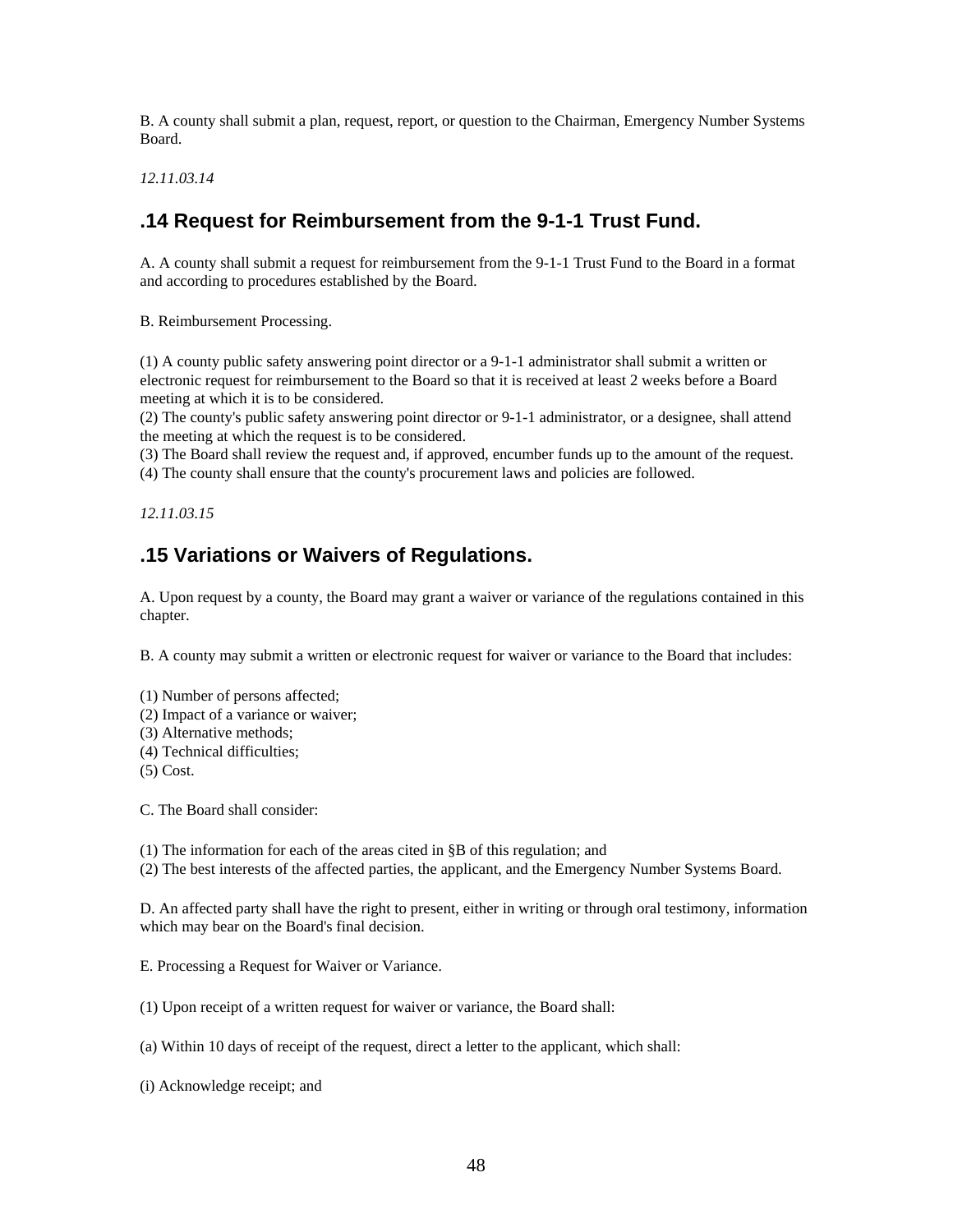B. A county shall submit a plan, request, report, or question to the Chairman, Emergency Number Systems Board.

*12.11.03.14*

## .14 Request for Reimbursement from the 9-1-1 Trust Fund.

A. A county shall submit a request for reimbursement from the 9-1-1 Trust Fund to the Board in a format and according to procedures established by the Board.

B. Reimbursement Processing.

(1) A county public safety answering point director or a 9-1-1 administrator shall submit a written or electronic request for reimbursement to the Board so that it is received at least 2 weeks before a Board meeting at which it is to be considered.
(2) The county's public safety answering point director or 9-1-1 administrator, or a designee, shall attend the meeting at which the request is to be considered.
(3) The Board shall review the request and, if approved, encumber funds up to the amount of the request.
(4) The county shall ensure that the county's procurement laws and policies are followed.

*12.11.03.15*

## .15 Variations or Waivers of Regulations.

A. Upon request by a county, the Board may grant a waiver or variance of the regulations contained in this chapter.

B. A county may submit a written or electronic request for waiver or variance to the Board that includes:

(1) Number of persons affected;
(2) Impact of a variance or waiver;
(3) Alternative methods;
(4) Technical difficulties;
(5) Cost.

C. The Board shall consider:

(1) The information for each of the areas cited in §B of this regulation; and
(2) The best interests of the affected parties, the applicant, and the Emergency Number Systems Board.

D. An affected party shall have the right to present, either in writing or through oral testimony, information which may bear on the Board's final decision.

E. Processing a Request for Waiver or Variance.

(1) Upon receipt of a written request for waiver or variance, the Board shall:

(a) Within 10 days of receipt of the request, direct a letter to the applicant, which shall:

(i) Acknowledge receipt; and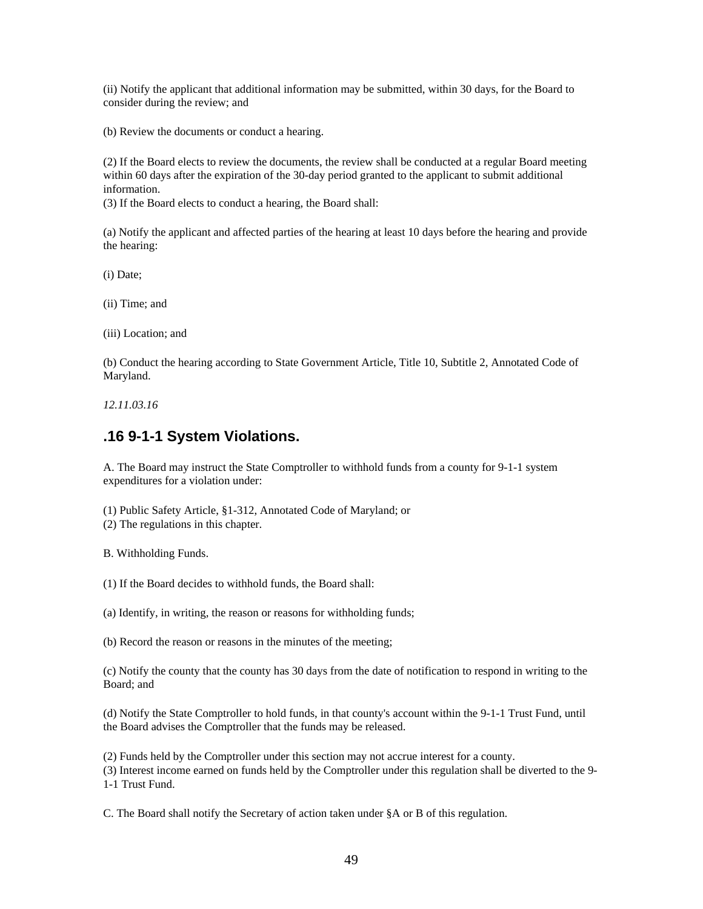(ii) Notify the applicant that additional information may be submitted, within 30 days, for the Board to consider during the review; and

(b) Review the documents or conduct a hearing.

(2) If the Board elects to review the documents, the review shall be conducted at a regular Board meeting within 60 days after the expiration of the 30-day period granted to the applicant to submit additional information.
(3) If the Board elects to conduct a hearing, the Board shall:

(a) Notify the applicant and affected parties of the hearing at least 10 days before the hearing and provide the hearing:

(i) Date;

(ii) Time; and

(iii) Location; and

(b) Conduct the hearing according to State Government Article, Title 10, Subtitle 2, Annotated Code of Maryland.

*12.11.03.16*

## .16 9-1-1 System Violations.

A. The Board may instruct the State Comptroller to withhold funds from a county for 9-1-1 system expenditures for a violation under:

(1) Public Safety Article, §1-312, Annotated Code of Maryland; or
(2) The regulations in this chapter.

B. Withholding Funds.

(1) If the Board decides to withhold funds, the Board shall:

(a) Identify, in writing, the reason or reasons for withholding funds;

(b) Record the reason or reasons in the minutes of the meeting;

(c) Notify the county that the county has 30 days from the date of notification to respond in writing to the Board; and

(d) Notify the State Comptroller to hold funds, in that county's account within the 9-1-1 Trust Fund, until the Board advises the Comptroller that the funds may be released.

(2) Funds held by the Comptroller under this section may not accrue interest for a county.
(3) Interest income earned on funds held by the Comptroller under this regulation shall be diverted to the 9-1-1 Trust Fund.

C. The Board shall notify the Secretary of action taken under §A or B of this regulation.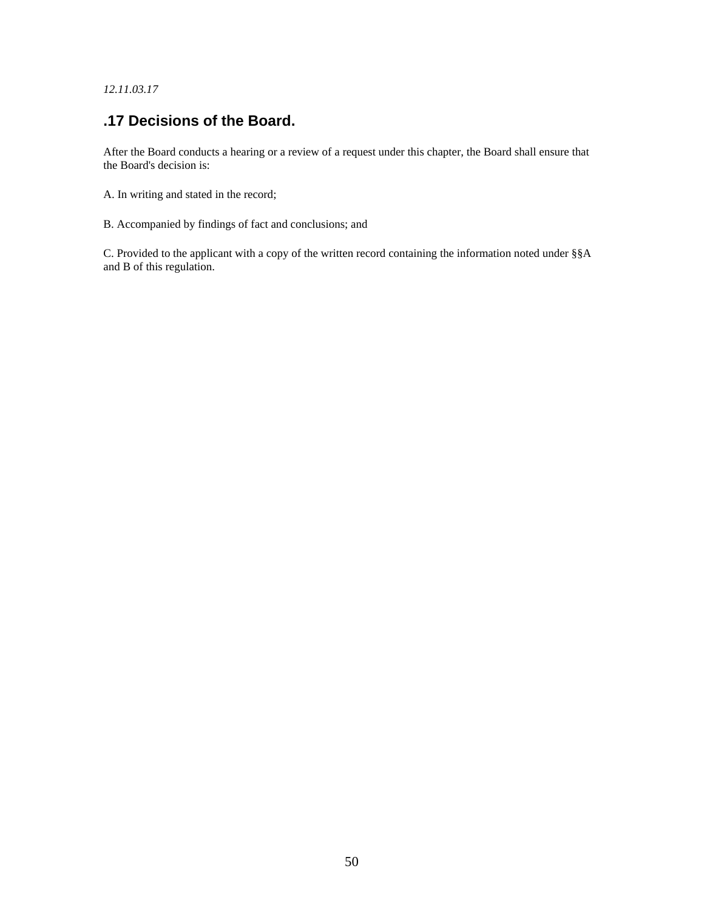*12.11.03.17*

## .17 Decisions of the Board.

After the Board conducts a hearing or a review of a request under this chapter, the Board shall ensure that the Board's decision is:

A. In writing and stated in the record;

B. Accompanied by findings of fact and conclusions; and

C. Provided to the applicant with a copy of the written record containing the information noted under §§A and B of this regulation.